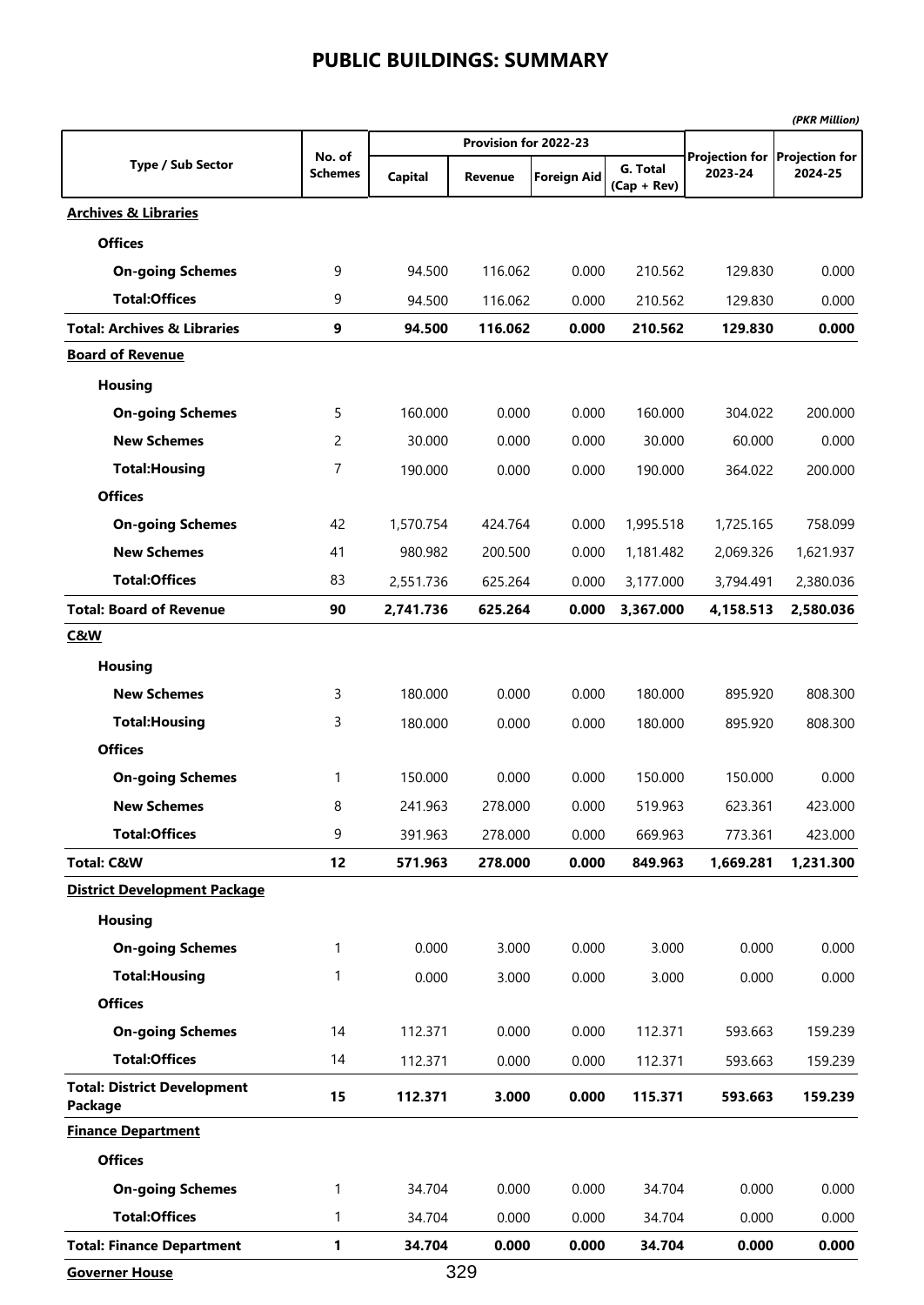# PUBLIC BUILDINGS: SUMMARY

*(PKR Million)*

| Type / Sub Sector | No. of Schemes | Provision for 2022-23 | | | | Projection for 2023-24 | Projection for 2024-25 |
|---|---|---|---|---|---|---|---|
| | | Capital | Revenue | Foreign Aid | G. Total (Cap + Rev) | | |
| **Archives & Libraries** | | | | | | | |
| **Offices** | | | | | | | |
| **On-going Schemes** | 9 | 94.500 | 116.062 | 0.000 | 210.562 | 129.830 | 0.000 |
| **Total:Offices** | 9 | 94.500 | 116.062 | 0.000 | 210.562 | 129.830 | 0.000 |
| **Total: Archives & Libraries** | **9** | **94.500** | **116.062** | **0.000** | **210.562** | **129.830** | **0.000** |
| **Board of Revenue** | | | | | | | |
| **Housing** | | | | | | | |
| **On-going Schemes** | 5 | 160.000 | 0.000 | 0.000 | 160.000 | 304.022 | 200.000 |
| **New Schemes** | 2 | 30.000 | 0.000 | 0.000 | 30.000 | 60.000 | 0.000 |
| **Total:Housing** | 7 | 190.000 | 0.000 | 0.000 | 190.000 | 364.022 | 200.000 |
| **Offices** | | | | | | | |
| **On-going Schemes** | 42 | 1,570.754 | 424.764 | 0.000 | 1,995.518 | 1,725.165 | 758.099 |
| **New Schemes** | 41 | 980.982 | 200.500 | 0.000 | 1,181.482 | 2,069.326 | 1,621.937 |
| **Total:Offices** | 83 | 2,551.736 | 625.264 | 0.000 | 3,177.000 | 3,794.491 | 2,380.036 |
| **Total: Board of Revenue** | **90** | **2,741.736** | **625.264** | **0.000** | **3,367.000** | **4,158.513** | **2,580.036** |
| **C&W** | | | | | | | |
| **Housing** | | | | | | | |
| **New Schemes** | 3 | 180.000 | 0.000 | 0.000 | 180.000 | 895.920 | 808.300 |
| **Total:Housing** | 3 | 180.000 | 0.000 | 0.000 | 180.000 | 895.920 | 808.300 |
| **Offices** | | | | | | | |
| **On-going Schemes** | 1 | 150.000 | 0.000 | 0.000 | 150.000 | 150.000 | 0.000 |
| **New Schemes** | 8 | 241.963 | 278.000 | 0.000 | 519.963 | 623.361 | 423.000 |
| **Total:Offices** | 9 | 391.963 | 278.000 | 0.000 | 669.963 | 773.361 | 423.000 |
| **Total: C&W** | **12** | **571.963** | **278.000** | **0.000** | **849.963** | **1,669.281** | **1,231.300** |
| **District Development Package** | | | | | | | |
| **Housing** | | | | | | | |
| **On-going Schemes** | 1 | 0.000 | 3.000 | 0.000 | 3.000 | 0.000 | 0.000 |
| **Total:Housing** | 1 | 0.000 | 3.000 | 0.000 | 3.000 | 0.000 | 0.000 |
| **Offices** | | | | | | | |
| **On-going Schemes** | 14 | 112.371 | 0.000 | 0.000 | 112.371 | 593.663 | 159.239 |
| **Total:Offices** | 14 | 112.371 | 0.000 | 0.000 | 112.371 | 593.663 | 159.239 |
| **Total: District Development Package** | **15** | **112.371** | **3.000** | **0.000** | **115.371** | **593.663** | **159.239** |
| **Finance Department** | | | | | | | |
| **Offices** | | | | | | | |
| **On-going Schemes** | 1 | 34.704 | 0.000 | 0.000 | 34.704 | 0.000 | 0.000 |
| **Total:Offices** | 1 | 34.704 | 0.000 | 0.000 | 34.704 | 0.000 | 0.000 |
| **Total: Finance Department** | **1** | **34.704** | **0.000** | **0.000** | **34.704** | **0.000** | **0.000** |
| **Governer House** | | | | | | | |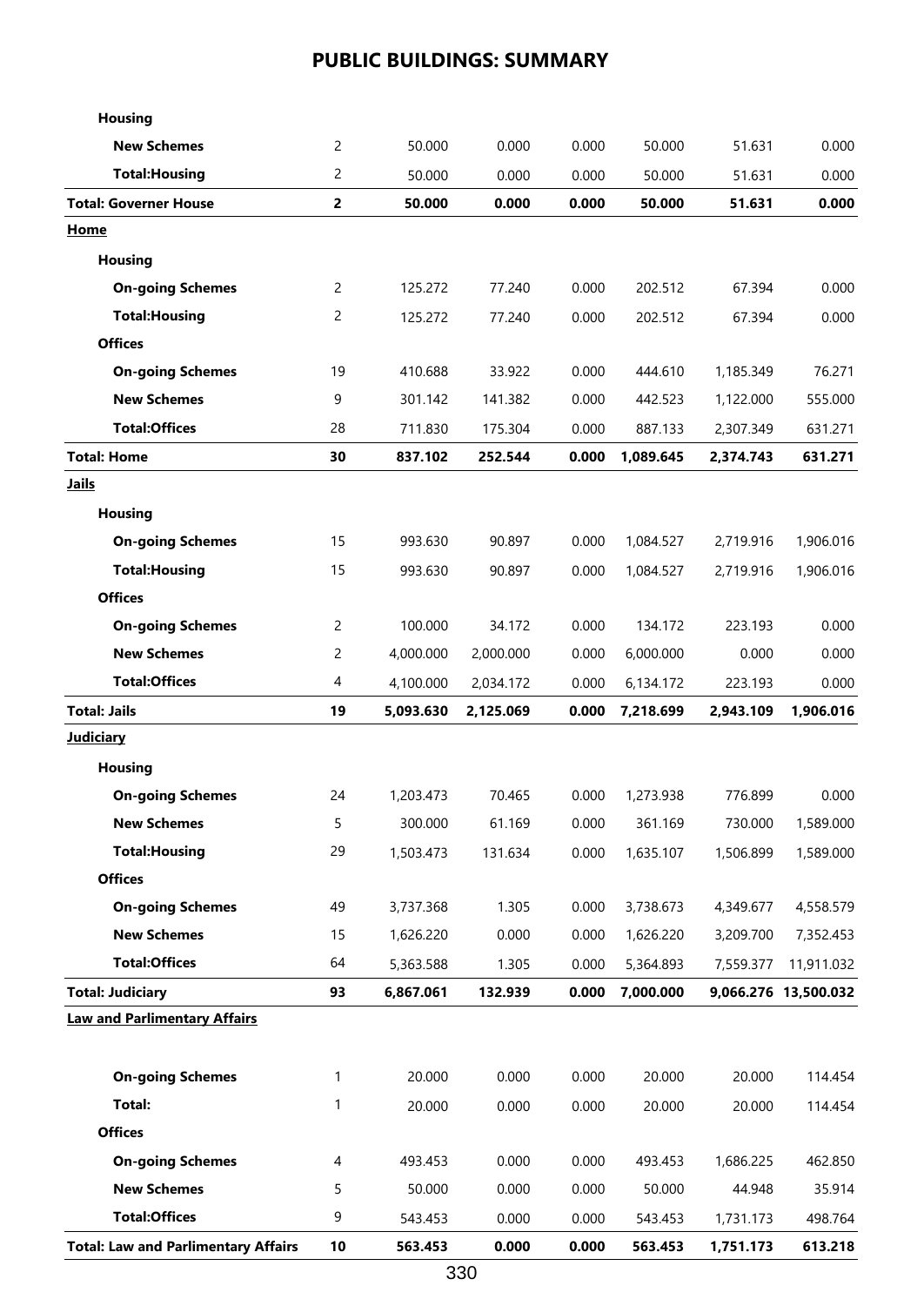# PUBLIC BUILDINGS: SUMMARY

| | | | | | | | |
|---|---|---|---|---|---|---|---|
| **Housing** | | | | | | | |
| **New Schemes** | 2 | 50.000 | 0.000 | 0.000 | 50.000 | 51.631 | 0.000 |
| **Total:Housing** | 2 | 50.000 | 0.000 | 0.000 | 50.000 | 51.631 | 0.000 |
| **Total: Governer House** | **2** | **50.000** | **0.000** | **0.000** | **50.000** | **51.631** | **0.000** |
| **Home** | | | | | | | |
| **Housing** | | | | | | | |
| **On-going Schemes** | 2 | 125.272 | 77.240 | 0.000 | 202.512 | 67.394 | 0.000 |
| **Total:Housing** | 2 | 125.272 | 77.240 | 0.000 | 202.512 | 67.394 | 0.000 |
| **Offices** | | | | | | | |
| **On-going Schemes** | 19 | 410.688 | 33.922 | 0.000 | 444.610 | 1,185.349 | 76.271 |
| **New Schemes** | 9 | 301.142 | 141.382 | 0.000 | 442.523 | 1,122.000 | 555.000 |
| **Total:Offices** | 28 | 711.830 | 175.304 | 0.000 | 887.133 | 2,307.349 | 631.271 |
| **Total: Home** | **30** | **837.102** | **252.544** | **0.000** | **1,089.645** | **2,374.743** | **631.271** |
| **Jails** | | | | | | | |
| **Housing** | | | | | | | |
| **On-going Schemes** | 15 | 993.630 | 90.897 | 0.000 | 1,084.527 | 2,719.916 | 1,906.016 |
| **Total:Housing** | 15 | 993.630 | 90.897 | 0.000 | 1,084.527 | 2,719.916 | 1,906.016 |
| **Offices** | | | | | | | |
| **On-going Schemes** | 2 | 100.000 | 34.172 | 0.000 | 134.172 | 223.193 | 0.000 |
| **New Schemes** | 2 | 4,000.000 | 2,000.000 | 0.000 | 6,000.000 | 0.000 | 0.000 |
| **Total:Offices** | 4 | 4,100.000 | 2,034.172 | 0.000 | 6,134.172 | 223.193 | 0.000 |
| **Total: Jails** | **19** | **5,093.630** | **2,125.069** | **0.000** | **7,218.699** | **2,943.109** | **1,906.016** |
| **Judiciary** | | | | | | | |
| **Housing** | | | | | | | |
| **On-going Schemes** | 24 | 1,203.473 | 70.465 | 0.000 | 1,273.938 | 776.899 | 0.000 |
| **New Schemes** | 5 | 300.000 | 61.169 | 0.000 | 361.169 | 730.000 | 1,589.000 |
| **Total:Housing** | 29 | 1,503.473 | 131.634 | 0.000 | 1,635.107 | 1,506.899 | 1,589.000 |
| **Offices** | | | | | | | |
| **On-going Schemes** | 49 | 3,737.368 | 1.305 | 0.000 | 3,738.673 | 4,349.677 | 4,558.579 |
| **New Schemes** | 15 | 1,626.220 | 0.000 | 0.000 | 1,626.220 | 3,209.700 | 7,352.453 |
| **Total:Offices** | 64 | 5,363.588 | 1.305 | 0.000 | 5,364.893 | 7,559.377 | 11,911.032 |
| **Total: Judiciary** | **93** | **6,867.061** | **132.939** | **0.000** | **7,000.000** | **9,066.276** | **13,500.032** |
| **Law and Parlimentary Affairs** | | | | | | | |
| **On-going Schemes** | 1 | 20.000 | 0.000 | 0.000 | 20.000 | 20.000 | 114.454 |
| **Total:** | 1 | 20.000 | 0.000 | 0.000 | 20.000 | 20.000 | 114.454 |
| **Offices** | | | | | | | |
| **On-going Schemes** | 4 | 493.453 | 0.000 | 0.000 | 493.453 | 1,686.225 | 462.850 |
| **New Schemes** | 5 | 50.000 | 0.000 | 0.000 | 50.000 | 44.948 | 35.914 |
| **Total:Offices** | 9 | 543.453 | 0.000 | 0.000 | 543.453 | 1,731.173 | 498.764 |
| **Total: Law and Parlimentary Affairs** | **10** | **563.453** | **0.000** | **0.000** | **563.453** | **1,751.173** | **613.218** |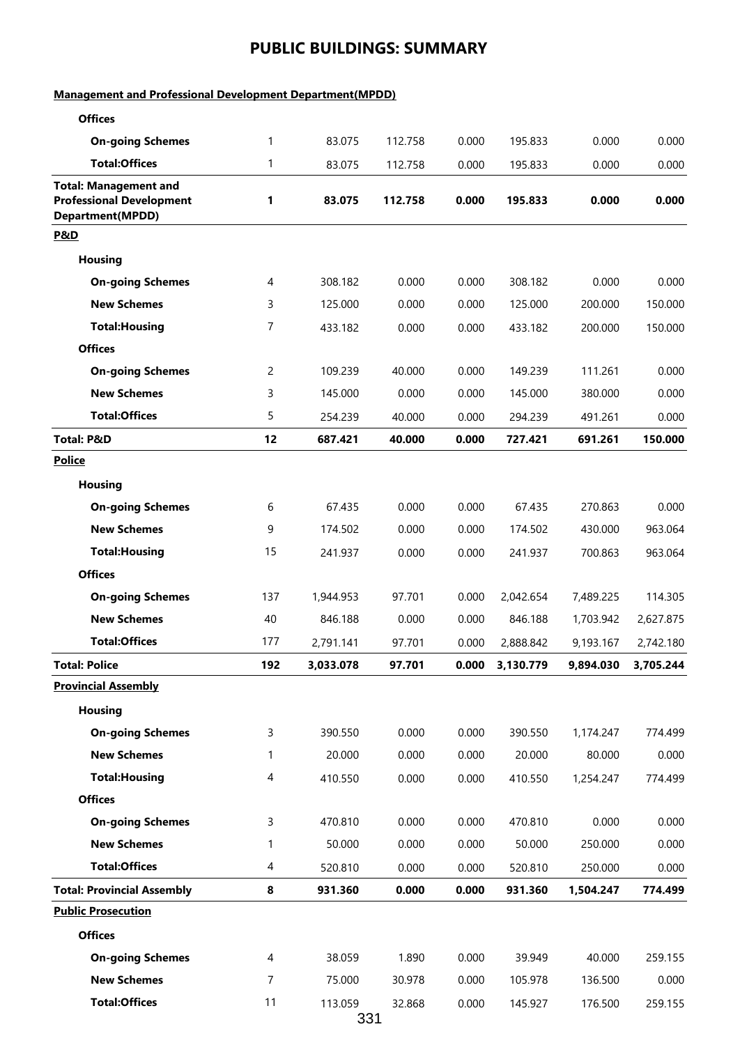# PUBLIC BUILDINGS: SUMMARY

| | | | | | | | |
|---|---|---|---|---|---|---|---|
| **Management and Professional Development Department(MPDD)** | | | | | | | |
| **Offices** | | | | | | | |
| **On-going Schemes** | 1 | 83.075 | 112.758 | 0.000 | 195.833 | 0.000 | 0.000 |
| **Total:Offices** | 1 | 83.075 | 112.758 | 0.000 | 195.833 | 0.000 | 0.000 |
| **Total: Management and Professional Development Department(MPDD)** | **1** | **83.075** | **112.758** | **0.000** | **195.833** | **0.000** | **0.000** |
| **P&D** | | | | | | | |
| **Housing** | | | | | | | |
| **On-going Schemes** | 4 | 308.182 | 0.000 | 0.000 | 308.182 | 0.000 | 0.000 |
| **New Schemes** | 3 | 125.000 | 0.000 | 0.000 | 125.000 | 200.000 | 150.000 |
| **Total:Housing** | 7 | 433.182 | 0.000 | 0.000 | 433.182 | 200.000 | 150.000 |
| **Offices** | | | | | | | |
| **On-going Schemes** | 2 | 109.239 | 40.000 | 0.000 | 149.239 | 111.261 | 0.000 |
| **New Schemes** | 3 | 145.000 | 0.000 | 0.000 | 145.000 | 380.000 | 0.000 |
| **Total:Offices** | 5 | 254.239 | 40.000 | 0.000 | 294.239 | 491.261 | 0.000 |
| **Total: P&D** | **12** | **687.421** | **40.000** | **0.000** | **727.421** | **691.261** | **150.000** |
| **Police** | | | | | | | |
| **Housing** | | | | | | | |
| **On-going Schemes** | 6 | 67.435 | 0.000 | 0.000 | 67.435 | 270.863 | 0.000 |
| **New Schemes** | 9 | 174.502 | 0.000 | 0.000 | 174.502 | 430.000 | 963.064 |
| **Total:Housing** | 15 | 241.937 | 0.000 | 0.000 | 241.937 | 700.863 | 963.064 |
| **Offices** | | | | | | | |
| **On-going Schemes** | 137 | 1,944.953 | 97.701 | 0.000 | 2,042.654 | 7,489.225 | 114.305 |
| **New Schemes** | 40 | 846.188 | 0.000 | 0.000 | 846.188 | 1,703.942 | 2,627.875 |
| **Total:Offices** | 177 | 2,791.141 | 97.701 | 0.000 | 2,888.842 | 9,193.167 | 2,742.180 |
| **Total: Police** | **192** | **3,033.078** | **97.701** | **0.000** | **3,130.779** | **9,894.030** | **3,705.244** |
| **Provincial Assembly** | | | | | | | |
| **Housing** | | | | | | | |
| **On-going Schemes** | 3 | 390.550 | 0.000 | 0.000 | 390.550 | 1,174.247 | 774.499 |
| **New Schemes** | 1 | 20.000 | 0.000 | 0.000 | 20.000 | 80.000 | 0.000 |
| **Total:Housing** | 4 | 410.550 | 0.000 | 0.000 | 410.550 | 1,254.247 | 774.499 |
| **Offices** | | | | | | | |
| **On-going Schemes** | 3 | 470.810 | 0.000 | 0.000 | 470.810 | 0.000 | 0.000 |
| **New Schemes** | 1 | 50.000 | 0.000 | 0.000 | 50.000 | 250.000 | 0.000 |
| **Total:Offices** | 4 | 520.810 | 0.000 | 0.000 | 520.810 | 250.000 | 0.000 |
| **Total: Provincial Assembly** | **8** | **931.360** | **0.000** | **0.000** | **931.360** | **1,504.247** | **774.499** |
| **Public Prosecution** | | | | | | | |
| **Offices** | | | | | | | |
| **On-going Schemes** | 4 | 38.059 | 1.890 | 0.000 | 39.949 | 40.000 | 259.155 |
| **New Schemes** | 7 | 75.000 | 30.978 | 0.000 | 105.978 | 136.500 | 0.000 |
| **Total:Offices** | 11 | 113.059 | 32.868 | 0.000 | 145.927 | 176.500 | 259.155 |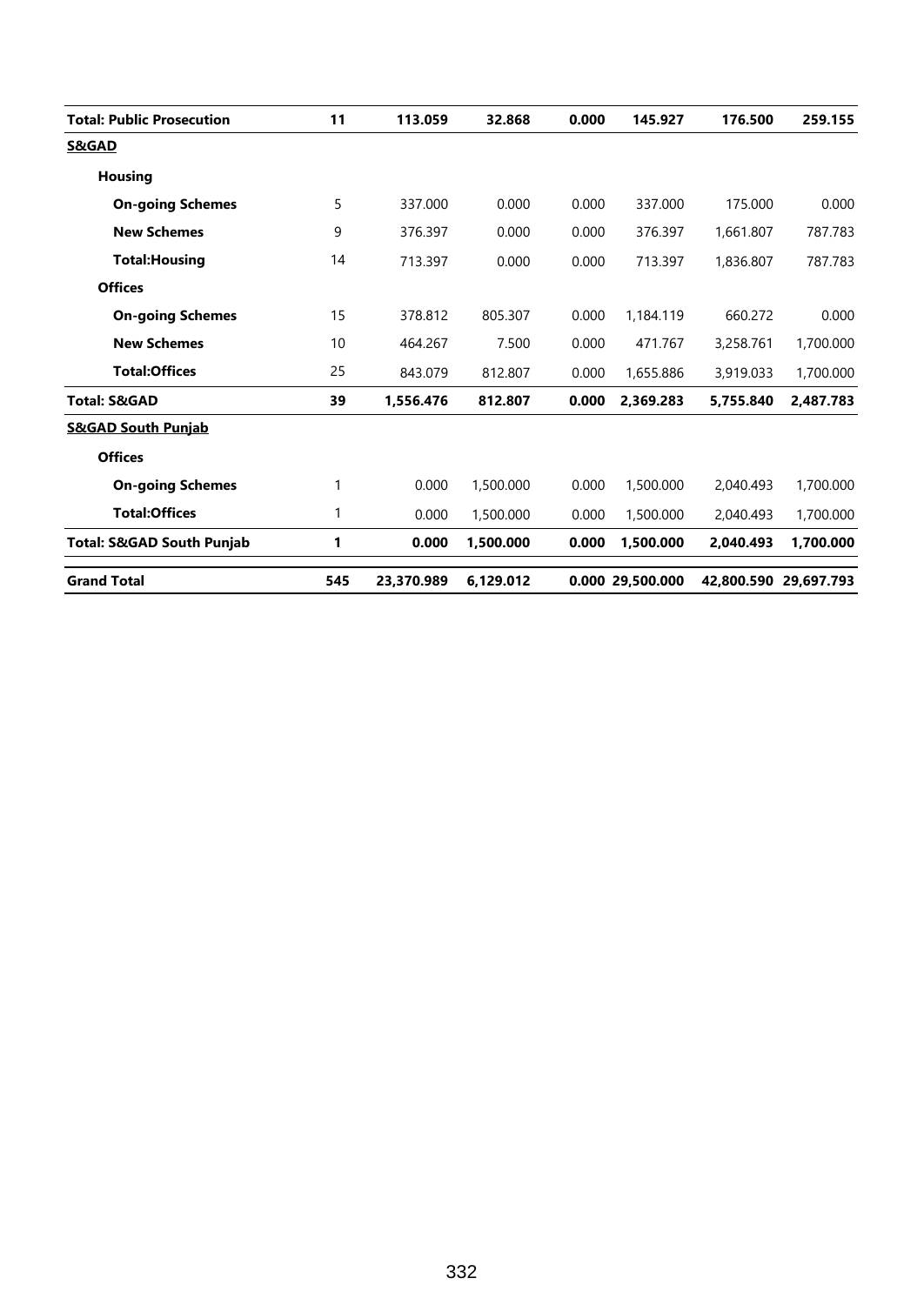| | | | | | | | |
|---|---|---|---|---|---|---|---|
| **Total: Public Prosecution** | **11** | **113.059** | **32.868** | **0.000** | **145.927** | **176.500** | **259.155** |
| **S&GAD** | | | | | | | |
| **Housing** | | | | | | | |
| **On-going Schemes** | 5 | 337.000 | 0.000 | 0.000 | 337.000 | 175.000 | 0.000 |
| **New Schemes** | 9 | 376.397 | 0.000 | 0.000 | 376.397 | 1,661.807 | 787.783 |
| **Total:Housing** | 14 | 713.397 | 0.000 | 0.000 | 713.397 | 1,836.807 | 787.783 |
| **Offices** | | | | | | | |
| **On-going Schemes** | 15 | 378.812 | 805.307 | 0.000 | 1,184.119 | 660.272 | 0.000 |
| **New Schemes** | 10 | 464.267 | 7.500 | 0.000 | 471.767 | 3,258.761 | 1,700.000 |
| **Total:Offices** | 25 | 843.079 | 812.807 | 0.000 | 1,655.886 | 3,919.033 | 1,700.000 |
| **Total: S&GAD** | **39** | **1,556.476** | **812.807** | **0.000** | **2,369.283** | **5,755.840** | **2,487.783** |
| **S&GAD South Punjab** | | | | | | | |
| **Offices** | | | | | | | |
| **On-going Schemes** | 1 | 0.000 | 1,500.000 | 0.000 | 1,500.000 | 2,040.493 | 1,700.000 |
| **Total:Offices** | 1 | 0.000 | 1,500.000 | 0.000 | 1,500.000 | 2,040.493 | 1,700.000 |
| **Total: S&GAD South Punjab** | **1** | **0.000** | **1,500.000** | **0.000** | **1,500.000** | **2,040.493** | **1,700.000** |
| **Grand Total** | **545** | **23,370.989** | **6,129.012** | **0.000** | **29,500.000** | **42,800.590** | **29,697.793** |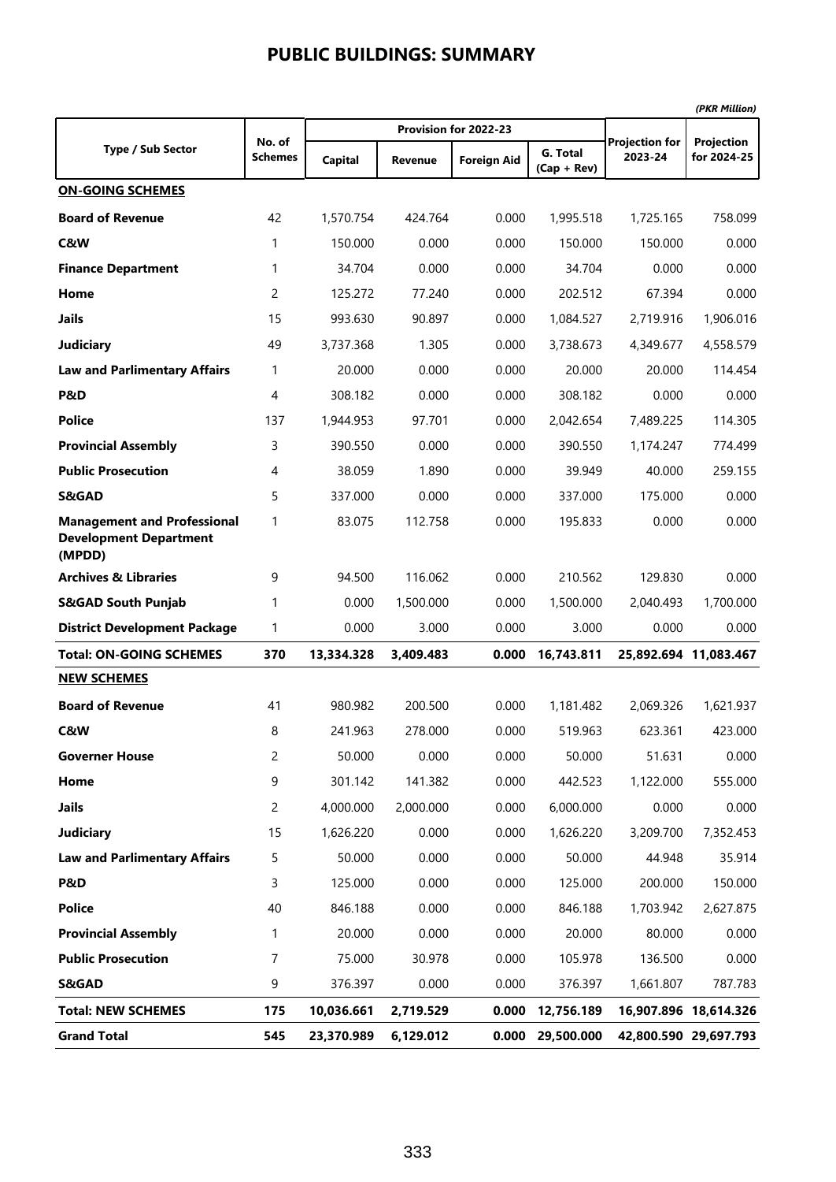# PUBLIC BUILDINGS: SUMMARY

*(PKR Million)*

| Type / Sub Sector | No. of Schemes | Provision for 2022-23 | | | | Projection for 2023-24 | Projection for 2024-25 |
|---|---|---|---|---|---|---|---|
| | | Capital | Revenue | Foreign Aid | G. Total (Cap + Rev) | | |
| **ON-GOING SCHEMES** | | | | | | | |
| **Board of Revenue** | 42 | 1,570.754 | 424.764 | 0.000 | 1,995.518 | 1,725.165 | 758.099 |
| **C&W** | 1 | 150.000 | 0.000 | 0.000 | 150.000 | 150.000 | 0.000 |
| **Finance Department** | 1 | 34.704 | 0.000 | 0.000 | 34.704 | 0.000 | 0.000 |
| **Home** | 2 | 125.272 | 77.240 | 0.000 | 202.512 | 67.394 | 0.000 |
| **Jails** | 15 | 993.630 | 90.897 | 0.000 | 1,084.527 | 2,719.916 | 1,906.016 |
| **Judiciary** | 49 | 3,737.368 | 1.305 | 0.000 | 3,738.673 | 4,349.677 | 4,558.579 |
| **Law and Parlimentary Affairs** | 1 | 20.000 | 0.000 | 0.000 | 20.000 | 20.000 | 114.454 |
| **P&D** | 4 | 308.182 | 0.000 | 0.000 | 308.182 | 0.000 | 0.000 |
| **Police** | 137 | 1,944.953 | 97.701 | 0.000 | 2,042.654 | 7,489.225 | 114.305 |
| **Provincial Assembly** | 3 | 390.550 | 0.000 | 0.000 | 390.550 | 1,174.247 | 774.499 |
| **Public Prosecution** | 4 | 38.059 | 1.890 | 0.000 | 39.949 | 40.000 | 259.155 |
| **S&GAD** | 5 | 337.000 | 0.000 | 0.000 | 337.000 | 175.000 | 0.000 |
| **Management and Professional Development Department (MPDD)** | 1 | 83.075 | 112.758 | 0.000 | 195.833 | 0.000 | 0.000 |
| **Archives & Libraries** | 9 | 94.500 | 116.062 | 0.000 | 210.562 | 129.830 | 0.000 |
| **S&GAD South Punjab** | 1 | 0.000 | 1,500.000 | 0.000 | 1,500.000 | 2,040.493 | 1,700.000 |
| **District Development Package** | 1 | 0.000 | 3.000 | 0.000 | 3.000 | 0.000 | 0.000 |
| **Total: ON-GOING SCHEMES** | **370** | **13,334.328** | **3,409.483** | **0.000** | **16,743.811** | **25,892.694** | **11,083.467** |
| **NEW SCHEMES** | | | | | | | |
| **Board of Revenue** | 41 | 980.982 | 200.500 | 0.000 | 1,181.482 | 2,069.326 | 1,621.937 |
| **C&W** | 8 | 241.963 | 278.000 | 0.000 | 519.963 | 623.361 | 423.000 |
| **Governer House** | 2 | 50.000 | 0.000 | 0.000 | 50.000 | 51.631 | 0.000 |
| **Home** | 9 | 301.142 | 141.382 | 0.000 | 442.523 | 1,122.000 | 555.000 |
| **Jails** | 2 | 4,000.000 | 2,000.000 | 0.000 | 6,000.000 | 0.000 | 0.000 |
| **Judiciary** | 15 | 1,626.220 | 0.000 | 0.000 | 1,626.220 | 3,209.700 | 7,352.453 |
| **Law and Parlimentary Affairs** | 5 | 50.000 | 0.000 | 0.000 | 50.000 | 44.948 | 35.914 |
| **P&D** | 3 | 125.000 | 0.000 | 0.000 | 125.000 | 200.000 | 150.000 |
| **Police** | 40 | 846.188 | 0.000 | 0.000 | 846.188 | 1,703.942 | 2,627.875 |
| **Provincial Assembly** | 1 | 20.000 | 0.000 | 0.000 | 20.000 | 80.000 | 0.000 |
| **Public Prosecution** | 7 | 75.000 | 30.978 | 0.000 | 105.978 | 136.500 | 0.000 |
| **S&GAD** | 9 | 376.397 | 0.000 | 0.000 | 376.397 | 1,661.807 | 787.783 |
| **Total: NEW SCHEMES** | **175** | **10,036.661** | **2,719.529** | **0.000** | **12,756.189** | **16,907.896** | **18,614.326** |
| **Grand Total** | **545** | **23,370.989** | **6,129.012** | **0.000** | **29,500.000** | **42,800.590** | **29,697.793** |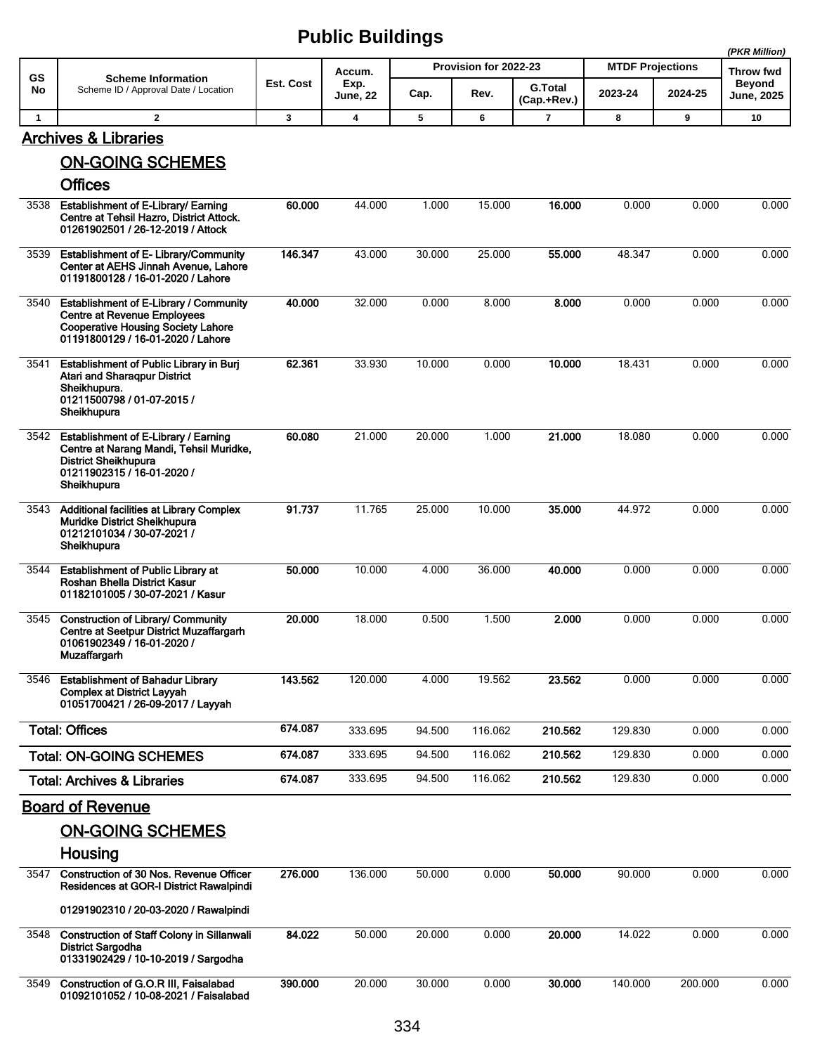# Public Buildings

(PKR Million)

| GS No | Scheme Information<br>Scheme ID / Approval Date / Location | Est. Cost | Accum. Exp. June, 22 | Provision for 2022-23 | | | MTDF Projections | | Throw fwd Beyond June, 2025 |
|---|---|---|---|---|---|---|---|---|---|
| | | | | Cap. | Rev. | G.Total (Cap.+Rev.) | 2023-24 | 2024-25 | |
| 1 | 2 | 3 | 4 | 5 | 6 | 7 | 8 | 9 | 10 |
| | **Archives & Libraries** | | | | | | | | |
| | **ON-GOING SCHEMES** | | | | | | | | |
| | **Offices** | | | | | | | | |
| 3538 | **Establishment of E-Library/ Earning Centre at Tehsil Hazro, District Attock. 01261902501 / 26-12-2019 / Attock** | **60.000** | 44.000 | 1.000 | 15.000 | **16.000** | 0.000 | 0.000 | 0.000 |
| 3539 | **Establishment of E- Library/Community Center at AEHS Jinnah Avenue, Lahore 01191800128 / 16-01-2020 / Lahore** | **146.347** | 43.000 | 30.000 | 25.000 | **55.000** | 48.347 | 0.000 | 0.000 |
| 3540 | **Establishment of E-Library / Community Centre at Revenue Employees Cooperative Housing Society Lahore 01191800129 / 16-01-2020 / Lahore** | **40.000** | 32.000 | 0.000 | 8.000 | **8.000** | 0.000 | 0.000 | 0.000 |
| 3541 | **Establishment of Public Library in Burj Atari and Sharaqpur District Sheikhupura. 01211500798 / 01-07-2015 / Sheikhupura** | **62.361** | 33.930 | 10.000 | 0.000 | **10.000** | 18.431 | 0.000 | 0.000 |
| 3542 | **Establishment of E-Library / Earning Centre at Narang Mandi, Tehsil Muridke, District Sheikhupura 01211902315 / 16-01-2020 / Sheikhupura** | **60.080** | 21.000 | 20.000 | 1.000 | **21.000** | 18.080 | 0.000 | 0.000 |
| 3543 | **Additional facilities at Library Complex Muridke District Sheikhupura 01212101034 / 30-07-2021 / Sheikhupura** | **91.737** | 11.765 | 25.000 | 10.000 | **35.000** | 44.972 | 0.000 | 0.000 |
| 3544 | **Establishment of Public Library at Roshan Bhella District Kasur 01182101005 / 30-07-2021 / Kasur** | **50.000** | 10.000 | 4.000 | 36.000 | **40.000** | 0.000 | 0.000 | 0.000 |
| 3545 | **Construction of Library/ Community Centre at Seetpur District Muzaffargarh 01061902349 / 16-01-2020 / Muzaffargarh** | **20.000** | 18.000 | 0.500 | 1.500 | **2.000** | 0.000 | 0.000 | 0.000 |
| 3546 | **Establishment of Bahadur Library Complex at District Layyah 01051700421 / 26-09-2017 / Layyah** | **143.562** | 120.000 | 4.000 | 19.562 | **23.562** | 0.000 | 0.000 | 0.000 |
| | **Total: Offices** | **674.087** | 333.695 | 94.500 | 116.062 | **210.562** | 129.830 | 0.000 | 0.000 |
| | **Total: ON-GOING SCHEMES** | **674.087** | 333.695 | 94.500 | 116.062 | **210.562** | 129.830 | 0.000 | 0.000 |
| | **Total: Archives & Libraries** | **674.087** | 333.695 | 94.500 | 116.062 | **210.562** | 129.830 | 0.000 | 0.000 |
| | **Board of Revenue** | | | | | | | | |
| | **ON-GOING SCHEMES** | | | | | | | | |
| | **Housing** | | | | | | | | |
| 3547 | **Construction of 30 Nos. Revenue Officer Residences at GOR-I District Rawalpindi 01291902310 / 20-03-2020 / Rawalpindi** | **276.000** | 136.000 | 50.000 | 0.000 | **50.000** | 90.000 | 0.000 | 0.000 |
| 3548 | **Construction of Staff Colony in Sillanwali District Sargodha 01331902429 / 10-10-2019 / Sargodha** | **84.022** | 50.000 | 20.000 | 0.000 | **20.000** | 14.022 | 0.000 | 0.000 |
| 3549 | **Construction of G.O.R III, Faisalabad 01092101052 / 10-08-2021 / Faisalabad** | **390.000** | 20.000 | 30.000 | 0.000 | **30.000** | 140.000 | 200.000 | 0.000 |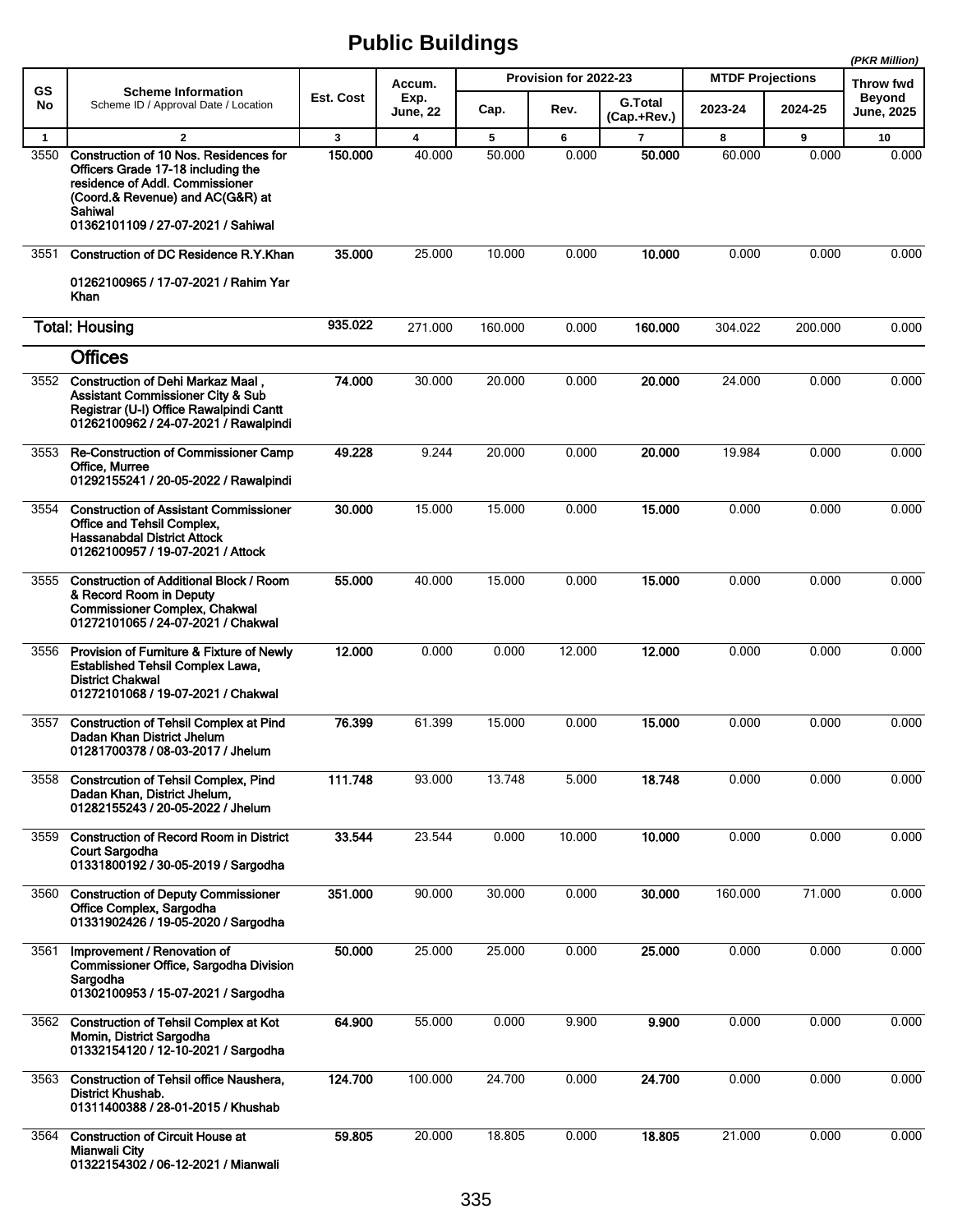# Public Buildings

(PKR Million)

| GS No | Scheme Information<br>Scheme ID / Approval Date / Location | Est. Cost | Accum. Exp. June, 22 | Provision for 2022-23 | | | MTDF Projections | | Throw fwd Beyond June, 2025 |
|---|---|---|---|---|---|---|---|---|---|
| | | | | Cap. | Rev. | G.Total (Cap.+Rev.) | 2023-24 | 2024-25 | |
| 1 | 2 | 3 | 4 | 5 | 6 | 7 | 8 | 9 | 10 |
| 3550 | **Construction of 10 Nos. Residences for Officers Grade 17-18 including the residence of Addl. Commissioner (Coord.& Revenue) and AC(G&R) at Sahiwal**<br>**01362101109 / 27-07-2021 / Sahiwal** | **150.000** | 40.000 | 50.000 | 0.000 | **50.000** | 60.000 | 0.000 | 0.000 |
| 3551 | **Construction of DC Residence R.Y.Khan**<br>**01262100965 / 17-07-2021 / Rahim Yar Khan** | **35.000** | 25.000 | 10.000 | 0.000 | **10.000** | 0.000 | 0.000 | 0.000 |
| | **Total: Housing** | **935.022** | 271.000 | 160.000 | 0.000 | **160.000** | 304.022 | 200.000 | 0.000 |
| | **Offices** | | | | | | | | |
| 3552 | **Construction of Dehi Markaz Maal , Assistant Commissioner City & Sub Registrar (U-I) Office Rawalpindi Cantt**<br>**01262100962 / 24-07-2021 / Rawalpindi** | **74.000** | 30.000 | 20.000 | 0.000 | **20.000** | 24.000 | 0.000 | 0.000 |
| 3553 | **Re-Construction of Commissioner Camp Office, Murree**<br>**01292155241 / 20-05-2022 / Rawalpindi** | **49.228** | 9.244 | 20.000 | 0.000 | **20.000** | 19.984 | 0.000 | 0.000 |
| 3554 | **Construction of Assistant Commissioner Office and Tehsil Complex, Hassanabdal District Attock**<br>**01262100957 / 19-07-2021 / Attock** | **30.000** | 15.000 | 15.000 | 0.000 | **15.000** | 0.000 | 0.000 | 0.000 |
| 3555 | **Construction of Additional Block / Room & Record Room in Deputy Commissioner Complex, Chakwal**<br>**01272101065 / 24-07-2021 / Chakwal** | **55.000** | 40.000 | 15.000 | 0.000 | **15.000** | 0.000 | 0.000 | 0.000 |
| 3556 | **Provision of Furniture & Fixture of Newly Established Tehsil Complex Lawa, District Chakwal**<br>**01272101068 / 19-07-2021 / Chakwal** | **12.000** | 0.000 | 0.000 | 12.000 | **12.000** | 0.000 | 0.000 | 0.000 |
| 3557 | **Construction of Tehsil Complex at Pind Dadan Khan District Jhelum**<br>**01281700378 / 08-03-2017 / Jhelum** | **76.399** | 61.399 | 15.000 | 0.000 | **15.000** | 0.000 | 0.000 | 0.000 |
| 3558 | **Constrcution of Tehsil Complex, Pind Dadan Khan, District Jhelum,**<br>**01282155243 / 20-05-2022 / Jhelum** | **111.748** | 93.000 | 13.748 | 5.000 | **18.748** | 0.000 | 0.000 | 0.000 |
| 3559 | **Construction of Record Room in District Court Sargodha**<br>**01331800192 / 30-05-2019 / Sargodha** | **33.544** | 23.544 | 0.000 | 10.000 | **10.000** | 0.000 | 0.000 | 0.000 |
| 3560 | **Construction of Deputy Commissioner Office Complex, Sargodha**<br>**01331902426 / 19-05-2020 / Sargodha** | **351.000** | 90.000 | 30.000 | 0.000 | **30.000** | 160.000 | 71.000 | 0.000 |
| 3561 | **Improvement / Renovation of Commissioner Office, Sargodha Division Sargodha**<br>**01302100953 / 15-07-2021 / Sargodha** | **50.000** | 25.000 | 25.000 | 0.000 | **25.000** | 0.000 | 0.000 | 0.000 |
| 3562 | **Construction of Tehsil Complex at Kot Momin, District Sargodha**<br>**01332154120 / 12-10-2021 / Sargodha** | **64.900** | 55.000 | 0.000 | 9.900 | **9.900** | 0.000 | 0.000 | 0.000 |
| 3563 | **Construction of Tehsil office Naushera, District Khushab.**<br>**01311400388 / 28-01-2015 / Khushab** | **124.700** | 100.000 | 24.700 | 0.000 | **24.700** | 0.000 | 0.000 | 0.000 |
| 3564 | **Construction of Circuit House at Mianwali City**<br>**01322154302 / 06-12-2021 / Mianwali** | **59.805** | 20.000 | 18.805 | 0.000 | **18.805** | 21.000 | 0.000 | 0.000 |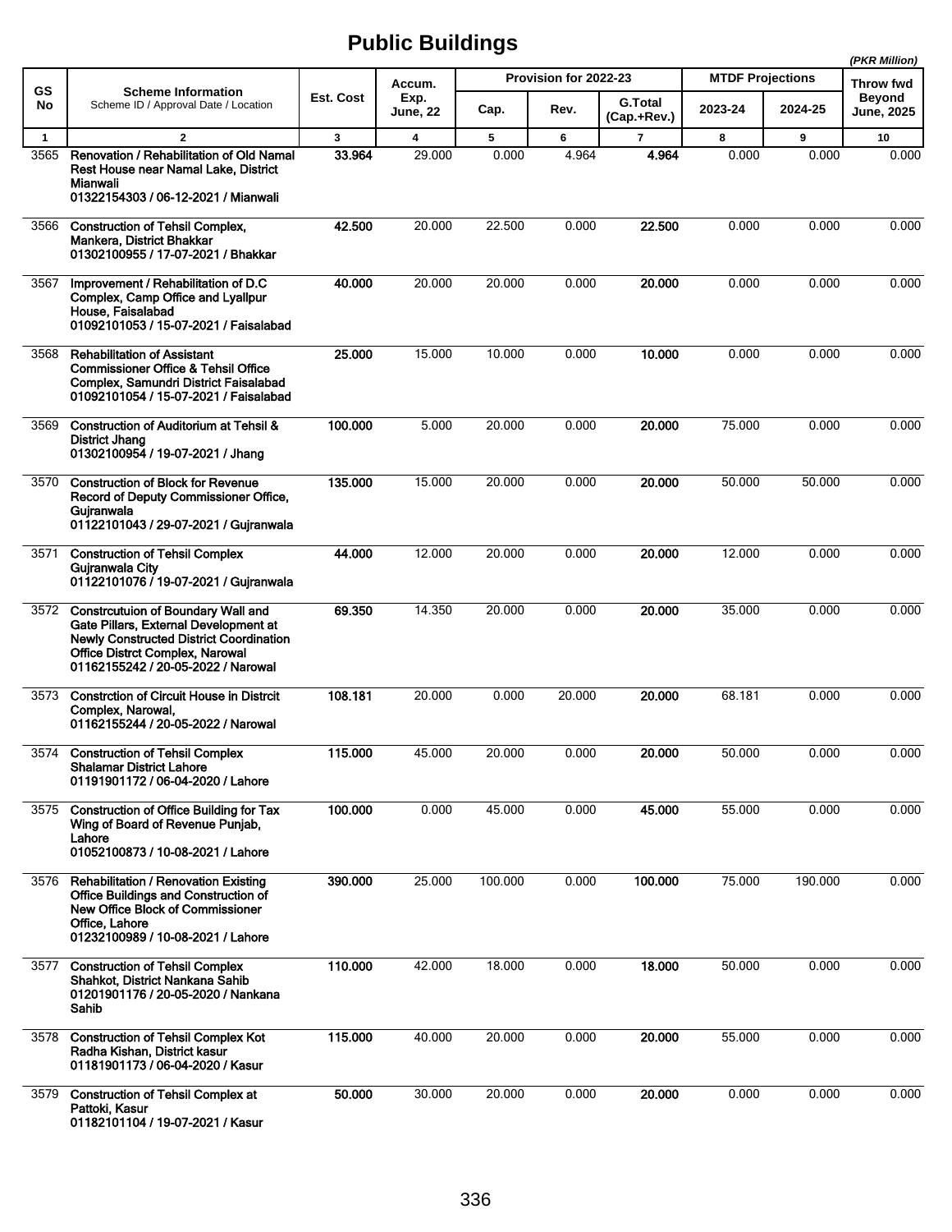# Public Buildings

(PKR Million)

| GS No | Scheme Information<br>Scheme ID / Approval Date / Location | Est. Cost | Accum. Exp. June, 22 | Provision for 2022-23 | | | MTDF Projections | | Throw fwd Beyond June, 2025 |
|---|---|---|---|---|---|---|---|---|---|
| | | | | Cap. | Rev. | G.Total (Cap.+Rev.) | 2023-24 | 2024-25 | |
| 1 | 2 | 3 | 4 | 5 | 6 | 7 | 8 | 9 | 10 |
| 3565 | **Renovation / Rehabilitation of Old Namal Rest House near Namal Lake, District Mianwali**<br>**01322154303 / 06-12-2021 / Mianwali** | **33.964** | 29.000 | 0.000 | 4.964 | **4.964** | 0.000 | 0.000 | 0.000 |
| 3566 | **Construction of Tehsil Complex, Mankera, District Bhakkar**<br>**01302100955 / 17-07-2021 / Bhakkar** | **42.500** | 20.000 | 22.500 | 0.000 | **22.500** | 0.000 | 0.000 | 0.000 |
| 3567 | **Improvement / Rehabilitation of D.C Complex, Camp Office and Lyallpur House, Faisalabad**<br>**01092101053 / 15-07-2021 / Faisalabad** | **40.000** | 20.000 | 20.000 | 0.000 | **20.000** | 0.000 | 0.000 | 0.000 |
| 3568 | **Rehabilitation of Assistant Commissioner Office & Tehsil Office Complex, Samundri District Faisalabad**<br>**01092101054 / 15-07-2021 / Faisalabad** | **25.000** | 15.000 | 10.000 | 0.000 | **10.000** | 0.000 | 0.000 | 0.000 |
| 3569 | **Construction of Auditorium at Tehsil & District Jhang**<br>**01302100954 / 19-07-2021 / Jhang** | **100.000** | 5.000 | 20.000 | 0.000 | **20.000** | 75.000 | 0.000 | 0.000 |
| 3570 | **Construction of Block for Revenue Record of Deputy Commissioner Office, Gujranwala**<br>**01122101043 / 29-07-2021 / Gujranwala** | **135.000** | 15.000 | 20.000 | 0.000 | **20.000** | 50.000 | 50.000 | 0.000 |
| 3571 | **Construction of Tehsil Complex Gujranwala City**<br>**01122101076 / 19-07-2021 / Gujranwala** | **44.000** | 12.000 | 20.000 | 0.000 | **20.000** | 12.000 | 0.000 | 0.000 |
| 3572 | **Constrcutuion of Boundary Wall and Gate Pillars, External Development at Newly Constructed District Coordination Office Distrct Complex, Narowal**<br>**01162155242 / 20-05-2022 / Narowal** | **69.350** | 14.350 | 20.000 | 0.000 | **20.000** | 35.000 | 0.000 | 0.000 |
| 3573 | **Constrction of Circuit House in Distrcit Complex, Narowal,**<br>**01162155244 / 20-05-2022 / Narowal** | **108.181** | 20.000 | 0.000 | 20.000 | **20.000** | 68.181 | 0.000 | 0.000 |
| 3574 | **Construction of Tehsil Complex Shalamar District Lahore**<br>**01191901172 / 06-04-2020 / Lahore** | **115.000** | 45.000 | 20.000 | 0.000 | **20.000** | 50.000 | 0.000 | 0.000 |
| 3575 | **Construction of Office Building for Tax Wing of Board of Revenue Punjab, Lahore**<br>**01052100873 / 10-08-2021 / Lahore** | **100.000** | 0.000 | 45.000 | 0.000 | **45.000** | 55.000 | 0.000 | 0.000 |
| 3576 | **Rehabilitation / Renovation Existing Office Buildings and Construction of New Office Block of Commissioner Office, Lahore**<br>**01232100989 / 10-08-2021 / Lahore** | **390.000** | 25.000 | 100.000 | 0.000 | **100.000** | 75.000 | 190.000 | 0.000 |
| 3577 | **Construction of Tehsil Complex Shahkot, District Nankana Sahib**<br>**01201901176 / 20-05-2020 / Nankana Sahib** | **110.000** | 42.000 | 18.000 | 0.000 | **18.000** | 50.000 | 0.000 | 0.000 |
| 3578 | **Construction of Tehsil Complex Kot Radha Kishan, District kasur**<br>**01181901173 / 06-04-2020 / Kasur** | **115.000** | 40.000 | 20.000 | 0.000 | **20.000** | 55.000 | 0.000 | 0.000 |
| 3579 | **Construction of Tehsil Complex at Pattoki, Kasur**<br>**01182101104 / 19-07-2021 / Kasur** | **50.000** | 30.000 | 20.000 | 0.000 | **20.000** | 0.000 | 0.000 | 0.000 |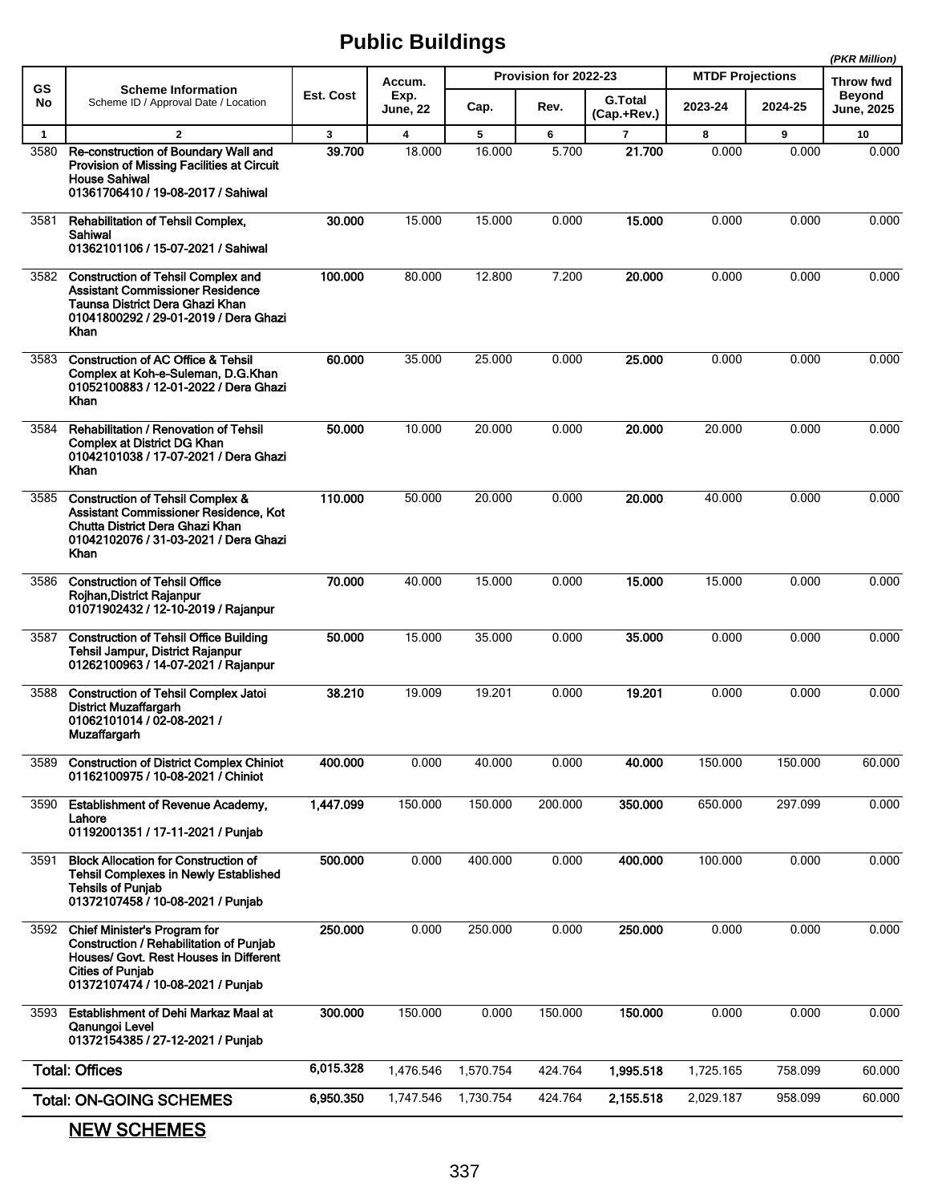# Public Buildings

(PKR Million)

| GS No | Scheme Information<br>Scheme ID / Approval Date / Location | Est. Cost | Accum. Exp. June, 22 | Provision for 2022-23 | | | MTDF Projections | | Throw fwd Beyond June, 2025 |
|---|---|---|---|---|---|---|---|---|---|
| | | | | Cap. | Rev. | G.Total (Cap.+Rev.) | 2023-24 | 2024-25 | |
| 1 | 2 | 3 | 4 | 5 | 6 | 7 | 8 | 9 | 10 |
| 3580 | **Re-construction of Boundary Wall and Provision of Missing Facilities at Circuit House Sahiwal**<br>**01361706410 / 19-08-2017 / Sahiwal** | **39.700** | 18.000 | 16.000 | 5.700 | **21.700** | 0.000 | 0.000 | 0.000 |
| 3581 | **Rehabilitation of Tehsil Complex, Sahiwal**<br>**01362101106 / 15-07-2021 / Sahiwal** | **30.000** | 15.000 | 15.000 | 0.000 | **15.000** | 0.000 | 0.000 | 0.000 |
| 3582 | **Construction of Tehsil Complex and Assistant Commissioner Residence Taunsa District Dera Ghazi Khan**<br>**01041800292 / 29-01-2019 / Dera Ghazi Khan** | **100.000** | 80.000 | 12.800 | 7.200 | **20.000** | 0.000 | 0.000 | 0.000 |
| 3583 | **Construction of AC Office & Tehsil Complex at Koh-e-Suleman, D.G.Khan**<br>**01052100883 / 12-01-2022 / Dera Ghazi Khan** | **60.000** | 35.000 | 25.000 | 0.000 | **25.000** | 0.000 | 0.000 | 0.000 |
| 3584 | **Rehabilitation / Renovation of Tehsil Complex at District DG Khan**<br>**01042101038 / 17-07-2021 / Dera Ghazi Khan** | **50.000** | 10.000 | 20.000 | 0.000 | **20.000** | 20.000 | 0.000 | 0.000 |
| 3585 | **Construction of Tehsil Complex & Assistant Commissioner Residence, Kot Chutta District Dera Ghazi Khan**<br>**01042102076 / 31-03-2021 / Dera Ghazi Khan** | **110.000** | 50.000 | 20.000 | 0.000 | **20.000** | 40.000 | 0.000 | 0.000 |
| 3586 | **Construction of Tehsil Office Rojhan,District Rajanpur**<br>**01071902432 / 12-10-2019 / Rajanpur** | **70.000** | 40.000 | 15.000 | 0.000 | **15.000** | 15.000 | 0.000 | 0.000 |
| 3587 | **Construction of Tehsil Office Building Tehsil Jampur, District Rajanpur**<br>**01262100963 / 14-07-2021 / Rajanpur** | **50.000** | 15.000 | 35.000 | 0.000 | **35.000** | 0.000 | 0.000 | 0.000 |
| 3588 | **Construction of Tehsil Complex Jatoi District Muzaffargarh**<br>**01062101014 / 02-08-2021 / Muzaffargarh** | **38.210** | 19.009 | 19.201 | 0.000 | **19.201** | 0.000 | 0.000 | 0.000 |
| 3589 | **Construction of District Complex Chiniot**<br>**01162100975 / 10-08-2021 / Chiniot** | **400.000** | 0.000 | 40.000 | 0.000 | **40.000** | 150.000 | 150.000 | 60.000 |
| 3590 | **Establishment of Revenue Academy, Lahore**<br>**01192001351 / 17-11-2021 / Punjab** | **1,447.099** | 150.000 | 150.000 | 200.000 | **350.000** | 650.000 | 297.099 | 0.000 |
| 3591 | **Block Allocation for Construction of Tehsil Complexes in Newly Established Tehsils of Punjab**<br>**01372107458 / 10-08-2021 / Punjab** | **500.000** | 0.000 | 400.000 | 0.000 | **400.000** | 100.000 | 0.000 | 0.000 |
| 3592 | **Chief Minister's Program for Construction / Rehabilitation of Punjab Houses/ Govt. Rest Houses in Different Cities of Punjab**<br>**01372107474 / 10-08-2021 / Punjab** | **250.000** | 0.000 | 250.000 | 0.000 | **250.000** | 0.000 | 0.000 | 0.000 |
| 3593 | **Establishment of Dehi Markaz Maal at Qanungoi Level**<br>**01372154385 / 27-12-2021 / Punjab** | **300.000** | 150.000 | 0.000 | 150.000 | **150.000** | 0.000 | 0.000 | 0.000 |
| | **Total: Offices** | **6,015.328** | 1,476.546 | 1,570.754 | 424.764 | **1,995.518** | 1,725.165 | 758.099 | 60.000 |
| | **Total: ON-GOING SCHEMES** | **6,950.350** | 1,747.546 | 1,730.754 | 424.764 | **2,155.518** | 2,029.187 | 958.099 | 60.000 |

## NEW SCHEMES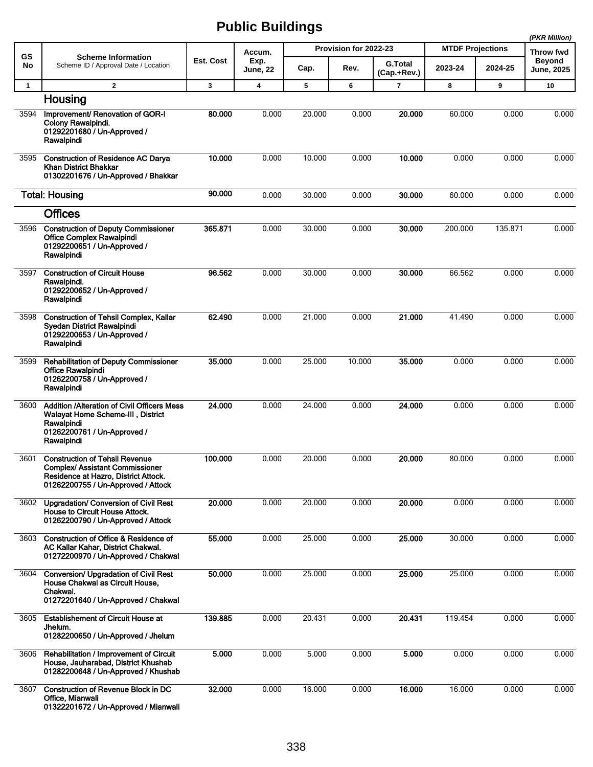# Public Buildings

*(PKR Million)*

| GS No | Scheme Information<br>Scheme ID / Approval Date / Location | Est. Cost | Accum. Exp. June, 22 | Provision for 2022-23 | | | MTDF Projections | | Throw fwd Beyond June, 2025 |
|---|---|---|---|---|---|---|---|---|---|
| | | | | Cap. | Rev. | G.Total (Cap.+Rev.) | 2023-24 | 2024-25 | |
| 1 | 2 | 3 | 4 | 5 | 6 | 7 | 8 | 9 | 10 |
| | **Housing** | | | | | | | | |
| 3594 | **Improvement/ Renovation of GOR-I Colony Rawalpindi. 01292201680 / Un-Approved / Rawalpindi** | **80.000** | 0.000 | 20.000 | 0.000 | **20.000** | 60.000 | 0.000 | 0.000 |
| 3595 | **Construction of Residence AC Darya Khan District Bhakkar 01302201676 / Un-Approved / Bhakkar** | **10.000** | 0.000 | 10.000 | 0.000 | **10.000** | 0.000 | 0.000 | 0.000 |
| | **Total: Housing** | **90.000** | 0.000 | 30.000 | 0.000 | **30.000** | 60.000 | 0.000 | 0.000 |
| | **Offices** | | | | | | | | |
| 3596 | **Construction of Deputy Commissioner Office Complex Rawalpindi 01292200651 / Un-Approved / Rawalpindi** | **365.871** | 0.000 | 30.000 | 0.000 | **30.000** | 200.000 | 135.871 | 0.000 |
| 3597 | **Construction of Circuit House Rawalpindi. 01292200652 / Un-Approved / Rawalpindi** | **96.562** | 0.000 | 30.000 | 0.000 | **30.000** | 66.562 | 0.000 | 0.000 |
| 3598 | **Construction of Tehsil Complex, Kallar Syedan District Rawalpindi 01292200653 / Un-Approved / Rawalpindi** | **62.490** | 0.000 | 21.000 | 0.000 | **21.000** | 41.490 | 0.000 | 0.000 |
| 3599 | **Rehabilitation of Deputy Commissioner Office Rawalpindi 01262200758 / Un-Approved / Rawalpindi** | **35.000** | 0.000 | 25.000 | 10.000 | **35.000** | 0.000 | 0.000 | 0.000 |
| 3600 | **Addition /Alteration of Civil Officers Mess Walayat Home Scheme-III , District Rawalpindi 01262200761 / Un-Approved / Rawalpindi** | **24.000** | 0.000 | 24.000 | 0.000 | **24.000** | 0.000 | 0.000 | 0.000 |
| 3601 | **Construction of Tehsil Revenue Complex/ Assistant Commissioner Residence at Hazro, District Attock. 01262200755 / Un-Approved / Attock** | **100.000** | 0.000 | 20.000 | 0.000 | **20.000** | 80.000 | 0.000 | 0.000 |
| 3602 | **Upgradation/ Conversion of Civil Rest House to Circuit House Attock. 01262200790 / Un-Approved / Attock** | **20.000** | 0.000 | 20.000 | 0.000 | **20.000** | 0.000 | 0.000 | 0.000 |
| 3603 | **Construction of Office & Residence of AC Kallar Kahar, District Chakwal. 01272200970 / Un-Approved / Chakwal** | **55.000** | 0.000 | 25.000 | 0.000 | **25.000** | 30.000 | 0.000 | 0.000 |
| 3604 | **Conversion/ Upgradation of Civil Rest House Chakwal as Circuit House, Chakwal. 01272201640 / Un-Approved / Chakwal** | **50.000** | 0.000 | 25.000 | 0.000 | **25.000** | 25.000 | 0.000 | 0.000 |
| 3605 | **Establishement of Circuit House at Jhelum. 01282200650 / Un-Approved / Jhelum** | **139.885** | 0.000 | 20.431 | 0.000 | **20.431** | 119.454 | 0.000 | 0.000 |
| 3606 | **Rehabilitation / Improvement of Circuit House, Jauharabad, District Khushab 01282200648 / Un-Approved / Khushab** | **5.000** | 0.000 | 5.000 | 0.000 | **5.000** | 0.000 | 0.000 | 0.000 |
| 3607 | **Construction of Revenue Block in DC Office, Mianwali 01322201672 / Un-Approved / Mianwali** | **32.000** | 0.000 | 16.000 | 0.000 | **16.000** | 16.000 | 0.000 | 0.000 |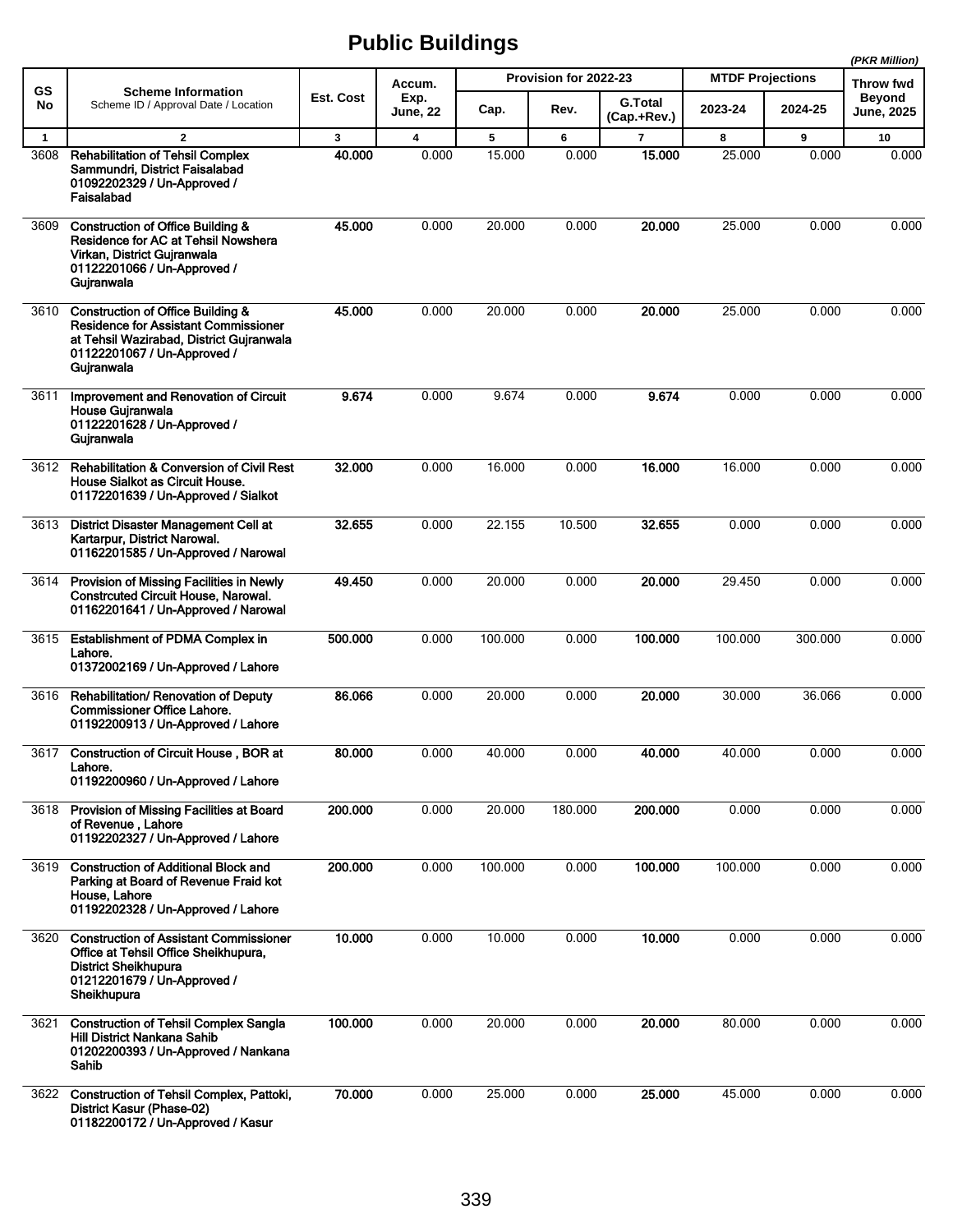# Public Buildings

*(PKR Million)*

| GS No | Scheme Information<br>Scheme ID / Approval Date / Location | Est. Cost | Accum. Exp. June, 22 | Provision for 2022-23 | | | MTDF Projections | | Throw fwd Beyond June, 2025 |
|---|---|---|---|---|---|---|---|---|---|
| | | | | Cap. | Rev. | G.Total (Cap.+Rev.) | 2023-24 | 2024-25 | |
| 1 | 2 | 3 | 4 | 5 | 6 | 7 | 8 | 9 | 10 |
| 3608 | **Rehabilitation of Tehsil Complex Sammundri, District Faisalabad**<br>**01092202329 / Un-Approved / Faisalabad** | **40.000** | 0.000 | 15.000 | 0.000 | **15.000** | 25.000 | 0.000 | 0.000 |
| 3609 | **Construction of Office Building & Residence for AC at Tehsil Nowshera Virkan, District Gujranwala**<br>**01122201066 / Un-Approved / Gujranwala** | **45.000** | 0.000 | 20.000 | 0.000 | **20.000** | 25.000 | 0.000 | 0.000 |
| 3610 | **Construction of Office Building & Residence for Assistant Commissioner at Tehsil Wazirabad, District Gujranwala**<br>**01122201067 / Un-Approved / Gujranwala** | **45.000** | 0.000 | 20.000 | 0.000 | **20.000** | 25.000 | 0.000 | 0.000 |
| 3611 | **Improvement and Renovation of Circuit House Gujranwala**<br>**01122201628 / Un-Approved / Gujranwala** | **9.674** | 0.000 | 9.674 | 0.000 | **9.674** | 0.000 | 0.000 | 0.000 |
| 3612 | **Rehabilitation & Conversion of Civil Rest House Sialkot as Circuit House.**<br>**01172201639 / Un-Approved / Sialkot** | **32.000** | 0.000 | 16.000 | 0.000 | **16.000** | 16.000 | 0.000 | 0.000 |
| 3613 | **District Disaster Management Cell at Kartarpur, District Narowal.**<br>**01162201585 / Un-Approved / Narowal** | **32.655** | 0.000 | 22.155 | 10.500 | **32.655** | 0.000 | 0.000 | 0.000 |
| 3614 | **Provision of Missing Facilities in Newly Constrcuted Circuit House, Narowal.**<br>**01162201641 / Un-Approved / Narowal** | **49.450** | 0.000 | 20.000 | 0.000 | **20.000** | 29.450 | 0.000 | 0.000 |
| 3615 | **Establishment of PDMA Complex in Lahore.**<br>**01372002169 / Un-Approved / Lahore** | **500.000** | 0.000 | 100.000 | 0.000 | **100.000** | 100.000 | 300.000 | 0.000 |
| 3616 | **Rehabilitation/ Renovation of Deputy Commissioner Office Lahore.**<br>**01192200913 / Un-Approved / Lahore** | **86.066** | 0.000 | 20.000 | 0.000 | **20.000** | 30.000 | 36.066 | 0.000 |
| 3617 | **Construction of Circuit House , BOR at Lahore.**<br>**01192200960 / Un-Approved / Lahore** | **80.000** | 0.000 | 40.000 | 0.000 | **40.000** | 40.000 | 0.000 | 0.000 |
| 3618 | **Provision of Missing Facilities at Board of Revenue , Lahore**<br>**01192202327 / Un-Approved / Lahore** | **200.000** | 0.000 | 20.000 | 180.000 | **200.000** | 0.000 | 0.000 | 0.000 |
| 3619 | **Construction of Additional Block and Parking at Board of Revenue Fraid kot House, Lahore**<br>**01192202328 / Un-Approved / Lahore** | **200.000** | 0.000 | 100.000 | 0.000 | **100.000** | 100.000 | 0.000 | 0.000 |
| 3620 | **Construction of Assistant Commissioner Office at Tehsil Office Sheikhupura, District Sheikhupura**<br>**01212201679 / Un-Approved / Sheikhupura** | **10.000** | 0.000 | 10.000 | 0.000 | **10.000** | 0.000 | 0.000 | 0.000 |
| 3621 | **Construction of Tehsil Complex Sangla Hill District Nankana Sahib**<br>**01202200393 / Un-Approved / Nankana Sahib** | **100.000** | 0.000 | 20.000 | 0.000 | **20.000** | 80.000 | 0.000 | 0.000 |
| 3622 | **Construction of Tehsil Complex, Pattoki, District Kasur (Phase-02)**<br>**01182200172 / Un-Approved / Kasur** | **70.000** | 0.000 | 25.000 | 0.000 | **25.000** | 45.000 | 0.000 | 0.000 |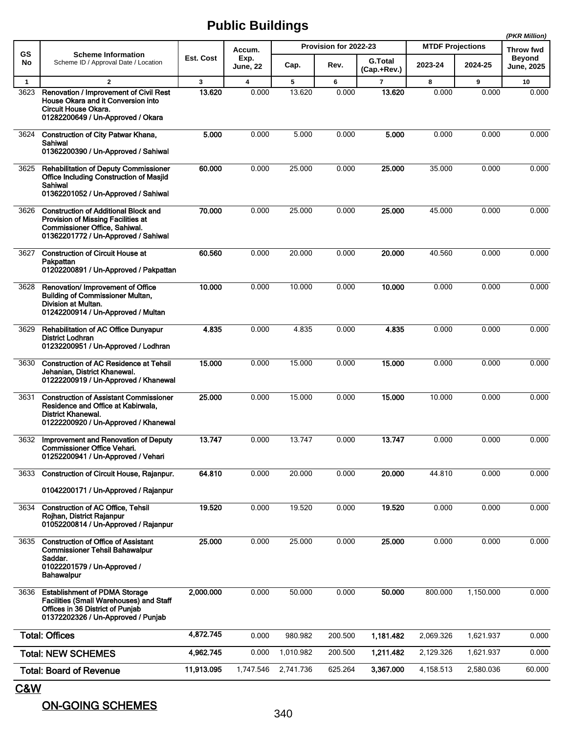# Public Buildings

*(PKR Million)*

| GS No | Scheme Information<br>Scheme ID / Approval Date / Location | Est. Cost | Accum. Exp. June, 22 | Provision for 2022-23 | | | MTDF Projections | | Throw fwd Beyond June, 2025 |
|---|---|---|---|---|---|---|---|---|---|
| | | | | Cap. | Rev. | G.Total (Cap.+Rev.) | 2023-24 | 2024-25 | |
| 1 | 2 | 3 | 4 | 5 | 6 | 7 | 8 | 9 | 10 |
| 3623 | **Renovation / Improvement of Civil Rest House Okara and it Conversion into Circuit House Okara.**<br>**01282200649 / Un-Approved / Okara** | **13.620** | 0.000 | 13.620 | 0.000 | **13.620** | 0.000 | 0.000 | 0.000 |
| 3624 | **Construction of City Patwar Khana, Sahiwal**<br>**01362200390 / Un-Approved / Sahiwal** | **5.000** | 0.000 | 5.000 | 0.000 | **5.000** | 0.000 | 0.000 | 0.000 |
| 3625 | **Rehabilitation of Deputy Commissioner Office Including Construction of Masjid Sahiwal**<br>**01362201052 / Un-Approved / Sahiwal** | **60.000** | 0.000 | 25.000 | 0.000 | **25.000** | 35.000 | 0.000 | 0.000 |
| 3626 | **Construction of Additional Block and Provision of Missing Facilities at Commissioner Office, Sahiwal.**<br>**01362201772 / Un-Approved / Sahiwal** | **70.000** | 0.000 | 25.000 | 0.000 | **25.000** | 45.000 | 0.000 | 0.000 |
| 3627 | **Construction of Circuit House at Pakpattan**<br>**01202200891 / Un-Approved / Pakpattan** | **60.560** | 0.000 | 20.000 | 0.000 | **20.000** | 40.560 | 0.000 | 0.000 |
| 3628 | **Renovation/ Improvement of Office Building of Commissioner Multan, Division at Multan.**<br>**01242200914 / Un-Approved / Multan** | **10.000** | 0.000 | 10.000 | 0.000 | **10.000** | 0.000 | 0.000 | 0.000 |
| 3629 | **Rehabilitation of AC Office Dunyapur District Lodhran**<br>**01232200951 / Un-Approved / Lodhran** | **4.835** | 0.000 | 4.835 | 0.000 | **4.835** | 0.000 | 0.000 | 0.000 |
| 3630 | **Construction of AC Residence at Tehsil Jehanian, District Khanewal.**<br>**01222200919 / Un-Approved / Khanewal** | **15.000** | 0.000 | 15.000 | 0.000 | **15.000** | 0.000 | 0.000 | 0.000 |
| 3631 | **Construction of Assistant Commissioner Residence and Office at Kabirwala, District Khanewal.**<br>**01222200920 / Un-Approved / Khanewal** | **25.000** | 0.000 | 15.000 | 0.000 | **15.000** | 10.000 | 0.000 | 0.000 |
| 3632 | **Improvement and Renovation of Deputy Commissioner Office Vehari.**<br>**01252200941 / Un-Approved / Vehari** | **13.747** | 0.000 | 13.747 | 0.000 | **13.747** | 0.000 | 0.000 | 0.000 |
| 3633 | **Construction of Circuit House, Rajanpur.**<br>**01042200171 / Un-Approved / Rajanpur** | **64.810** | 0.000 | 20.000 | 0.000 | **20.000** | 44.810 | 0.000 | 0.000 |
| 3634 | **Construction of AC Office, Tehsil Rojhan, District Rajanpur**<br>**01052200814 / Un-Approved / Rajanpur** | **19.520** | 0.000 | 19.520 | 0.000 | **19.520** | 0.000 | 0.000 | 0.000 |
| 3635 | **Construction of Office of Assistant Commissioner Tehsil Bahawalpur Saddar.**<br>**01022201579 / Un-Approved / Bahawalpur** | **25.000** | 0.000 | 25.000 | 0.000 | **25.000** | 0.000 | 0.000 | 0.000 |
| 3636 | **Establishment of PDMA Storage Facilities (Small Warehouses) and Staff Offices in 36 District of Punjab**<br>**01372202326 / Un-Approved / Punjab** | **2,000.000** | 0.000 | 50.000 | 0.000 | **50.000** | 800.000 | 1,150.000 | 0.000 |
| | **Total: Offices** | **4,872.745** | 0.000 | 980.982 | 200.500 | **1,181.482** | 2,069.326 | 1,621.937 | 0.000 |
| | **Total: NEW SCHEMES** | **4,962.745** | 0.000 | 1,010.982 | 200.500 | **1,211.482** | 2,129.326 | 1,621.937 | 0.000 |
| | **Total: Board of Revenue** | **11,913.095** | 1,747.546 | 2,741.736 | 625.264 | **3,367.000** | 4,158.513 | 2,580.036 | 60.000 |

## C&W

### ON-GOING SCHEMES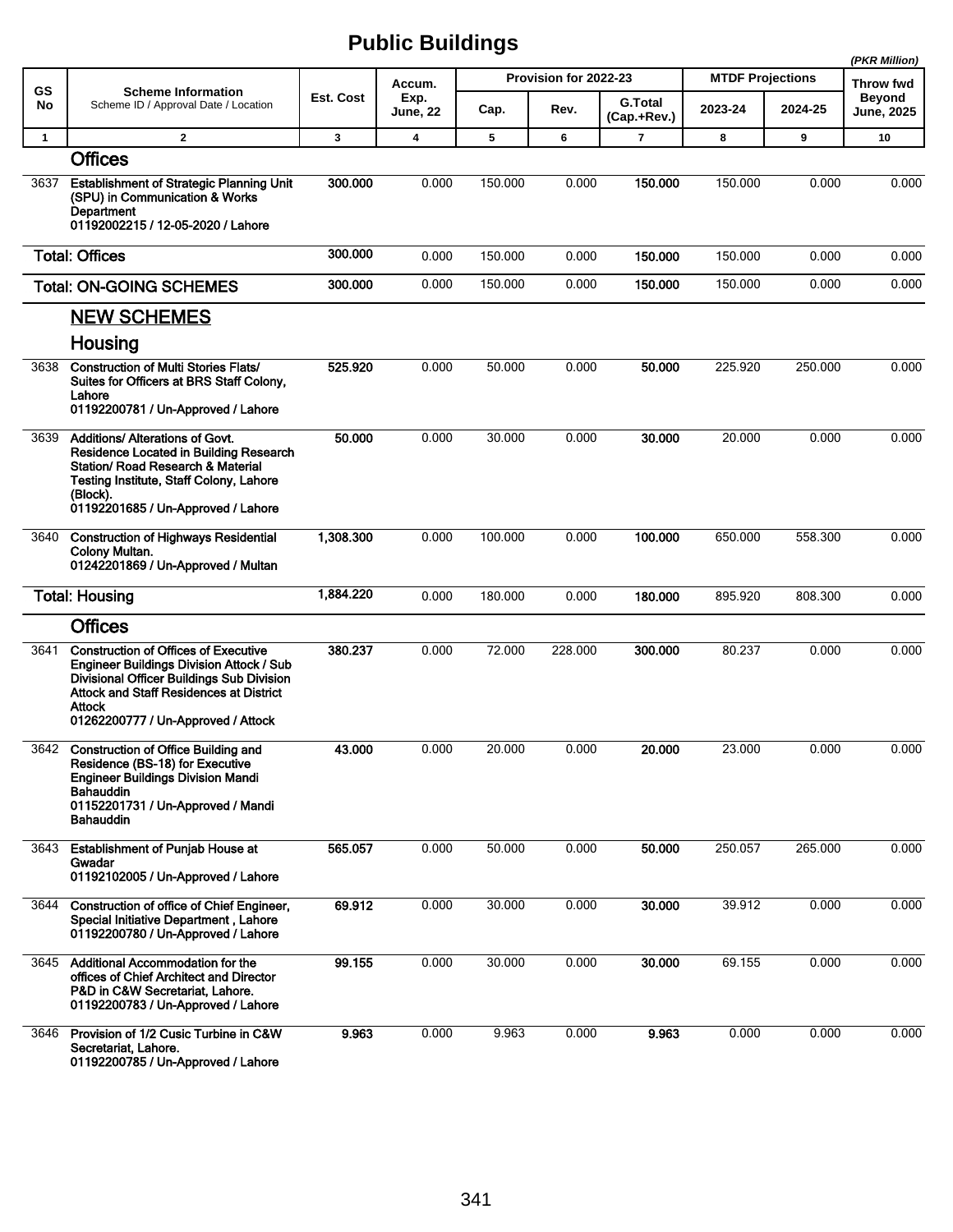# Public Buildings

(PKR Million)

| GS No | Scheme Information<br>Scheme ID / Approval Date / Location | Est. Cost | Accum. Exp. June, 22 | Provision for 2022-23 | | | MTDF Projections | | Throw fwd Beyond June, 2025 |
|---|---|---|---|---|---|---|---|---|---|
| | | | | Cap. | Rev. | G.Total (Cap.+Rev.) | 2023-24 | 2024-25 | |
| 1 | 2 | 3 | 4 | 5 | 6 | 7 | 8 | 9 | 10 |
| | **Offices** | | | | | | | | |
| 3637 | **Establishment of Strategic Planning Unit (SPU) in Communication & Works Department**<br>**01192002215 / 12-05-2020 / Lahore** | **300.000** | 0.000 | 150.000 | 0.000 | **150.000** | 150.000 | 0.000 | 0.000 |
| | **Total: Offices** | **300.000** | 0.000 | 150.000 | 0.000 | **150.000** | 150.000 | 0.000 | 0.000 |
| | **Total: ON-GOING SCHEMES** | **300.000** | 0.000 | 150.000 | 0.000 | **150.000** | 150.000 | 0.000 | 0.000 |
| | **NEW SCHEMES** | | | | | | | | |
| | **Housing** | | | | | | | | |
| 3638 | **Construction of Multi Stories Flats/ Suites for Officers at BRS Staff Colony, Lahore**<br>**01192200781 / Un-Approved / Lahore** | **525.920** | 0.000 | 50.000 | 0.000 | **50.000** | 225.920 | 250.000 | 0.000 |
| 3639 | **Additions/ Alterations of Govt. Residence Located in Building Research Station/ Road Research & Material Testing Institute, Staff Colony, Lahore (Block).**<br>**01192201685 / Un-Approved / Lahore** | **50.000** | 0.000 | 30.000 | 0.000 | **30.000** | 20.000 | 0.000 | 0.000 |
| 3640 | **Construction of Highways Residential Colony Multan.**<br>**01242201869 / Un-Approved / Multan** | **1,308.300** | 0.000 | 100.000 | 0.000 | **100.000** | 650.000 | 558.300 | 0.000 |
| | **Total: Housing** | **1,884.220** | 0.000 | 180.000 | 0.000 | **180.000** | 895.920 | 808.300 | 0.000 |
| | **Offices** | | | | | | | | |
| 3641 | **Construction of Offices of Executive Engineer Buildings Division Attock / Sub Divisional Officer Buildings Sub Division Attock and Staff Residences at District Attock**<br>**01262200777 / Un-Approved / Attock** | **380.237** | 0.000 | 72.000 | 228.000 | **300.000** | 80.237 | 0.000 | 0.000 |
| 3642 | **Construction of Office Building and Residence (BS-18) for Executive Engineer Buildings Division Mandi Bahauddin**<br>**01152201731 / Un-Approved / Mandi Bahauddin** | **43.000** | 0.000 | 20.000 | 0.000 | **20.000** | 23.000 | 0.000 | 0.000 |
| 3643 | **Establishment of Punjab House at Gwadar**<br>**01192102005 / Un-Approved / Lahore** | **565.057** | 0.000 | 50.000 | 0.000 | **50.000** | 250.057 | 265.000 | 0.000 |
| 3644 | **Construction of office of Chief Engineer, Special Initiative Department , Lahore**<br>**01192200780 / Un-Approved / Lahore** | **69.912** | 0.000 | 30.000 | 0.000 | **30.000** | 39.912 | 0.000 | 0.000 |
| 3645 | **Additional Accommodation for the offices of Chief Architect and Director P&D in C&W Secretariat, Lahore.**<br>**01192200783 / Un-Approved / Lahore** | **99.155** | 0.000 | 30.000 | 0.000 | **30.000** | 69.155 | 0.000 | 0.000 |
| 3646 | **Provision of 1/2 Cusic Turbine in C&W Secretariat, Lahore.**<br>**01192200785 / Un-Approved / Lahore** | **9.963** | 0.000 | 9.963 | 0.000 | **9.963** | 0.000 | 0.000 | 0.000 |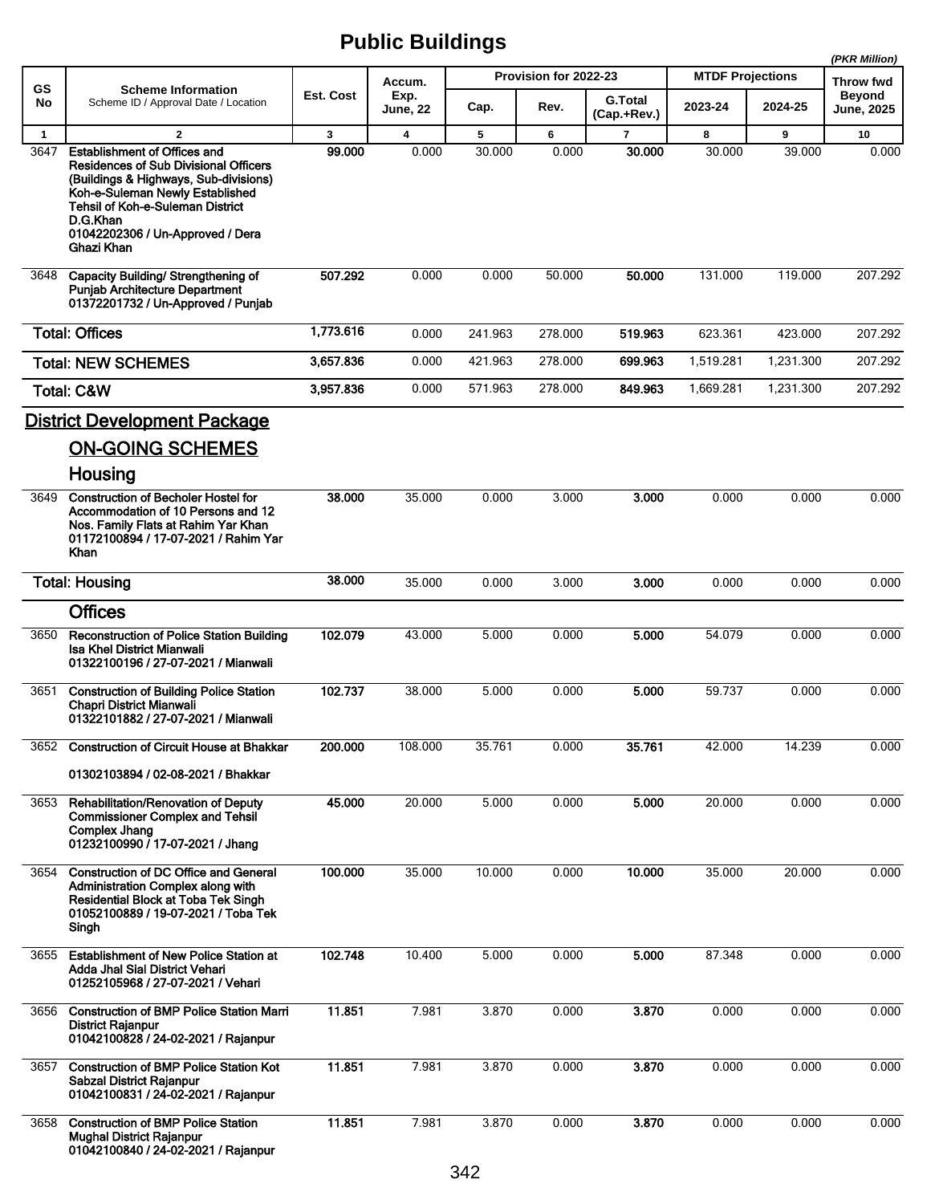# Public Buildings

(PKR Million)

| GS No | Scheme Information<br>Scheme ID / Approval Date / Location | Est. Cost | Accum. Exp. June, 22 | Provision for 2022-23 | | | MTDF Projections | | Throw fwd Beyond June, 2025 |
|---|---|---|---|---|---|---|---|---|---|
| | | | | Cap. | Rev. | G.Total (Cap.+Rev.) | 2023-24 | 2024-25 | |
| 1 | 2 | 3 | 4 | 5 | 6 | 7 | 8 | 9 | 10 |
| 3647 | **Establishment of Offices and Residences of Sub Divisional Officers (Buildings & Highways, Sub-divisions) Koh-e-Suleman Newly Established Tehsil of Koh-e-Suleman District D.G.Khan**<br>**01042202306 / Un-Approved / Dera Ghazi Khan** | **99.000** | 0.000 | 30.000 | 0.000 | **30.000** | 30.000 | 39.000 | 0.000 |
| 3648 | **Capacity Building/ Strengthening of Punjab Architecture Department**<br>**01372201732 / Un-Approved / Punjab** | **507.292** | 0.000 | 0.000 | 50.000 | **50.000** | 131.000 | 119.000 | 207.292 |
| | **Total: Offices** | **1,773.616** | 0.000 | 241.963 | 278.000 | **519.963** | 623.361 | 423.000 | 207.292 |
| | **Total: NEW SCHEMES** | **3,657.836** | 0.000 | 421.963 | 278.000 | **699.963** | 1,519.281 | 1,231.300 | 207.292 |
| | **Total: C&W** | **3,957.836** | 0.000 | 571.963 | 278.000 | **849.963** | 1,669.281 | 1,231.300 | 207.292 |

## District Development Package

### ON-GOING SCHEMES

### Housing

| GS No | Scheme Information<br>Scheme ID / Approval Date / Location | Est. Cost | Accum. Exp. June, 22 | Cap. | Rev. | G.Total (Cap.+Rev.) | 2023-24 | 2024-25 | Throw fwd Beyond June, 2025 |
|---|---|---|---|---|---|---|---|---|---|
| 3649 | **Construction of Becholer Hostel for Accommodation of 10 Persons and 12 Nos. Family Flats at Rahim Yar Khan**<br>**01172100894 / 17-07-2021 / Rahim Yar Khan** | **38.000** | 35.000 | 0.000 | 3.000 | **3.000** | 0.000 | 0.000 | 0.000 |
| | **Total: Housing** | **38.000** | 35.000 | 0.000 | 3.000 | **3.000** | 0.000 | 0.000 | 0.000 |

### Offices

| GS No | Scheme Information<br>Scheme ID / Approval Date / Location | Est. Cost | Accum. Exp. June, 22 | Cap. | Rev. | G.Total (Cap.+Rev.) | 2023-24 | 2024-25 | Throw fwd Beyond June, 2025 |
|---|---|---|---|---|---|---|---|---|---|
| 3650 | **Reconstruction of Police Station Building Isa Khel District Mianwali**<br>**01322100196 / 27-07-2021 / Mianwali** | **102.079** | 43.000 | 5.000 | 0.000 | **5.000** | 54.079 | 0.000 | 0.000 |
| 3651 | **Construction of Building Police Station Chapri District Mianwali**<br>**01322101882 / 27-07-2021 / Mianwali** | **102.737** | 38.000 | 5.000 | 0.000 | **5.000** | 59.737 | 0.000 | 0.000 |
| 3652 | **Construction of Circuit House at Bhakkar**<br>**01302103894 / 02-08-2021 / Bhakkar** | **200.000** | 108.000 | 35.761 | 0.000 | **35.761** | 42.000 | 14.239 | 0.000 |
| 3653 | **Rehabilitation/Renovation of Deputy Commissioner Complex and Tehsil Complex Jhang**<br>**01232100990 / 17-07-2021 / Jhang** | **45.000** | 20.000 | 5.000 | 0.000 | **5.000** | 20.000 | 0.000 | 0.000 |
| 3654 | **Construction of DC Office and General Administration Complex along with Residential Block at Toba Tek Singh**<br>**01052100889 / 19-07-2021 / Toba Tek Singh** | **100.000** | 35.000 | 10.000 | 0.000 | **10.000** | 35.000 | 20.000 | 0.000 |
| 3655 | **Establishment of New Police Station at Adda Jhal Sial District Vehari**<br>**01252105968 / 27-07-2021 / Vehari** | **102.748** | 10.400 | 5.000 | 0.000 | **5.000** | 87.348 | 0.000 | 0.000 |
| 3656 | **Construction of BMP Police Station Marri District Rajanpur**<br>**01042100828 / 24-02-2021 / Rajanpur** | **11.851** | 7.981 | 3.870 | 0.000 | **3.870** | 0.000 | 0.000 | 0.000 |
| 3657 | **Construction of BMP Police Station Kot Sabzal District Rajanpur**<br>**01042100831 / 24-02-2021 / Rajanpur** | **11.851** | 7.981 | 3.870 | 0.000 | **3.870** | 0.000 | 0.000 | 0.000 |
| 3658 | **Construction of BMP Police Station Mughal District Rajanpur**<br>**01042100840 / 24-02-2021 / Rajanpur** | **11.851** | 7.981 | 3.870 | 0.000 | **3.870** | 0.000 | 0.000 | 0.000 |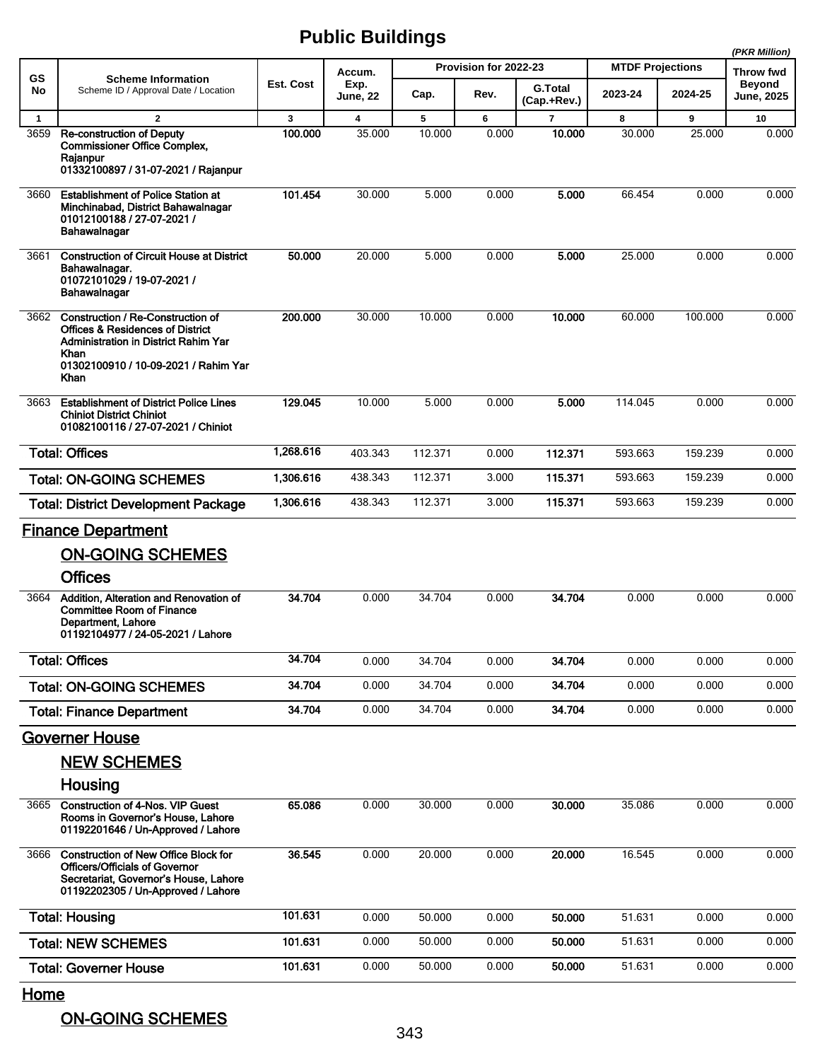# Public Buildings

*(PKR Million)*

| GS No | Scheme Information<br>Scheme ID / Approval Date / Location | Est. Cost | Accum. Exp. June, 22 | Provision for 2022-23 | | | MTDF Projections | | Throw fwd Beyond June, 2025 |
|---|---|---|---|---|---|---|---|---|---|
| | | | | Cap. | Rev. | G.Total (Cap.+Rev.) | 2023-24 | 2024-25 | |
| 1 | 2 | 3 | 4 | 5 | 6 | 7 | 8 | 9 | 10 |
| 3659 | **Re-construction of Deputy Commissioner Office Complex, Rajanpur**<br>**01332100897 / 31-07-2021 / Rajanpur** | **100.000** | 35.000 | 10.000 | 0.000 | **10.000** | 30.000 | 25.000 | 0.000 |
| 3660 | **Establishment of Police Station at Minchinabad, District Bahawalnagar**<br>**01012100188 / 27-07-2021 / Bahawalnagar** | **101.454** | 30.000 | 5.000 | 0.000 | **5.000** | 66.454 | 0.000 | 0.000 |
| 3661 | **Construction of Circuit House at District Bahawalnagar.**<br>**01072101029 / 19-07-2021 / Bahawalnagar** | **50.000** | 20.000 | 5.000 | 0.000 | **5.000** | 25.000 | 0.000 | 0.000 |
| 3662 | **Construction / Re-Construction of Offices & Residences of District Administration in District Rahim Yar Khan**<br>**01302100910 / 10-09-2021 / Rahim Yar Khan** | **200.000** | 30.000 | 10.000 | 0.000 | **10.000** | 60.000 | 100.000 | 0.000 |
| 3663 | **Establishment of District Police Lines Chiniot District Chiniot**<br>**01082100116 / 27-07-2021 / Chiniot** | **129.045** | 10.000 | 5.000 | 0.000 | **5.000** | 114.045 | 0.000 | 0.000 |
| | **Total: Offices** | **1,268.616** | 403.343 | 112.371 | 0.000 | **112.371** | 593.663 | 159.239 | 0.000 |
| | **Total: ON-GOING SCHEMES** | **1,306.616** | 438.343 | 112.371 | 3.000 | **115.371** | 593.663 | 159.239 | 0.000 |
| | **Total: District Development Package** | **1,306.616** | 438.343 | 112.371 | 3.000 | **115.371** | 593.663 | 159.239 | 0.000 |

## Finance Department

### ON-GOING SCHEMES

### Offices

| GS No | Scheme Information | Est. Cost | Accum. Exp. June, 22 | Cap. | Rev. | G.Total (Cap.+Rev.) | 2023-24 | 2024-25 | Throw fwd Beyond June, 2025 |
|---|---|---|---|---|---|---|---|---|---|
| 3664 | **Addition, Alteration and Renovation of Committee Room of Finance Department, Lahore**<br>**01192104977 / 24-05-2021 / Lahore** | **34.704** | 0.000 | 34.704 | 0.000 | **34.704** | 0.000 | 0.000 | 0.000 |
| | **Total: Offices** | **34.704** | 0.000 | 34.704 | 0.000 | **34.704** | 0.000 | 0.000 | 0.000 |
| | **Total: ON-GOING SCHEMES** | **34.704** | 0.000 | 34.704 | 0.000 | **34.704** | 0.000 | 0.000 | 0.000 |
| | **Total: Finance Department** | **34.704** | 0.000 | 34.704 | 0.000 | **34.704** | 0.000 | 0.000 | 0.000 |

## Governer House

### NEW SCHEMES

### Housing

| GS No | Scheme Information | Est. Cost | Accum. Exp. June, 22 | Cap. | Rev. | G.Total (Cap.+Rev.) | 2023-24 | 2024-25 | Throw fwd Beyond June, 2025 |
|---|---|---|---|---|---|---|---|---|---|
| 3665 | **Construction of 4-Nos. VIP Guest Rooms in Governor's House, Lahore**<br>**01192201646 / Un-Approved / Lahore** | **65.086** | 0.000 | 30.000 | 0.000 | **30.000** | 35.086 | 0.000 | 0.000 |
| 3666 | **Construction of New Office Block for Officers/Officials of Governor Secretariat, Governor's House, Lahore**<br>**01192202305 / Un-Approved / Lahore** | **36.545** | 0.000 | 20.000 | 0.000 | **20.000** | 16.545 | 0.000 | 0.000 |
| | **Total: Housing** | **101.631** | 0.000 | 50.000 | 0.000 | **50.000** | 51.631 | 0.000 | 0.000 |
| | **Total: NEW SCHEMES** | **101.631** | 0.000 | 50.000 | 0.000 | **50.000** | 51.631 | 0.000 | 0.000 |
| | **Total: Governer House** | **101.631** | 0.000 | 50.000 | 0.000 | **50.000** | 51.631 | 0.000 | 0.000 |

## Home

### ON-GOING SCHEMES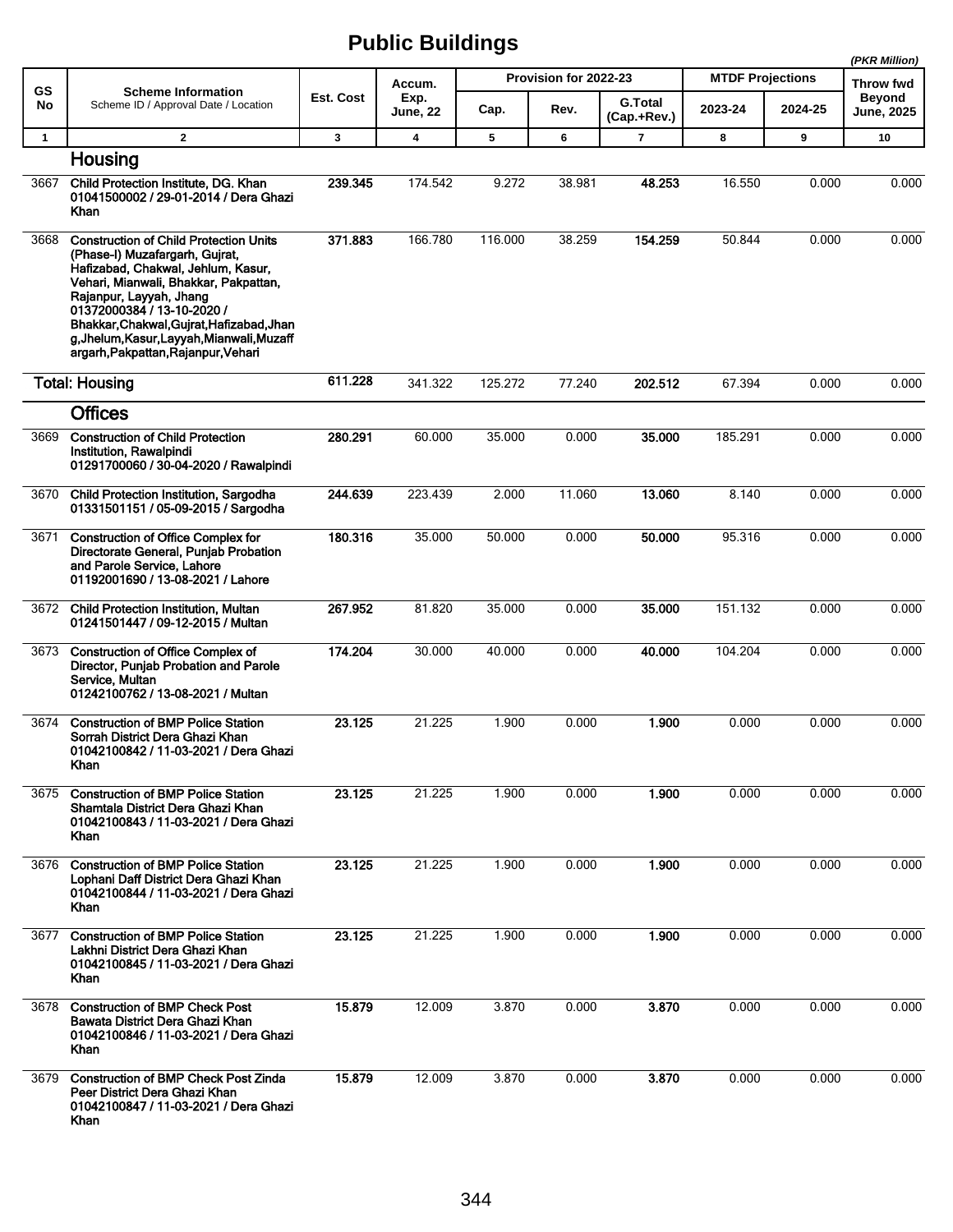# Public Buildings

*(PKR Million)*

| GS No | Scheme Information<br>Scheme ID / Approval Date / Location | Est. Cost | Accum. Exp. June, 22 | Provision for 2022-23 | | | MTDF Projections | | Throw fwd Beyond June, 2025 |
|---|---|---|---|---|---|---|---|---|---|
| | | | | Cap. | Rev. | G.Total (Cap.+Rev.) | 2023-24 | 2024-25 | |
| 1 | 2 | 3 | 4 | 5 | 6 | 7 | 8 | 9 | 10 |
| | **Housing** | | | | | | | | |
| 3667 | **Child Protection Institute, DG. Khan**<br>**01041500002 / 29-01-2014 / Dera Ghazi Khan** | **239.345** | 174.542 | 9.272 | 38.981 | **48.253** | 16.550 | 0.000 | 0.000 |
| 3668 | **Construction of Child Protection Units (Phase-I) Muzafargarh, Gujrat, Hafizabad, Chakwal, Jehlum, Kasur, Vehari, Mianwali, Bhakkar, Pakpattan, Rajanpur, Layyah, Jhang**<br>**01372000384 / 13-10-2020 / Bhakkar,Chakwal,Gujrat,Hafizabad,Jhang,Jhelum,Kasur,Layyah,Mianwali,Muzaffargarh,Pakpattan,Rajanpur,Vehari** | **371.883** | 166.780 | 116.000 | 38.259 | **154.259** | 50.844 | 0.000 | 0.000 |
| | **Total: Housing** | **611.228** | 341.322 | 125.272 | 77.240 | **202.512** | 67.394 | 0.000 | 0.000 |
| | **Offices** | | | | | | | | |
| 3669 | **Construction of Child Protection Institution, Rawalpindi**<br>**01291700060 / 30-04-2020 / Rawalpindi** | **280.291** | 60.000 | 35.000 | 0.000 | **35.000** | 185.291 | 0.000 | 0.000 |
| 3670 | **Child Protection Institution, Sargodha**<br>**01331501151 / 05-09-2015 / Sargodha** | **244.639** | 223.439 | 2.000 | 11.060 | **13.060** | 8.140 | 0.000 | 0.000 |
| 3671 | **Construction of Office Complex for Directorate General, Punjab Probation and Parole Service, Lahore**<br>**01192001690 / 13-08-2021 / Lahore** | **180.316** | 35.000 | 50.000 | 0.000 | **50.000** | 95.316 | 0.000 | 0.000 |
| 3672 | **Child Protection Institution, Multan**<br>**01241501447 / 09-12-2015 / Multan** | **267.952** | 81.820 | 35.000 | 0.000 | **35.000** | 151.132 | 0.000 | 0.000 |
| 3673 | **Construction of Office Complex of Director, Punjab Probation and Parole Service, Multan**<br>**01242100762 / 13-08-2021 / Multan** | **174.204** | 30.000 | 40.000 | 0.000 | **40.000** | 104.204 | 0.000 | 0.000 |
| 3674 | **Construction of BMP Police Station Sorrah District Dera Ghazi Khan**<br>**01042100842 / 11-03-2021 / Dera Ghazi Khan** | **23.125** | 21.225 | 1.900 | 0.000 | **1.900** | 0.000 | 0.000 | 0.000 |
| 3675 | **Construction of BMP Police Station Shamtala District Dera Ghazi Khan**<br>**01042100843 / 11-03-2021 / Dera Ghazi Khan** | **23.125** | 21.225 | 1.900 | 0.000 | **1.900** | 0.000 | 0.000 | 0.000 |
| 3676 | **Construction of BMP Police Station Lophani Daff District Dera Ghazi Khan**<br>**01042100844 / 11-03-2021 / Dera Ghazi Khan** | **23.125** | 21.225 | 1.900 | 0.000 | **1.900** | 0.000 | 0.000 | 0.000 |
| 3677 | **Construction of BMP Police Station Lakhni District Dera Ghazi Khan**<br>**01042100845 / 11-03-2021 / Dera Ghazi Khan** | **23.125** | 21.225 | 1.900 | 0.000 | **1.900** | 0.000 | 0.000 | 0.000 |
| 3678 | **Construction of BMP Check Post Bawata District Dera Ghazi Khan**<br>**01042100846 / 11-03-2021 / Dera Ghazi Khan** | **15.879** | 12.009 | 3.870 | 0.000 | **3.870** | 0.000 | 0.000 | 0.000 |
| 3679 | **Construction of BMP Check Post Zinda Peer District Dera Ghazi Khan**<br>**01042100847 / 11-03-2021 / Dera Ghazi Khan** | **15.879** | 12.009 | 3.870 | 0.000 | **3.870** | 0.000 | 0.000 | 0.000 |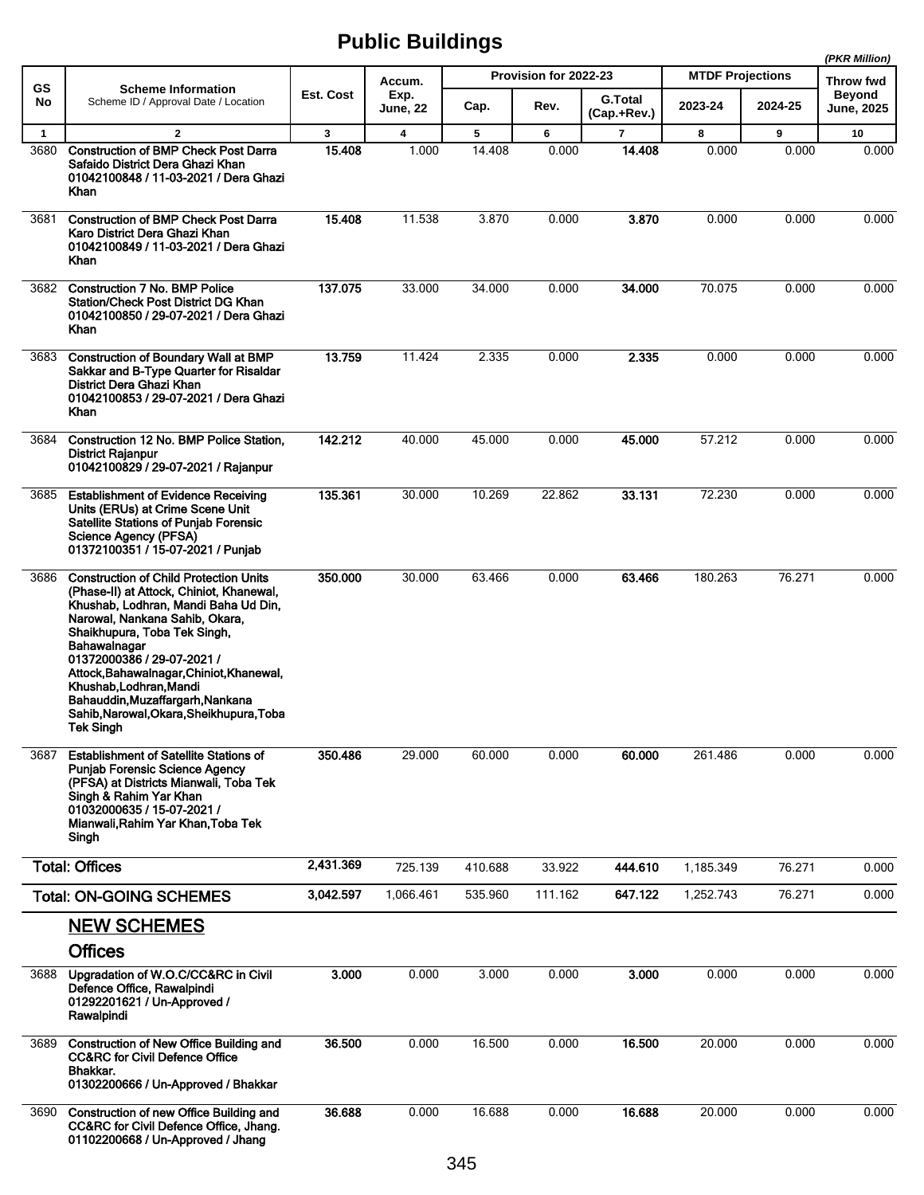# Public Buildings

(PKR Million)

| GS No | Scheme Information<br>Scheme ID / Approval Date / Location | Est. Cost | Accum. Exp. June, 22 | Provision for 2022-23 | | | MTDF Projections | | Throw fwd Beyond June, 2025 |
|---|---|---|---|---|---|---|---|---|---|
| | | | | Cap. | Rev. | G.Total (Cap.+Rev.) | 2023-24 | 2024-25 | |
| 1 | 2 | 3 | 4 | 5 | 6 | 7 | 8 | 9 | 10 |
| 3680 | **Construction of BMP Check Post Darra Safaido District Dera Ghazi Khan 01042100848 / 11-03-2021 / Dera Ghazi Khan** | **15.408** | 1.000 | 14.408 | 0.000 | **14.408** | 0.000 | 0.000 | 0.000 |
| 3681 | **Construction of BMP Check Post Darra Karo District Dera Ghazi Khan 01042100849 / 11-03-2021 / Dera Ghazi Khan** | **15.408** | 11.538 | 3.870 | 0.000 | **3.870** | 0.000 | 0.000 | 0.000 |
| 3682 | **Construction 7 No. BMP Police Station/Check Post District DG Khan 01042100850 / 29-07-2021 / Dera Ghazi Khan** | **137.075** | 33.000 | 34.000 | 0.000 | **34.000** | 70.075 | 0.000 | 0.000 |
| 3683 | **Construction of Boundary Wall at BMP Sakkar and B-Type Quarter for Risaldar District Dera Ghazi Khan 01042100853 / 29-07-2021 / Dera Ghazi Khan** | **13.759** | 11.424 | 2.335 | 0.000 | **2.335** | 0.000 | 0.000 | 0.000 |
| 3684 | **Construction 12 No. BMP Police Station, District Rajanpur 01042100829 / 29-07-2021 / Rajanpur** | **142.212** | 40.000 | 45.000 | 0.000 | **45.000** | 57.212 | 0.000 | 0.000 |
| 3685 | **Establishment of Evidence Receiving Units (ERUs) at Crime Scene Unit Satellite Stations of Punjab Forensic Science Agency (PFSA) 01372100351 / 15-07-2021 / Punjab** | **135.361** | 30.000 | 10.269 | 22.862 | **33.131** | 72.230 | 0.000 | 0.000 |
| 3686 | **Construction of Child Protection Units (Phase-II) at Attock, Chiniot, Khanewal, Khushab, Lodhran, Mandi Baha Ud Din, Narowal, Nankana Sahib, Okara, Shaikhupura, Toba Tek Singh, Bahawalnagar 01372000386 / 29-07-2021 / Attock,Bahawalnagar,Chiniot,Khanewal, Khushab,Lodhran,Mandi Bahauddin,Muzaffargarh,Nankana Sahib,Narowal,Okara,Sheikhupura,Toba Tek Singh** | **350.000** | 30.000 | 63.466 | 0.000 | **63.466** | 180.263 | 76.271 | 0.000 |
| 3687 | **Establishment of Satellite Stations of Punjab Forensic Science Agency (PFSA) at Districts Mianwali, Toba Tek Singh & Rahim Yar Khan 01032000635 / 15-07-2021 / Mianwali,Rahim Yar Khan,Toba Tek Singh** | **350.486** | 29.000 | 60.000 | 0.000 | **60.000** | 261.486 | 0.000 | 0.000 |
| | **Total: Offices** | **2,431.369** | 725.139 | 410.688 | 33.922 | **444.610** | 1,185.349 | 76.271 | 0.000 |
| | **Total: ON-GOING SCHEMES** | **3,042.597** | 1,066.461 | 535.960 | 111.162 | **647.122** | 1,252.743 | 76.271 | 0.000 |
| | **NEW SCHEMES** | | | | | | | | |
| | **Offices** | | | | | | | | |
| 3688 | **Upgradation of W.O.C/CC&RC in Civil Defence Office, Rawalpindi 01292201621 / Un-Approved / Rawalpindi** | **3.000** | 0.000 | 3.000 | 0.000 | **3.000** | 0.000 | 0.000 | 0.000 |
| 3689 | **Construction of New Office Building and CC&RC for Civil Defence Office Bhakkar. 01302200666 / Un-Approved / Bhakkar** | **36.500** | 0.000 | 16.500 | 0.000 | **16.500** | 20.000 | 0.000 | 0.000 |
| 3690 | **Construction of new Office Building and CC&RC for Civil Defence Office, Jhang. 01102200668 / Un-Approved / Jhang** | **36.688** | 0.000 | 16.688 | 0.000 | **16.688** | 20.000 | 0.000 | 0.000 |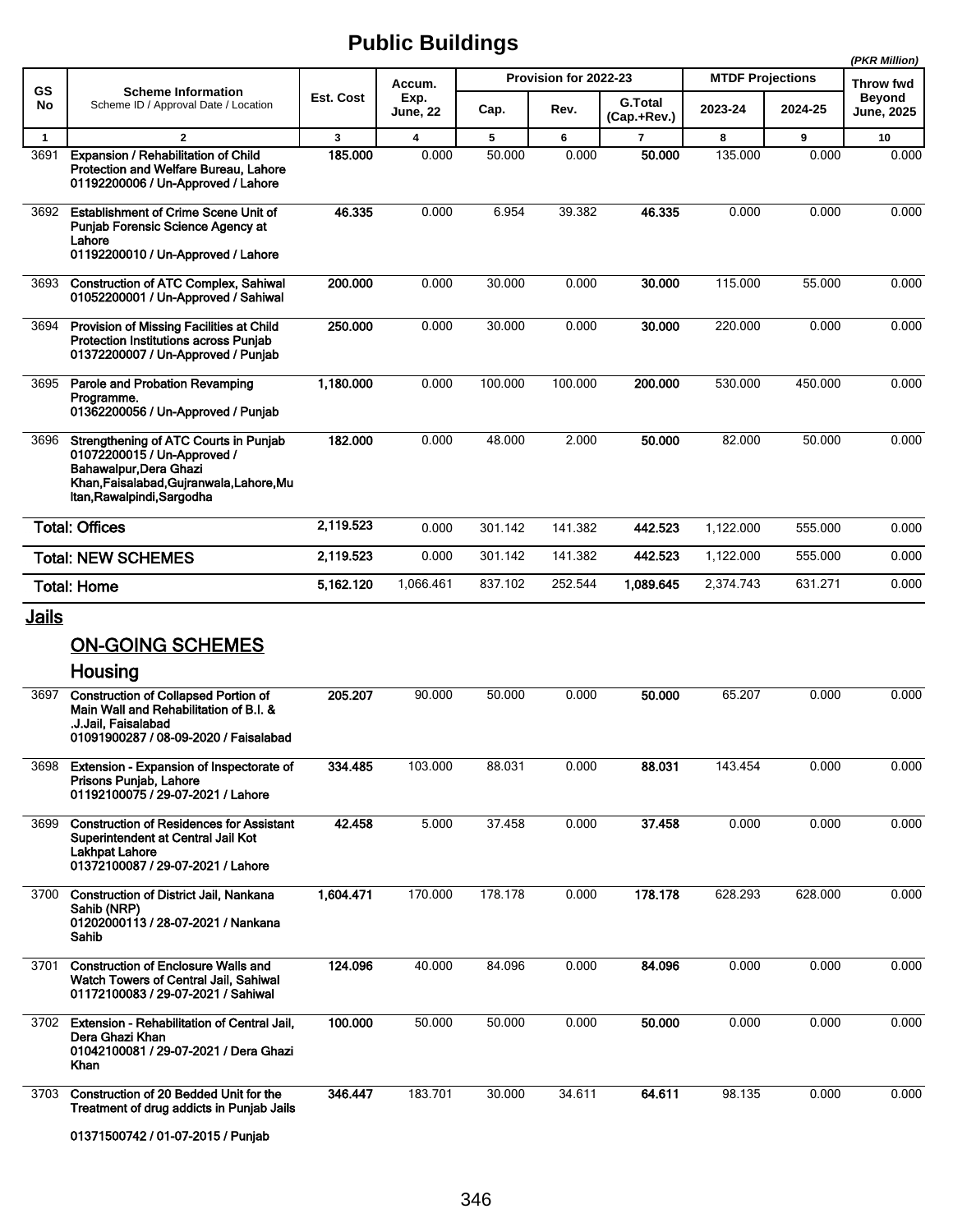# Public Buildings

(PKR Million)

| GS No | Scheme Information<br>Scheme ID / Approval Date / Location | Est. Cost | Accum. Exp. June, 22 | Provision for 2022-23 | | | MTDF Projections | | Throw fwd Beyond June, 2025 |
|---|---|---|---|---|---|---|---|---|---|
| | | | | Cap. | Rev. | G.Total (Cap.+Rev.) | 2023-24 | 2024-25 | |
| 1 | 2 | 3 | 4 | 5 | 6 | 7 | 8 | 9 | 10 |
| 3691 | **Expansion / Rehabilitation of Child Protection and Welfare Bureau, Lahore**<br>**01192200006 / Un-Approved / Lahore** | **185.000** | 0.000 | 50.000 | 0.000 | **50.000** | 135.000 | 0.000 | 0.000 |
| 3692 | **Establishment of Crime Scene Unit of Punjab Forensic Science Agency at Lahore**<br>**01192200010 / Un-Approved / Lahore** | **46.335** | 0.000 | 6.954 | 39.382 | **46.335** | 0.000 | 0.000 | 0.000 |
| 3693 | **Construction of ATC Complex, Sahiwal**<br>**01052200001 / Un-Approved / Sahiwal** | **200.000** | 0.000 | 30.000 | 0.000 | **30.000** | 115.000 | 55.000 | 0.000 |
| 3694 | **Provision of Missing Facilities at Child Protection Institutions across Punjab**<br>**01372200007 / Un-Approved / Punjab** | **250.000** | 0.000 | 30.000 | 0.000 | **30.000** | 220.000 | 0.000 | 0.000 |
| 3695 | **Parole and Probation Revamping Programme.**<br>**01362200056 / Un-Approved / Punjab** | **1,180.000** | 0.000 | 100.000 | 100.000 | **200.000** | 530.000 | 450.000 | 0.000 |
| 3696 | **Strengthening of ATC Courts in Punjab**<br>**01072200015 / Un-Approved / Bahawalpur,Dera Ghazi Khan,Faisalabad,Gujranwala,Lahore,Multan,Rawalpindi,Sargodha** | **182.000** | 0.000 | 48.000 | 2.000 | **50.000** | 82.000 | 50.000 | 0.000 |
| | **Total: Offices** | **2,119.523** | 0.000 | 301.142 | 141.382 | **442.523** | 1,122.000 | 555.000 | 0.000 |
| | **Total: NEW SCHEMES** | **2,119.523** | 0.000 | 301.142 | 141.382 | **442.523** | 1,122.000 | 555.000 | 0.000 |
| | **Total: Home** | **5,162.120** | 1,066.461 | 837.102 | 252.544 | **1,089.645** | 2,374.743 | 631.271 | 0.000 |

## Jails

### ON-GOING SCHEMES

### Housing

| GS No | Scheme Information<br>Scheme ID / Approval Date / Location | Est. Cost | Accum. Exp. June, 22 | Cap. | Rev. | G.Total (Cap.+Rev.) | 2023-24 | 2024-25 | Throw fwd Beyond June, 2025 |
|---|---|---|---|---|---|---|---|---|---|
| 3697 | **Construction of Collapsed Portion of Main Wall and Rehabilitation of B.I. & .J.Jail, Faisalabad**<br>**01091900287 / 08-09-2020 / Faisalabad** | **205.207** | 90.000 | 50.000 | 0.000 | **50.000** | 65.207 | 0.000 | 0.000 |
| 3698 | **Extension - Expansion of Inspectorate of Prisons Punjab, Lahore**<br>**01192100075 / 29-07-2021 / Lahore** | **334.485** | 103.000 | 88.031 | 0.000 | **88.031** | 143.454 | 0.000 | 0.000 |
| 3699 | **Construction of Residences for Assistant Superintendent at Central Jail Kot Lakhpat Lahore**<br>**01372100087 / 29-07-2021 / Lahore** | **42.458** | 5.000 | 37.458 | 0.000 | **37.458** | 0.000 | 0.000 | 0.000 |
| 3700 | **Construction of District Jail, Nankana Sahib (NRP)**<br>**01202000113 / 28-07-2021 / Nankana Sahib** | **1,604.471** | 170.000 | 178.178 | 0.000 | **178.178** | 628.293 | 628.000 | 0.000 |
| 3701 | **Construction of Enclosure Walls and Watch Towers of Central Jail, Sahiwal**<br>**01172100083 / 29-07-2021 / Sahiwal** | **124.096** | 40.000 | 84.096 | 0.000 | **84.096** | 0.000 | 0.000 | 0.000 |
| 3702 | **Extension - Rehabilitation of Central Jail, Dera Ghazi Khan**<br>**01042100081 / 29-07-2021 / Dera Ghazi Khan** | **100.000** | 50.000 | 50.000 | 0.000 | **50.000** | 0.000 | 0.000 | 0.000 |
| 3703 | **Construction of 20 Bedded Unit for the Treatment of drug addicts in Punjab Jails**<br>**01371500742 / 01-07-2015 / Punjab** | **346.447** | 183.701 | 30.000 | 34.611 | **64.611** | 98.135 | 0.000 | 0.000 |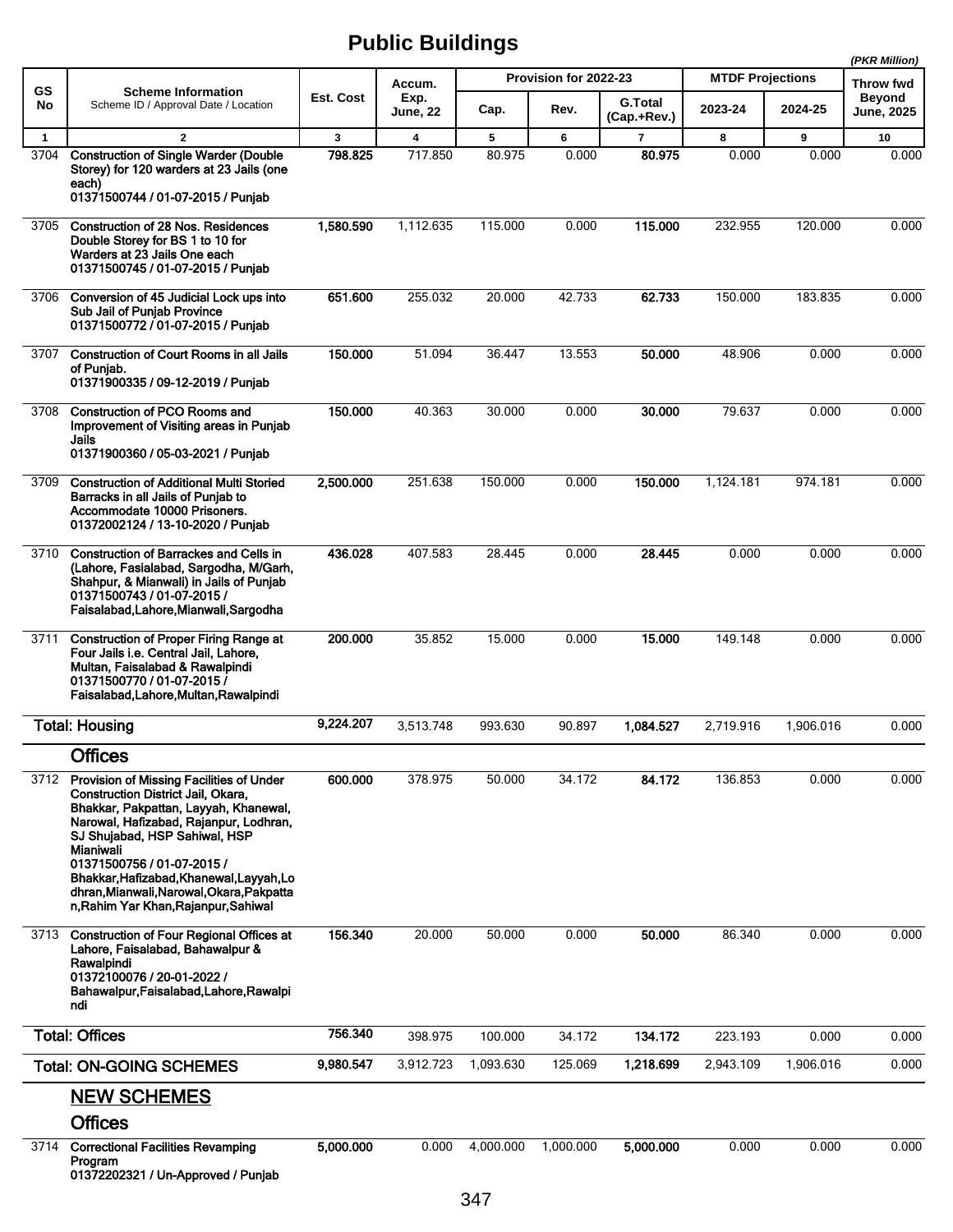# Public Buildings

(PKR Million)

| GS No | Scheme Information<br>Scheme ID / Approval Date / Location | Est. Cost | Accum. Exp. June, 22 | Provision for 2022-23 | | | MTDF Projections | | Throw fwd Beyond June, 2025 |
|---|---|---|---|---|---|---|---|---|---|
| | | | | Cap. | Rev. | G.Total (Cap.+Rev.) | 2023-24 | 2024-25 | |
| 1 | 2 | 3 | 4 | 5 | 6 | 7 | 8 | 9 | 10 |
| 3704 | **Construction of Single Warder (Double Storey) for 120 warders at 23 Jails (one each)**<br>**01371500744 / 01-07-2015 / Punjab** | **798.825** | 717.850 | 80.975 | 0.000 | **80.975** | 0.000 | 0.000 | 0.000 |
| 3705 | **Construction of 28 Nos. Residences Double Storey for BS 1 to 10 for Warders at 23 Jails One each**<br>**01371500745 / 01-07-2015 / Punjab** | **1,580.590** | 1,112.635 | 115.000 | 0.000 | **115.000** | 232.955 | 120.000 | 0.000 |
| 3706 | **Conversion of 45 Judicial Lock ups into Sub Jail of Punjab Province**<br>**01371500772 / 01-07-2015 / Punjab** | **651.600** | 255.032 | 20.000 | 42.733 | **62.733** | 150.000 | 183.835 | 0.000 |
| 3707 | **Construction of Court Rooms in all Jails of Punjab.**<br>**01371900335 / 09-12-2019 / Punjab** | **150.000** | 51.094 | 36.447 | 13.553 | **50.000** | 48.906 | 0.000 | 0.000 |
| 3708 | **Construction of PCO Rooms and Improvement of Visiting areas in Punjab Jails**<br>**01371900360 / 05-03-2021 / Punjab** | **150.000** | 40.363 | 30.000 | 0.000 | **30.000** | 79.637 | 0.000 | 0.000 |
| 3709 | **Construction of Additional Multi Storied Barracks in all Jails of Punjab to Accommodate 10000 Prisoners.**<br>**01372002124 / 13-10-2020 / Punjab** | **2,500.000** | 251.638 | 150.000 | 0.000 | **150.000** | 1,124.181 | 974.181 | 0.000 |
| 3710 | **Construction of Barrackes and Cells in (Lahore, Fasialabad, Sargodha, M/Garh, Shahpur, & Mianwali) in Jails of Punjab**<br>**01371500743 / 01-07-2015 / Faisalabad,Lahore,Mianwali,Sargodha** | **436.028** | 407.583 | 28.445 | 0.000 | **28.445** | 0.000 | 0.000 | 0.000 |
| 3711 | **Construction of Proper Firing Range at Four Jails i.e. Central Jail, Lahore, Multan, Faisalabad & Rawalpindi**<br>**01371500770 / 01-07-2015 / Faisalabad,Lahore,Multan,Rawalpindi** | **200.000** | 35.852 | 15.000 | 0.000 | **15.000** | 149.148 | 0.000 | 0.000 |
| | **Total: Housing** | **9,224.207** | 3,513.748 | 993.630 | 90.897 | **1,084.527** | 2,719.916 | 1,906.016 | 0.000 |
| | **Offices** | | | | | | | | |
| 3712 | **Provision of Missing Facilities of Under Construction District Jail, Okara, Bhakkar, Pakpattan, Layyah, Khanewal, Narowal, Hafizabad, Rajanpur, Lodhran, SJ Shujabad, HSP Sahiwal, HSP Mianiwali**<br>**01371500756 / 01-07-2015 / Bhakkar,Hafizabad,Khanewal,Layyah,Lodhran,Mianwali,Narowal,Okara,Pakpattan,Rahim Yar Khan,Rajanpur,Sahiwal** | **600.000** | 378.975 | 50.000 | 34.172 | **84.172** | 136.853 | 0.000 | 0.000 |
| 3713 | **Construction of Four Regional Offices at Lahore, Faisalabad, Bahawalpur & Rawalpindi**<br>**01372100076 / 20-01-2022 / Bahawalpur,Faisalabad,Lahore,Rawalpindi** | **156.340** | 20.000 | 50.000 | 0.000 | **50.000** | 86.340 | 0.000 | 0.000 |
| | **Total: Offices** | **756.340** | 398.975 | 100.000 | 34.172 | **134.172** | 223.193 | 0.000 | 0.000 |
| | **Total: ON-GOING SCHEMES** | **9,980.547** | 3,912.723 | 1,093.630 | 125.069 | **1,218.699** | 2,943.109 | 1,906.016 | 0.000 |
| | **NEW SCHEMES** | | | | | | | | |
| | **Offices** | | | | | | | | |
| 3714 | **Correctional Facilities Revamping Program**<br>**01372202321 / Un-Approved / Punjab** | **5,000.000** | 0.000 | 4,000.000 | 1,000.000 | **5,000.000** | 0.000 | 0.000 | 0.000 |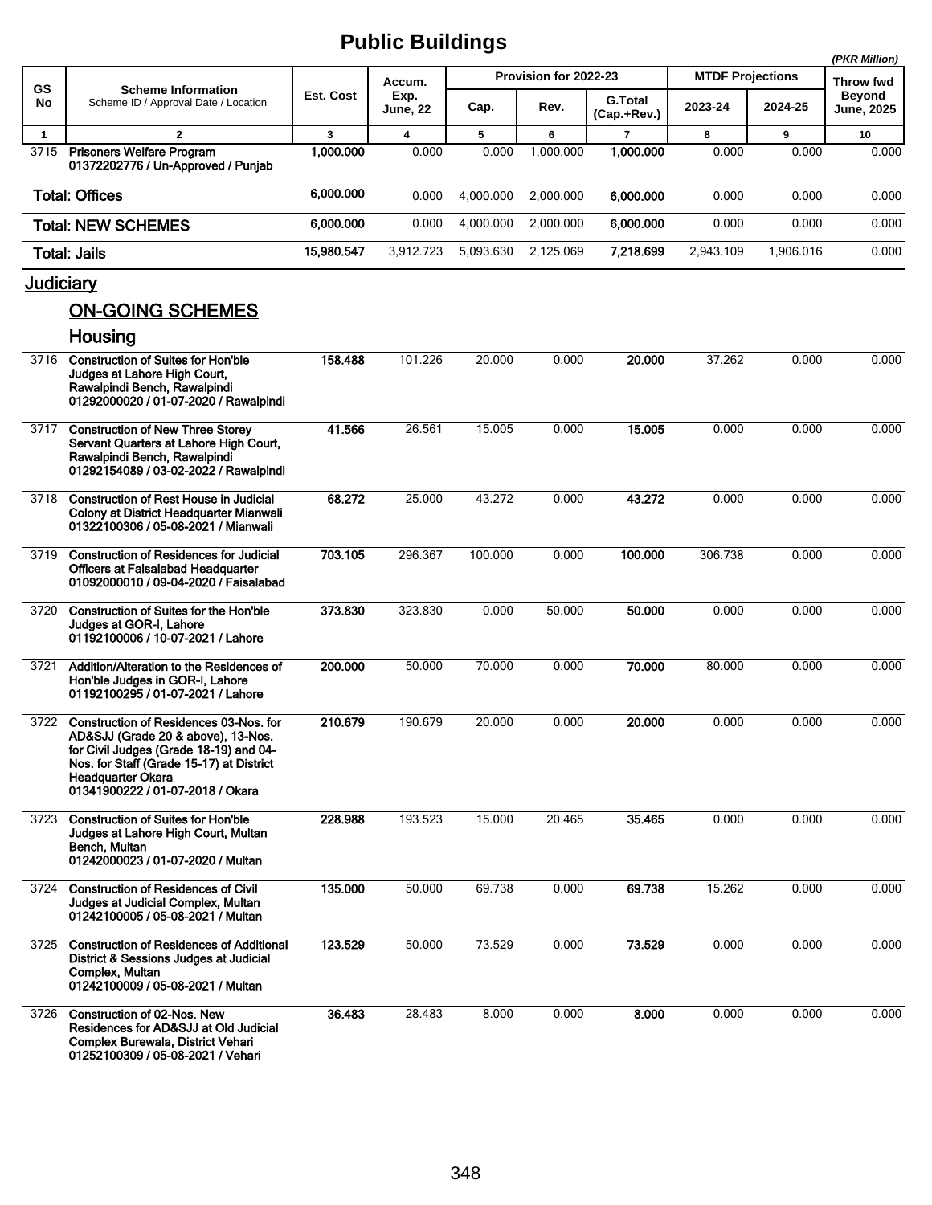# Public Buildings

(PKR Million)

| GS No | Scheme Information<br>Scheme ID / Approval Date / Location | Est. Cost | Accum. Exp. June, 22 | Provision for 2022-23 | | | MTDF Projections | | Throw fwd Beyond June, 2025 |
|---|---|---|---|---|---|---|---|---|---|
| | | | | Cap. | Rev. | G.Total (Cap.+Rev.) | 2023-24 | 2024-25 | |
| 1 | 2 | 3 | 4 | 5 | 6 | 7 | 8 | 9 | 10 |
| 3715 | **Prisoners Welfare Program**<br>**01372202776 / Un-Approved / Punjab** | **1,000.000** | 0.000 | 0.000 | 1,000.000 | **1,000.000** | 0.000 | 0.000 | 0.000 |
| | **Total: Offices** | **6,000.000** | 0.000 | 4,000.000 | 2,000.000 | **6,000.000** | 0.000 | 0.000 | 0.000 |
| | **Total: NEW SCHEMES** | **6,000.000** | 0.000 | 4,000.000 | 2,000.000 | **6,000.000** | 0.000 | 0.000 | 0.000 |
| | **Total: Jails** | **15,980.547** | 3,912.723 | 5,093.630 | 2,125.069 | **7,218.699** | 2,943.109 | 1,906.016 | 0.000 |
| | **Judiciary** | | | | | | | | |
| | **ON-GOING SCHEMES** | | | | | | | | |
| | **Housing** | | | | | | | | |
| 3716 | **Construction of Suites for Hon'ble Judges at Lahore High Court, Rawalpindi Bench, Rawalpindi**<br>**01292000020 / 01-07-2020 / Rawalpindi** | **158.488** | 101.226 | 20.000 | 0.000 | **20.000** | 37.262 | 0.000 | 0.000 |
| 3717 | **Construction of New Three Storey Servant Quarters at Lahore High Court, Rawalpindi Bench, Rawalpindi**<br>**01292154089 / 03-02-2022 / Rawalpindi** | **41.566** | 26.561 | 15.005 | 0.000 | **15.005** | 0.000 | 0.000 | 0.000 |
| 3718 | **Construction of Rest House in Judicial Colony at District Headquarter Mianwali**<br>**01322100306 / 05-08-2021 / Mianwali** | **68.272** | 25.000 | 43.272 | 0.000 | **43.272** | 0.000 | 0.000 | 0.000 |
| 3719 | **Construction of Residences for Judicial Officers at Faisalabad Headquarter**<br>**01092000010 / 09-04-2020 / Faisalabad** | **703.105** | 296.367 | 100.000 | 0.000 | **100.000** | 306.738 | 0.000 | 0.000 |
| 3720 | **Construction of Suites for the Hon'ble Judges at GOR-I, Lahore**<br>**01192100006 / 10-07-2021 / Lahore** | **373.830** | 323.830 | 0.000 | 50.000 | **50.000** | 0.000 | 0.000 | 0.000 |
| 3721 | **Addition/Alteration to the Residences of Hon'ble Judges in GOR-I, Lahore**<br>**01192100295 / 01-07-2021 / Lahore** | **200.000** | 50.000 | 70.000 | 0.000 | **70.000** | 80.000 | 0.000 | 0.000 |
| 3722 | **Construction of Residences 03-Nos. for AD&SJJ (Grade 20 & above), 13-Nos. for Civil Judges (Grade 18-19) and 04-Nos. for Staff (Grade 15-17) at District Headquarter Okara**<br>**01341900222 / 01-07-2018 / Okara** | **210.679** | 190.679 | 20.000 | 0.000 | **20.000** | 0.000 | 0.000 | 0.000 |
| 3723 | **Construction of Suites for Hon'ble Judges at Lahore High Court, Multan Bench, Multan**<br>**01242000023 / 01-07-2020 / Multan** | **228.988** | 193.523 | 15.000 | 20.465 | **35.465** | 0.000 | 0.000 | 0.000 |
| 3724 | **Construction of Residences of Civil Judges at Judicial Complex, Multan**<br>**01242100005 / 05-08-2021 / Multan** | **135.000** | 50.000 | 69.738 | 0.000 | **69.738** | 15.262 | 0.000 | 0.000 |
| 3725 | **Construction of Residences of Additional District & Sessions Judges at Judicial Complex, Multan**<br>**01242100009 / 05-08-2021 / Multan** | **123.529** | 50.000 | 73.529 | 0.000 | **73.529** | 0.000 | 0.000 | 0.000 |
| 3726 | **Construction of 02-Nos. New Residences for AD&SJJ at Old Judicial Complex Burewala, District Vehari**<br>**01252100309 / 05-08-2021 / Vehari** | **36.483** | 28.483 | 8.000 | 0.000 | **8.000** | 0.000 | 0.000 | 0.000 |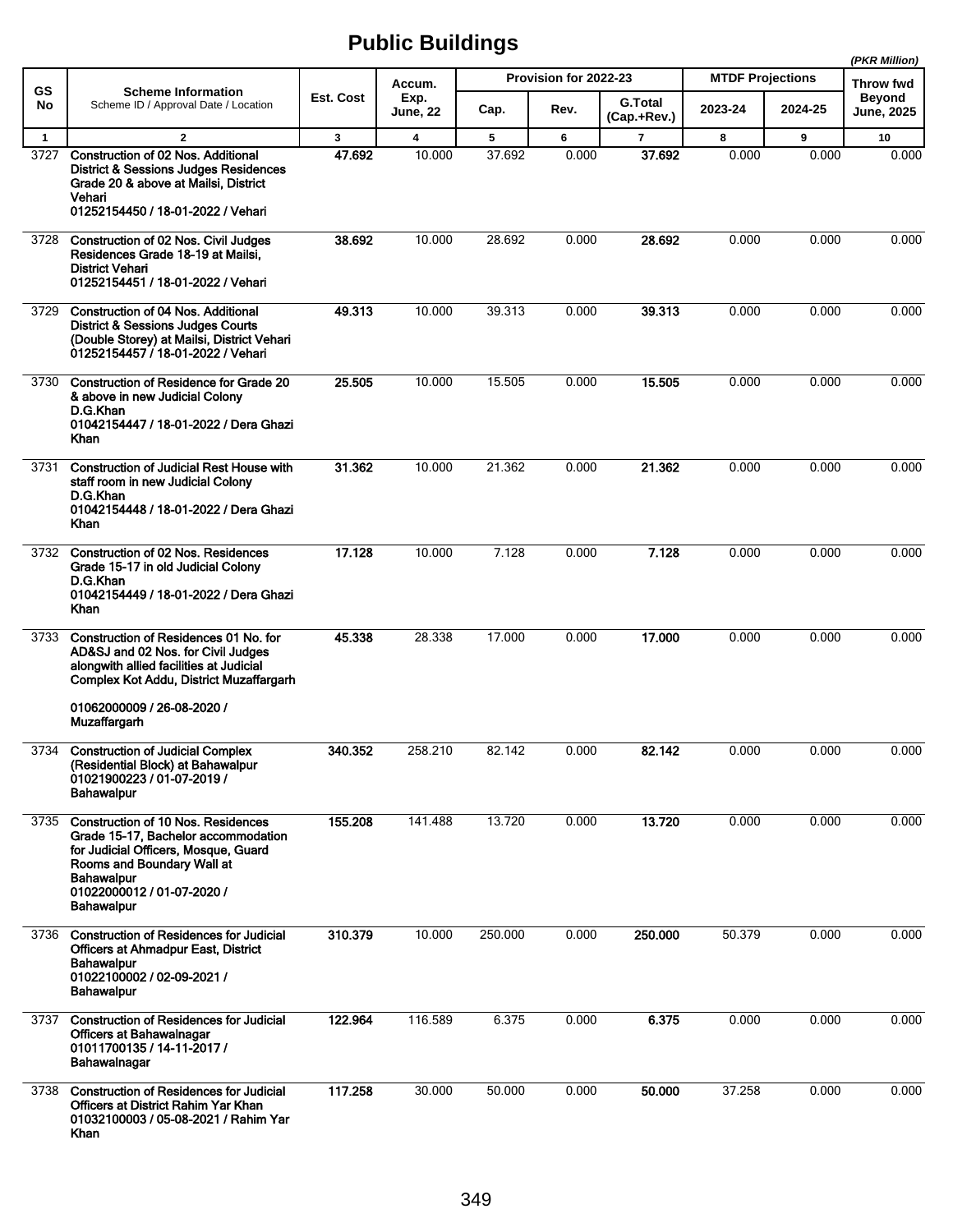# Public Buildings

(PKR Million)

| GS No | Scheme Information<br>Scheme ID / Approval Date / Location | Est. Cost | Accum. Exp. June, 22 | Provision for 2022-23 | | | MTDF Projections | | Throw fwd Beyond June, 2025 |
|---|---|---|---|---|---|---|---|---|---|
| | | | | Cap. | Rev. | G.Total (Cap.+Rev.) | 2023-24 | 2024-25 | |
| 1 | 2 | 3 | 4 | 5 | 6 | 7 | 8 | 9 | 10 |
| 3727 | **Construction of 02 Nos. Additional District & Sessions Judges Residences Grade 20 & above at Mailsi, District Vehari**<br>**01252154450 / 18-01-2022 / Vehari** | **47.692** | 10.000 | 37.692 | 0.000 | **37.692** | 0.000 | 0.000 | 0.000 |
| 3728 | **Construction of 02 Nos. Civil Judges Residences Grade 18-19 at Mailsi, District Vehari**<br>**01252154451 / 18-01-2022 / Vehari** | **38.692** | 10.000 | 28.692 | 0.000 | **28.692** | 0.000 | 0.000 | 0.000 |
| 3729 | **Construction of 04 Nos. Additional District & Sessions Judges Courts (Double Storey) at Mailsi, District Vehari**<br>**01252154457 / 18-01-2022 / Vehari** | **49.313** | 10.000 | 39.313 | 0.000 | **39.313** | 0.000 | 0.000 | 0.000 |
| 3730 | **Construction of Residence for Grade 20 & above in new Judicial Colony D.G.Khan**<br>**01042154447 / 18-01-2022 / Dera Ghazi Khan** | **25.505** | 10.000 | 15.505 | 0.000 | **15.505** | 0.000 | 0.000 | 0.000 |
| 3731 | **Construction of Judicial Rest House with staff room in new Judicial Colony D.G.Khan**<br>**01042154448 / 18-01-2022 / Dera Ghazi Khan** | **31.362** | 10.000 | 21.362 | 0.000 | **21.362** | 0.000 | 0.000 | 0.000 |
| 3732 | **Construction of 02 Nos. Residences Grade 15-17 in old Judicial Colony D.G.Khan**<br>**01042154449 / 18-01-2022 / Dera Ghazi Khan** | **17.128** | 10.000 | 7.128 | 0.000 | **7.128** | 0.000 | 0.000 | 0.000 |
| 3733 | **Construction of Residences 01 No. for AD&SJ and 02 Nos. for Civil Judges alongwith allied facilities at Judicial Complex Kot Addu, District Muzaffargarh**<br>**01062000009 / 26-08-2020 / Muzaffargarh** | **45.338** | 28.338 | 17.000 | 0.000 | **17.000** | 0.000 | 0.000 | 0.000 |
| 3734 | **Construction of Judicial Complex (Residential Block) at Bahawalpur**<br>**01021900223 / 01-07-2019 / Bahawalpur** | **340.352** | 258.210 | 82.142 | 0.000 | **82.142** | 0.000 | 0.000 | 0.000 |
| 3735 | **Construction of 10 Nos. Residences Grade 15-17, Bachelor accommodation for Judicial Officers, Mosque, Guard Rooms and Boundary Wall at Bahawalpur**<br>**01022000012 / 01-07-2020 / Bahawalpur** | **155.208** | 141.488 | 13.720 | 0.000 | **13.720** | 0.000 | 0.000 | 0.000 |
| 3736 | **Construction of Residences for Judicial Officers at Ahmadpur East, District Bahawalpur**<br>**01022100002 / 02-09-2021 / Bahawalpur** | **310.379** | 10.000 | 250.000 | 0.000 | **250.000** | 50.379 | 0.000 | 0.000 |
| 3737 | **Construction of Residences for Judicial Officers at Bahawalnagar**<br>**01011700135 / 14-11-2017 / Bahawalnagar** | **122.964** | 116.589 | 6.375 | 0.000 | **6.375** | 0.000 | 0.000 | 0.000 |
| 3738 | **Construction of Residences for Judicial Officers at District Rahim Yar Khan**<br>**01032100003 / 05-08-2021 / Rahim Yar Khan** | **117.258** | 30.000 | 50.000 | 0.000 | **50.000** | 37.258 | 0.000 | 0.000 |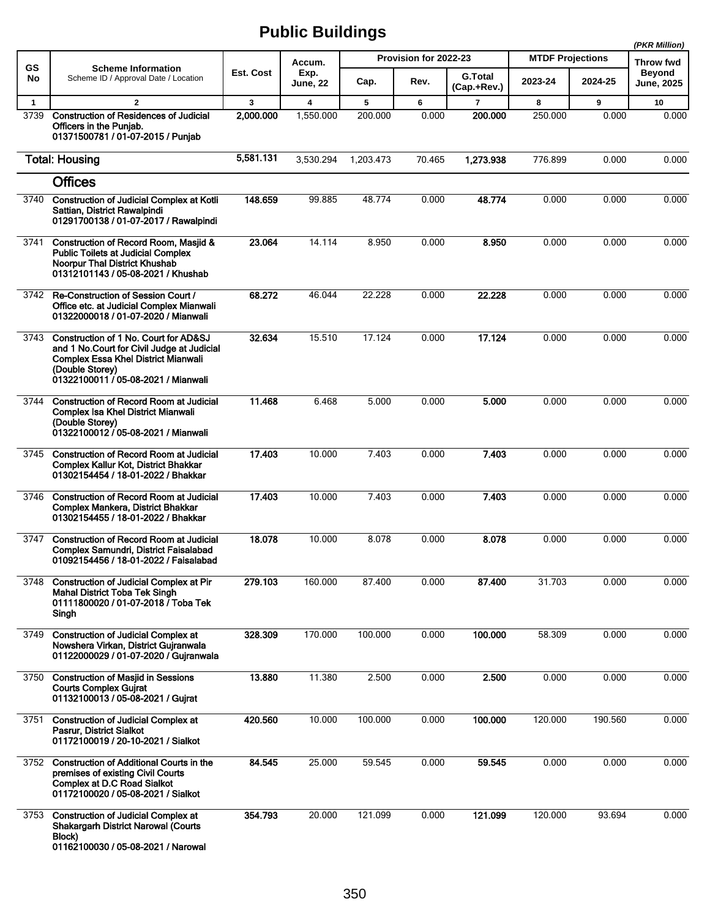# Public Buildings

(PKR Million)

| GS No | Scheme Information<br>Scheme ID / Approval Date / Location | Est. Cost | Accum. Exp. June, 22 | Provision for 2022-23 | | | MTDF Projections | | Throw fwd |
|---|---|---|---|---|---|---|---|---|---|
| | | | | Cap. | Rev. | G.Total (Cap.+Rev.) | 2023-24 | 2024-25 | Beyond June, 2025 |
| 1 | 2 | 3 | 4 | 5 | 6 | 7 | 8 | 9 | 10 |
| 3739 | **Construction of Residences of Judicial Officers in the Punjab.**<br>**01371500781 / 01-07-2015 / Punjab** | **2,000.000** | 1,550.000 | 200.000 | 0.000 | **200.000** | 250.000 | 0.000 | 0.000 |
| | **Total: Housing** | **5,581.131** | 3,530.294 | 1,203.473 | 70.465 | **1,273.938** | 776.899 | 0.000 | 0.000 |
| | **Offices** | | | | | | | | |
| 3740 | **Construction of Judicial Complex at Kotli Sattian, District Rawalpindi**<br>**01291700138 / 01-07-2017 / Rawalpindi** | **148.659** | 99.885 | 48.774 | 0.000 | **48.774** | 0.000 | 0.000 | 0.000 |
| 3741 | **Construction of Record Room, Masjid & Public Toilets at Judicial Complex Noorpur Thal District Khushab**<br>**01312101143 / 05-08-2021 / Khushab** | **23.064** | 14.114 | 8.950 | 0.000 | **8.950** | 0.000 | 0.000 | 0.000 |
| 3742 | **Re-Construction of Session Court / Office etc. at Judicial Complex Mianwali**<br>**01322000018 / 01-07-2020 / Mianwali** | **68.272** | 46.044 | 22.228 | 0.000 | **22.228** | 0.000 | 0.000 | 0.000 |
| 3743 | **Construction of 1 No. Court for AD&SJ and 1 No.Court for Civil Judge at Judicial Complex Essa Khel District Mianwali (Double Storey)**<br>**01322100011 / 05-08-2021 / Mianwali** | **32.634** | 15.510 | 17.124 | 0.000 | **17.124** | 0.000 | 0.000 | 0.000 |
| 3744 | **Construction of Record Room at Judicial Complex Isa Khel District Mianwali (Double Storey)**<br>**01322100012 / 05-08-2021 / Mianwali** | **11.468** | 6.468 | 5.000 | 0.000 | **5.000** | 0.000 | 0.000 | 0.000 |
| 3745 | **Construction of Record Room at Judicial Complex Kallur Kot, District Bhakkar**<br>**01302154454 / 18-01-2022 / Bhakkar** | **17.403** | 10.000 | 7.403 | 0.000 | **7.403** | 0.000 | 0.000 | 0.000 |
| 3746 | **Construction of Record Room at Judicial Complex Mankera, District Bhakkar**<br>**01302154455 / 18-01-2022 / Bhakkar** | **17.403** | 10.000 | 7.403 | 0.000 | **7.403** | 0.000 | 0.000 | 0.000 |
| 3747 | **Construction of Record Room at Judicial Complex Samundri, District Faisalabad**<br>**01092154456 / 18-01-2022 / Faisalabad** | **18.078** | 10.000 | 8.078 | 0.000 | **8.078** | 0.000 | 0.000 | 0.000 |
| 3748 | **Construction of Judicial Complex at Pir Mahal District Toba Tek Singh**<br>**01111800020 / 01-07-2018 / Toba Tek Singh** | **279.103** | 160.000 | 87.400 | 0.000 | **87.400** | 31.703 | 0.000 | 0.000 |
| 3749 | **Construction of Judicial Complex at Nowshera Virkan, District Gujranwala**<br>**01122000029 / 01-07-2020 / Gujranwala** | **328.309** | 170.000 | 100.000 | 0.000 | **100.000** | 58.309 | 0.000 | 0.000 |
| 3750 | **Construction of Masjid in Sessions Courts Complex Gujrat**<br>**01132100013 / 05-08-2021 / Gujrat** | **13.880** | 11.380 | 2.500 | 0.000 | **2.500** | 0.000 | 0.000 | 0.000 |
| 3751 | **Construction of Judicial Complex at Pasrur, District Sialkot**<br>**01172100019 / 20-10-2021 / Sialkot** | **420.560** | 10.000 | 100.000 | 0.000 | **100.000** | 120.000 | 190.560 | 0.000 |
| 3752 | **Construction of Additional Courts in the premises of existing Civil Courts Complex at D.C Road Sialkot**<br>**01172100020 / 05-08-2021 / Sialkot** | **84.545** | 25.000 | 59.545 | 0.000 | **59.545** | 0.000 | 0.000 | 0.000 |
| 3753 | **Construction of Judicial Complex at Shakargarh District Narowal (Courts Block)**<br>**01162100030 / 05-08-2021 / Narowal** | **354.793** | 20.000 | 121.099 | 0.000 | **121.099** | 120.000 | 93.694 | 0.000 |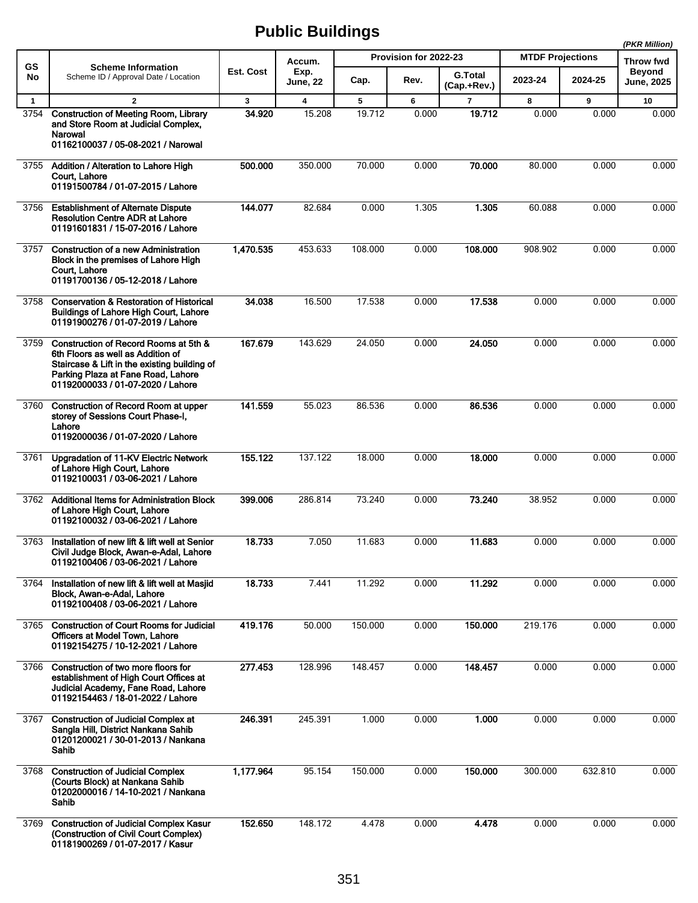# Public Buildings

(PKR Million)

| GS No | Scheme Information<br>Scheme ID / Approval Date / Location | Est. Cost | Accum. Exp. June, 22 | Provision for 2022-23 | | | MTDF Projections | | Throw fwd Beyond June, 2025 |
|---|---|---|---|---|---|---|---|---|---|
| | | | | Cap. | Rev. | G.Total (Cap.+Rev.) | 2023-24 | 2024-25 | |
| 1 | 2 | 3 | 4 | 5 | 6 | 7 | 8 | 9 | 10 |
| 3754 | **Construction of Meeting Room, Library and Store Room at Judicial Complex, Narowal**<br>**01162100037 / 05-08-2021 / Narowal** | **34.920** | 15.208 | 19.712 | 0.000 | **19.712** | 0.000 | 0.000 | 0.000 |
| 3755 | **Addition / Alteration to Lahore High Court, Lahore**<br>**01191500784 / 01-07-2015 / Lahore** | **500.000** | 350.000 | 70.000 | 0.000 | **70.000** | 80.000 | 0.000 | 0.000 |
| 3756 | **Establishment of Alternate Dispute Resolution Centre ADR at Lahore**<br>**01191601831 / 15-07-2016 / Lahore** | **144.077** | 82.684 | 0.000 | 1.305 | **1.305** | 60.088 | 0.000 | 0.000 |
| 3757 | **Construction of a new Administration Block in the premises of Lahore High Court, Lahore**<br>**01191700136 / 05-12-2018 / Lahore** | **1,470.535** | 453.633 | 108.000 | 0.000 | **108.000** | 908.902 | 0.000 | 0.000 |
| 3758 | **Conservation & Restoration of Historical Buildings of Lahore High Court, Lahore**<br>**01191900276 / 01-07-2019 / Lahore** | **34.038** | 16.500 | 17.538 | 0.000 | **17.538** | 0.000 | 0.000 | 0.000 |
| 3759 | **Construction of Record Rooms at 5th & 6th Floors as well as Addition of Staircase & Lift in the existing building of Parking Plaza at Fane Road, Lahore**<br>**01192000033 / 01-07-2020 / Lahore** | **167.679** | 143.629 | 24.050 | 0.000 | **24.050** | 0.000 | 0.000 | 0.000 |
| 3760 | **Construction of Record Room at upper storey of Sessions Court Phase-I, Lahore**<br>**01192000036 / 01-07-2020 / Lahore** | **141.559** | 55.023 | 86.536 | 0.000 | **86.536** | 0.000 | 0.000 | 0.000 |
| 3761 | **Upgradation of 11-KV Electric Network of Lahore High Court, Lahore**<br>**01192100031 / 03-06-2021 / Lahore** | **155.122** | 137.122 | 18.000 | 0.000 | **18.000** | 0.000 | 0.000 | 0.000 |
| 3762 | **Additional Items for Administration Block of Lahore High Court, Lahore**<br>**01192100032 / 03-06-2021 / Lahore** | **399.006** | 286.814 | 73.240 | 0.000 | **73.240** | 38.952 | 0.000 | 0.000 |
| 3763 | **Installation of new lift & lift well at Senior Civil Judge Block, Awan-e-Adal, Lahore**<br>**01192100406 / 03-06-2021 / Lahore** | **18.733** | 7.050 | 11.683 | 0.000 | **11.683** | 0.000 | 0.000 | 0.000 |
| 3764 | **Installation of new lift & lift well at Masjid Block, Awan-e-Adal, Lahore**<br>**01192100408 / 03-06-2021 / Lahore** | **18.733** | 7.441 | 11.292 | 0.000 | **11.292** | 0.000 | 0.000 | 0.000 |
| 3765 | **Construction of Court Rooms for Judicial Officers at Model Town, Lahore**<br>**01192154275 / 10-12-2021 / Lahore** | **419.176** | 50.000 | 150.000 | 0.000 | **150.000** | 219.176 | 0.000 | 0.000 |
| 3766 | **Construction of two more floors for establishment of High Court Offices at Judicial Academy, Fane Road, Lahore**<br>**01192154463 / 18-01-2022 / Lahore** | **277.453** | 128.996 | 148.457 | 0.000 | **148.457** | 0.000 | 0.000 | 0.000 |
| 3767 | **Construction of Judicial Complex at Sangla Hill, District Nankana Sahib**<br>**01201200021 / 30-01-2013 / Nankana Sahib** | **246.391** | 245.391 | 1.000 | 0.000 | **1.000** | 0.000 | 0.000 | 0.000 |
| 3768 | **Construction of Judicial Complex (Courts Block) at Nankana Sahib**<br>**01202000016 / 14-10-2021 / Nankana Sahib** | **1,177.964** | 95.154 | 150.000 | 0.000 | **150.000** | 300.000 | 632.810 | 0.000 |
| 3769 | **Construction of Judicial Complex Kasur (Construction of Civil Court Complex)**<br>**01181900269 / 01-07-2017 / Kasur** | **152.650** | 148.172 | 4.478 | 0.000 | **4.478** | 0.000 | 0.000 | 0.000 |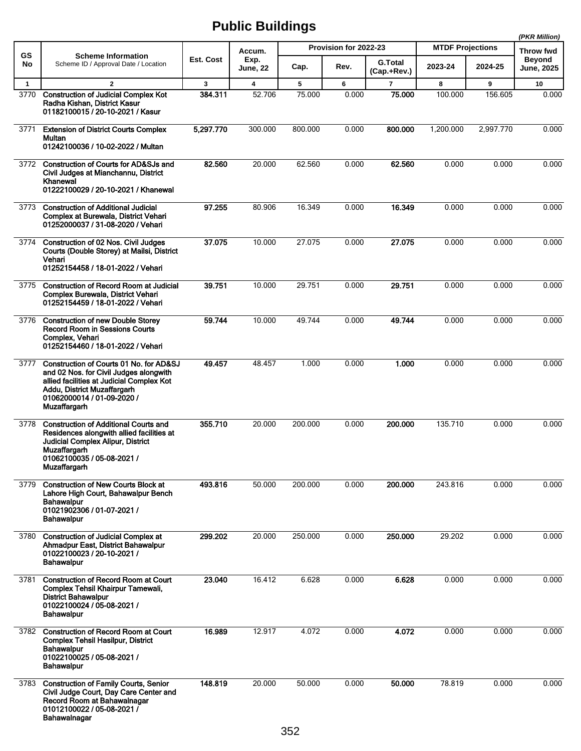# Public Buildings

*(PKR Million)*

| GS No | Scheme Information<br>Scheme ID / Approval Date / Location | Est. Cost | Accum. Exp. June, 22 | Provision for 2022-23 | | | MTDF Projections | | Throw fwd Beyond June, 2025 |
|---|---|---|---|---|---|---|---|---|---|
| | | | | Cap. | Rev. | G.Total (Cap.+Rev.) | 2023-24 | 2024-25 | |
| 1 | 2 | 3 | 4 | 5 | 6 | 7 | 8 | 9 | 10 |
| 3770 | **Construction of Judicial Complex Kot Radha Kishan, District Kasur**<br>**01182100015 / 20-10-2021 / Kasur** | **384.311** | 52.706 | 75.000 | 0.000 | **75.000** | 100.000 | 156.605 | 0.000 |
| 3771 | **Extension of District Courts Complex Multan**<br>**01242100036 / 10-02-2022 / Multan** | **5,297.770** | 300.000 | 800.000 | 0.000 | **800.000** | 1,200.000 | 2,997.770 | 0.000 |
| 3772 | **Construction of Courts for AD&SJs and Civil Judges at Mianchannu, District Khanewal**<br>**01222100029 / 20-10-2021 / Khanewal** | **82.560** | 20.000 | 62.560 | 0.000 | **62.560** | 0.000 | 0.000 | 0.000 |
| 3773 | **Construction of Additional Judicial Complex at Burewala, District Vehari**<br>**01252000037 / 31-08-2020 / Vehari** | **97.255** | 80.906 | 16.349 | 0.000 | **16.349** | 0.000 | 0.000 | 0.000 |
| 3774 | **Construction of 02 Nos. Civil Judges Courts (Double Storey) at Mailsi, District Vehari**<br>**01252154458 / 18-01-2022 / Vehari** | **37.075** | 10.000 | 27.075 | 0.000 | **27.075** | 0.000 | 0.000 | 0.000 |
| 3775 | **Construction of Record Room at Judicial Complex Burewala, District Vehari**<br>**01252154459 / 18-01-2022 / Vehari** | **39.751** | 10.000 | 29.751 | 0.000 | **29.751** | 0.000 | 0.000 | 0.000 |
| 3776 | **Construction of new Double Storey Record Room in Sessions Courts Complex, Vehari**<br>**01252154460 / 18-01-2022 / Vehari** | **59.744** | 10.000 | 49.744 | 0.000 | **49.744** | 0.000 | 0.000 | 0.000 |
| 3777 | **Construction of Courts 01 No. for AD&SJ and 02 Nos. for Civil Judges alongwith allied facilities at Judicial Complex Kot Addu, District Muzaffargarh**<br>**01062000014 / 01-09-2020 / Muzaffargarh** | **49.457** | 48.457 | 1.000 | 0.000 | **1.000** | 0.000 | 0.000 | 0.000 |
| 3778 | **Construction of Additional Courts and Residences alongwith allied facilities at Judicial Complex Alipur, District Muzaffargarh**<br>**01062100035 / 05-08-2021 / Muzaffargarh** | **355.710** | 20.000 | 200.000 | 0.000 | **200.000** | 135.710 | 0.000 | 0.000 |
| 3779 | **Construction of New Courts Block at Lahore High Court, Bahawalpur Bench Bahawalpur**<br>**01021902306 / 01-07-2021 / Bahawalpur** | **493.816** | 50.000 | 200.000 | 0.000 | **200.000** | 243.816 | 0.000 | 0.000 |
| 3780 | **Construction of Judicial Complex at Ahmadpur East, District Bahawalpur**<br>**01022100023 / 20-10-2021 / Bahawalpur** | **299.202** | 20.000 | 250.000 | 0.000 | **250.000** | 29.202 | 0.000 | 0.000 |
| 3781 | **Construction of Record Room at Court Complex Tehsil Khairpur Tamewali, District Bahawalpur**<br>**01022100024 / 05-08-2021 / Bahawalpur** | **23.040** | 16.412 | 6.628 | 0.000 | **6.628** | 0.000 | 0.000 | 0.000 |
| 3782 | **Construction of Record Room at Court Complex Tehsil Hasilpur, District Bahawalpur**<br>**01022100025 / 05-08-2021 / Bahawalpur** | **16.989** | 12.917 | 4.072 | 0.000 | **4.072** | 0.000 | 0.000 | 0.000 |
| 3783 | **Construction of Family Courts, Senior Civil Judge Court, Day Care Center and Record Room at Bahawalnagar**<br>**01012100022 / 05-08-2021 / Bahawalnagar** | **148.819** | 20.000 | 50.000 | 0.000 | **50.000** | 78.819 | 0.000 | 0.000 |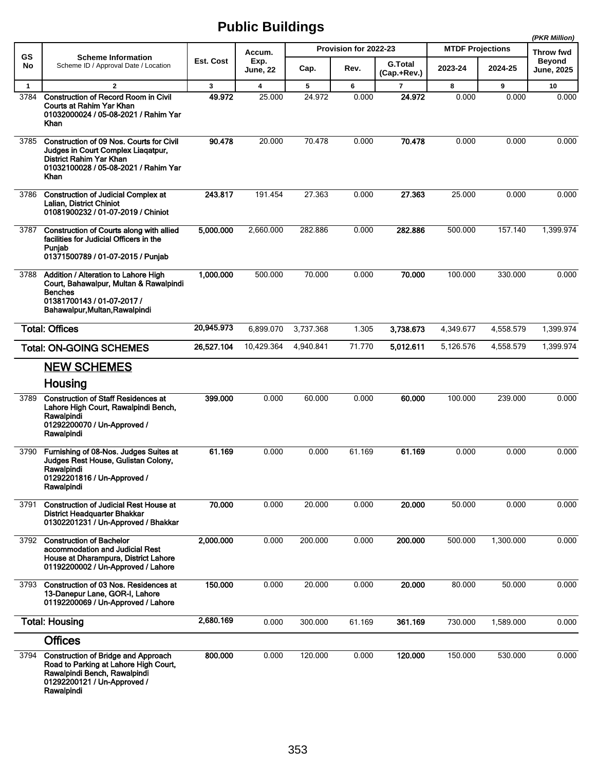# Public Buildings

(PKR Million)

| GS No | Scheme Information<br>Scheme ID / Approval Date / Location | Est. Cost | Accum. Exp. June, 22 | Provision for 2022-23 | | | MTDF Projections | | Throw fwd Beyond June, 2025 |
|---|---|---|---|---|---|---|---|---|---|
| | | | | Cap. | Rev. | G.Total (Cap.+Rev.) | 2023-24 | 2024-25 | |
| 1 | 2 | 3 | 4 | 5 | 6 | 7 | 8 | 9 | 10 |
| 3784 | **Construction of Record Room in Civil Courts at Rahim Yar Khan**<br>**01032000024 / 05-08-2021 / Rahim Yar Khan** | **49.972** | 25.000 | 24.972 | 0.000 | **24.972** | 0.000 | 0.000 | 0.000 |
| 3785 | **Construction of 09 Nos. Courts for Civil Judges in Court Complex Liaqatpur, District Rahim Yar Khan**<br>**01032100028 / 05-08-2021 / Rahim Yar Khan** | **90.478** | 20.000 | 70.478 | 0.000 | **70.478** | 0.000 | 0.000 | 0.000 |
| 3786 | **Construction of Judicial Complex at Lalian, District Chiniot**<br>**01081900232 / 01-07-2019 / Chiniot** | **243.817** | 191.454 | 27.363 | 0.000 | **27.363** | 25.000 | 0.000 | 0.000 |
| 3787 | **Construction of Courts along with allied facilities for Judicial Officers in the Punjab**<br>**01371500789 / 01-07-2015 / Punjab** | **5,000.000** | 2,660.000 | 282.886 | 0.000 | **282.886** | 500.000 | 157.140 | 1,399.974 |
| 3788 | **Addition / Alteration to Lahore High Court, Bahawalpur, Multan & Rawalpindi Benches**<br>**01381700143 / 01-07-2017 / Bahawalpur,Multan,Rawalpindi** | **1,000.000** | 500.000 | 70.000 | 0.000 | **70.000** | 100.000 | 330.000 | 0.000 |
| | **Total: Offices** | **20,945.973** | 6,899.070 | 3,737.368 | 1.305 | **3,738.673** | 4,349.677 | 4,558.579 | 1,399.974 |
| | **Total: ON-GOING SCHEMES** | **26,527.104** | 10,429.364 | 4,940.841 | 71.770 | **5,012.611** | 5,126.576 | 4,558.579 | 1,399.974 |
| | **NEW SCHEMES** | | | | | | | | |
| | **Housing** | | | | | | | | |
| 3789 | **Construction of Staff Residences at Lahore High Court, Rawalpindi Bench, Rawalpindi**<br>**01292200070 / Un-Approved / Rawalpindi** | **399.000** | 0.000 | 60.000 | 0.000 | **60.000** | 100.000 | 239.000 | 0.000 |
| 3790 | **Furnishing of 08-Nos. Judges Suites at Judges Rest House, Gulistan Colony, Rawalpindi**<br>**01292201816 / Un-Approved / Rawalpindi** | **61.169** | 0.000 | 0.000 | 61.169 | **61.169** | 0.000 | 0.000 | 0.000 |
| 3791 | **Construction of Judicial Rest House at District Headquarter Bhakkar**<br>**01302201231 / Un-Approved / Bhakkar** | **70.000** | 0.000 | 20.000 | 0.000 | **20.000** | 50.000 | 0.000 | 0.000 |
| 3792 | **Construction of Bachelor accommodation and Judicial Rest House at Dharampura, District Lahore**<br>**01192200002 / Un-Approved / Lahore** | **2,000.000** | 0.000 | 200.000 | 0.000 | **200.000** | 500.000 | 1,300.000 | 0.000 |
| 3793 | **Construction of 03 Nos. Residences at 13-Danepur Lane, GOR-I, Lahore**<br>**01192200069 / Un-Approved / Lahore** | **150.000** | 0.000 | 20.000 | 0.000 | **20.000** | 80.000 | 50.000 | 0.000 |
| | **Total: Housing** | **2,680.169** | 0.000 | 300.000 | 61.169 | **361.169** | 730.000 | 1,589.000 | 0.000 |
| | **Offices** | | | | | | | | |
| 3794 | **Construction of Bridge and Approach Road to Parking at Lahore High Court, Rawalpindi Bench, Rawalpindi**<br>**01292200121 / Un-Approved / Rawalpindi** | **800.000** | 0.000 | 120.000 | 0.000 | **120.000** | 150.000 | 530.000 | 0.000 |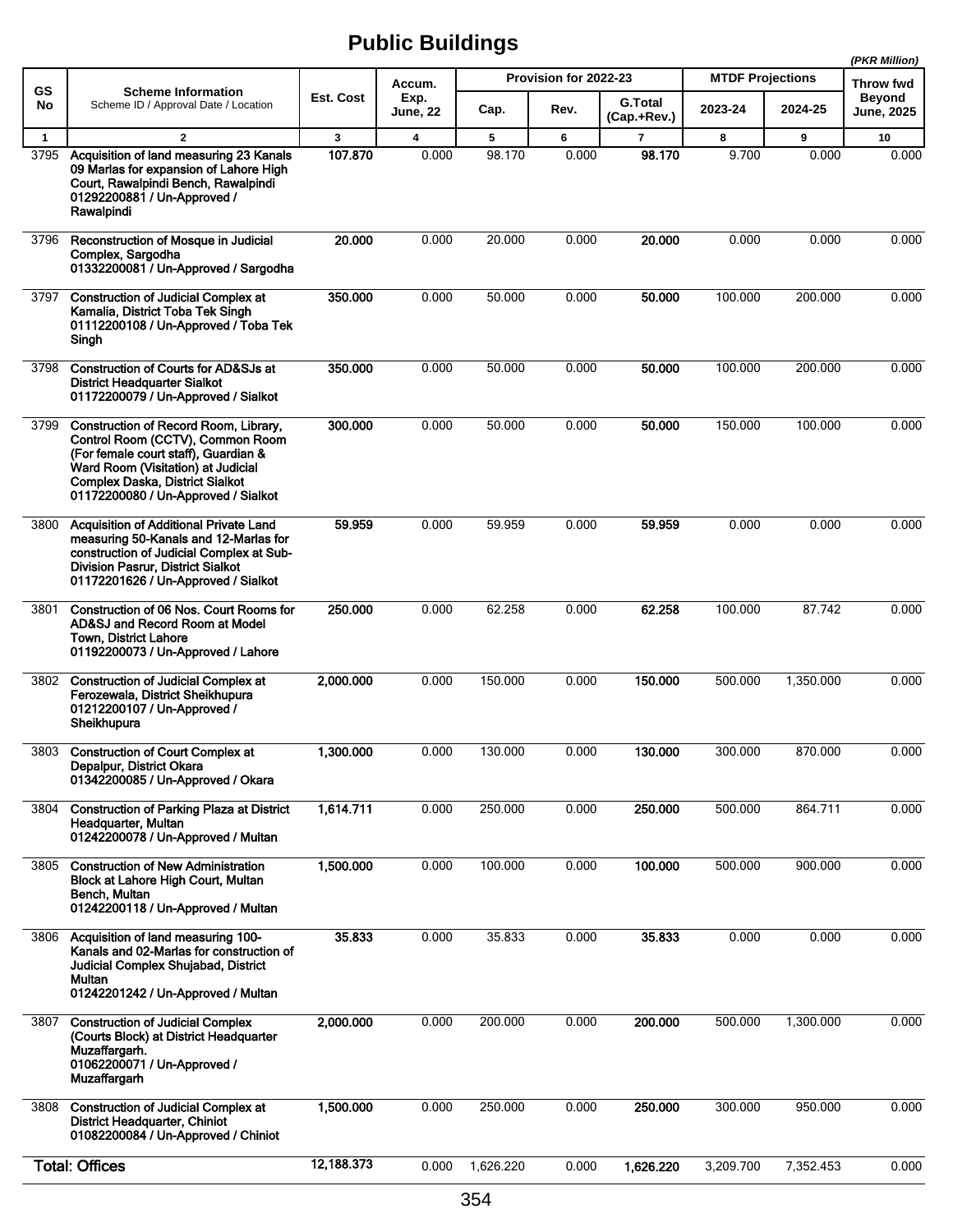# Public Buildings

(PKR Million)

| GS No | Scheme Information<br>Scheme ID / Approval Date / Location | Est. Cost | Accum. Exp. June, 22 | Provision for 2022-23 | | | MTDF Projections | | Throw fwd Beyond June, 2025 |
|---|---|---|---|---|---|---|---|---|---|
| | | | | Cap. | Rev. | G.Total (Cap.+Rev.) | 2023-24 | 2024-25 | |
| 1 | 2 | 3 | 4 | 5 | 6 | 7 | 8 | 9 | 10 |
| 3795 | **Acquisition of land measuring 23 Kanals 09 Marlas for expansion of Lahore High Court, Rawalpindi Bench, Rawalpindi 01292200881 / Un-Approved / Rawalpindi** | **107.870** | 0.000 | 98.170 | 0.000 | **98.170** | 9.700 | 0.000 | 0.000 |
| 3796 | **Reconstruction of Mosque in Judicial Complex, Sargodha 01332200081 / Un-Approved / Sargodha** | **20.000** | 0.000 | 20.000 | 0.000 | **20.000** | 0.000 | 0.000 | 0.000 |
| 3797 | **Construction of Judicial Complex at Kamalia, District Toba Tek Singh 01112200108 / Un-Approved / Toba Tek Singh** | **350.000** | 0.000 | 50.000 | 0.000 | **50.000** | 100.000 | 200.000 | 0.000 |
| 3798 | **Construction of Courts for AD&SJs at District Headquarter Sialkot 01172200079 / Un-Approved / Sialkot** | **350.000** | 0.000 | 50.000 | 0.000 | **50.000** | 100.000 | 200.000 | 0.000 |
| 3799 | **Construction of Record Room, Library, Control Room (CCTV), Common Room (For female court staff), Guardian & Ward Room (Visitation) at Judicial Complex Daska, District Sialkot 01172200080 / Un-Approved / Sialkot** | **300.000** | 0.000 | 50.000 | 0.000 | **50.000** | 150.000 | 100.000 | 0.000 |
| 3800 | **Acquisition of Additional Private Land measuring 50-Kanals and 12-Marlas for construction of Judicial Complex at Sub-Division Pasrur, District Sialkot 01172201626 / Un-Approved / Sialkot** | **59.959** | 0.000 | 59.959 | 0.000 | **59.959** | 0.000 | 0.000 | 0.000 |
| 3801 | **Construction of 06 Nos. Court Rooms for AD&SJ and Record Room at Model Town, District Lahore 01192200073 / Un-Approved / Lahore** | **250.000** | 0.000 | 62.258 | 0.000 | **62.258** | 100.000 | 87.742 | 0.000 |
| 3802 | **Construction of Judicial Complex at Ferozewala, District Sheikhupura 01212200107 / Un-Approved / Sheikhupura** | **2,000.000** | 0.000 | 150.000 | 0.000 | **150.000** | 500.000 | 1,350.000 | 0.000 |
| 3803 | **Construction of Court Complex at Depalpur, District Okara 01342200085 / Un-Approved / Okara** | **1,300.000** | 0.000 | 130.000 | 0.000 | **130.000** | 300.000 | 870.000 | 0.000 |
| 3804 | **Construction of Parking Plaza at District Headquarter, Multan 01242200078 / Un-Approved / Multan** | **1,614.711** | 0.000 | 250.000 | 0.000 | **250.000** | 500.000 | 864.711 | 0.000 |
| 3805 | **Construction of New Administration Block at Lahore High Court, Multan Bench, Multan 01242200118 / Un-Approved / Multan** | **1,500.000** | 0.000 | 100.000 | 0.000 | **100.000** | 500.000 | 900.000 | 0.000 |
| 3806 | **Acquisition of land measuring 100-Kanals and 02-Marlas for construction of Judicial Complex Shujabad, District Multan 01242201242 / Un-Approved / Multan** | **35.833** | 0.000 | 35.833 | 0.000 | **35.833** | 0.000 | 0.000 | 0.000 |
| 3807 | **Construction of Judicial Complex (Courts Block) at District Headquarter Muzaffargarh. 01062200071 / Un-Approved / Muzaffargarh** | **2,000.000** | 0.000 | 200.000 | 0.000 | **200.000** | 500.000 | 1,300.000 | 0.000 |
| 3808 | **Construction of Judicial Complex at District Headquarter, Chiniot 01082200084 / Un-Approved / Chiniot** | **1,500.000** | 0.000 | 250.000 | 0.000 | **250.000** | 300.000 | 950.000 | 0.000 |
| **Total: Offices** | | **12,188.373** | 0.000 | 1,626.220 | 0.000 | **1,626.220** | 3,209.700 | 7,352.453 | 0.000 |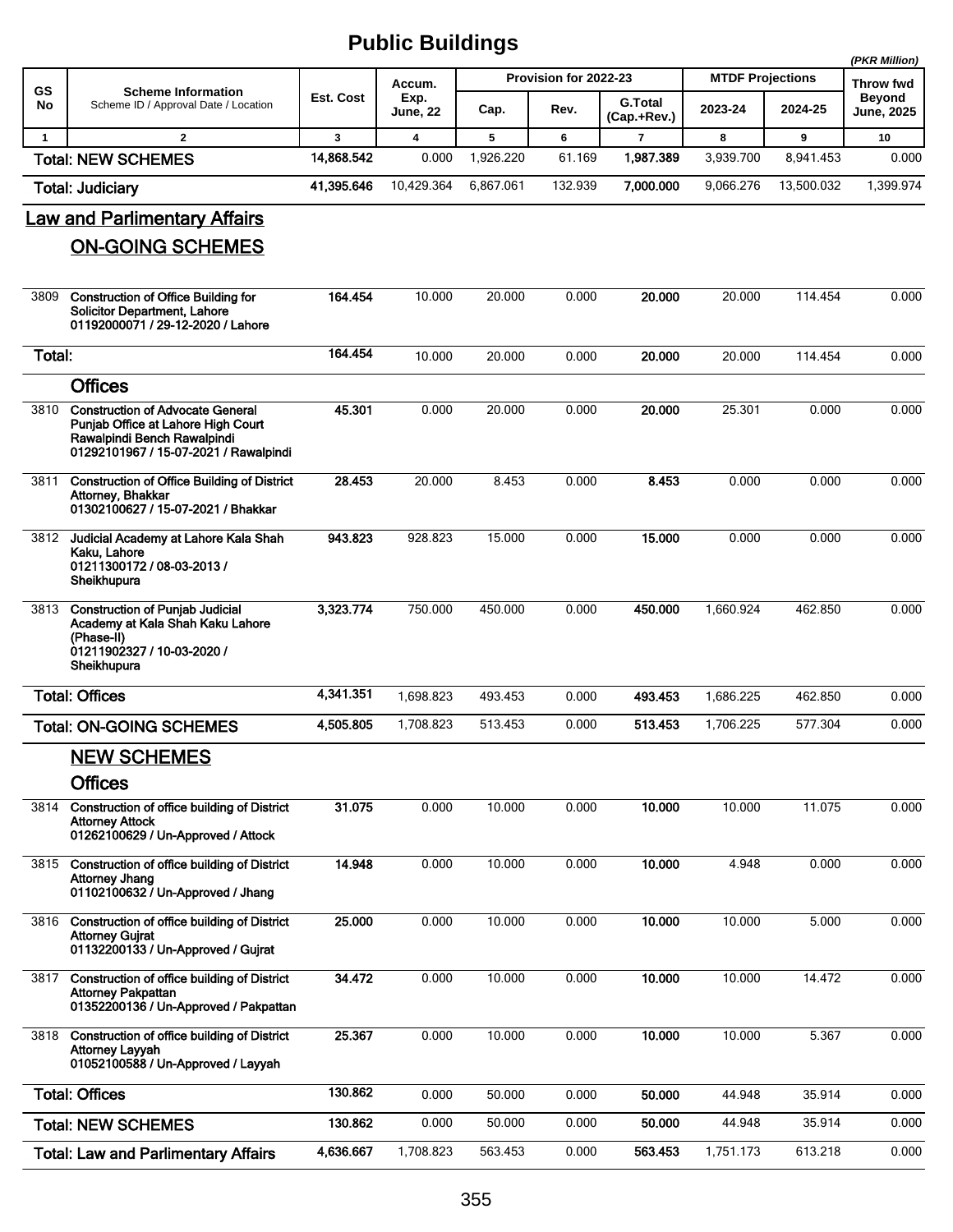# Public Buildings

*(PKR Million)*

| GS No | Scheme Information<br>Scheme ID / Approval Date / Location | Est. Cost | Accum. Exp. June, 22 | Provision for 2022-23 | | | MTDF Projections | | Throw fwd Beyond June, 2025 |
|---|---|---|---|---|---|---|---|---|---|
| | | | | Cap. | Rev. | G.Total (Cap.+Rev.) | 2023-24 | 2024-25 | |
| 1 | 2 | 3 | 4 | 5 | 6 | 7 | 8 | 9 | 10 |
| **Total: NEW SCHEMES** | | **14,868.542** | 0.000 | 1,926.220 | 61.169 | **1,987.389** | 3,939.700 | 8,941.453 | 0.000 |
| **Total: Judiciary** | | **41,395.646** | 10,429.364 | 6,867.061 | 132.939 | **7,000.000** | 9,066.276 | 13,500.032 | 1,399.974 |
| **Law and Parlimentary Affairs** | | | | | | | | | |
| **ON-GOING SCHEMES** | | | | | | | | | |
| 3809 | **Construction of Office Building for Solicitor Department, Lahore**<br>**01192000071 / 29-12-2020 / Lahore** | **164.454** | 10.000 | 20.000 | 0.000 | **20.000** | 20.000 | 114.454 | 0.000 |
| **Total:** | | **164.454** | 10.000 | 20.000 | 0.000 | **20.000** | 20.000 | 114.454 | 0.000 |
| **Offices** | | | | | | | | | |
| 3810 | **Construction of Advocate General Punjab Office at Lahore High Court Rawalpindi Bench Rawalpindi**<br>**01292101967 / 15-07-2021 / Rawalpindi** | **45.301** | 0.000 | 20.000 | 0.000 | **20.000** | 25.301 | 0.000 | 0.000 |
| 3811 | **Construction of Office Building of District Attorney, Bhakkar**<br>**01302100627 / 15-07-2021 / Bhakkar** | **28.453** | 20.000 | 8.453 | 0.000 | **8.453** | 0.000 | 0.000 | 0.000 |
| 3812 | **Judicial Academy at Lahore Kala Shah Kaku, Lahore**<br>**01211300172 / 08-03-2013 / Sheikhupura** | **943.823** | 928.823 | 15.000 | 0.000 | **15.000** | 0.000 | 0.000 | 0.000 |
| 3813 | **Construction of Punjab Judicial Academy at Kala Shah Kaku Lahore (Phase-II)**<br>**01211902327 / 10-03-2020 / Sheikhupura** | **3,323.774** | 750.000 | 450.000 | 0.000 | **450.000** | 1,660.924 | 462.850 | 0.000 |
| **Total: Offices** | | **4,341.351** | 1,698.823 | 493.453 | 0.000 | **493.453** | 1,686.225 | 462.850 | 0.000 |
| **Total: ON-GOING SCHEMES** | | **4,505.805** | 1,708.823 | 513.453 | 0.000 | **513.453** | 1,706.225 | 577.304 | 0.000 |
| **NEW SCHEMES** | | | | | | | | | |
| **Offices** | | | | | | | | | |
| 3814 | **Construction of office building of District Attorney Attock**<br>**01262100629 / Un-Approved / Attock** | **31.075** | 0.000 | 10.000 | 0.000 | **10.000** | 10.000 | 11.075 | 0.000 |
| 3815 | **Construction of office building of District Attorney Jhang**<br>**01102100632 / Un-Approved / Jhang** | **14.948** | 0.000 | 10.000 | 0.000 | **10.000** | 4.948 | 0.000 | 0.000 |
| 3816 | **Construction of office building of District Attorney Gujrat**<br>**01132200133 / Un-Approved / Gujrat** | **25.000** | 0.000 | 10.000 | 0.000 | **10.000** | 10.000 | 5.000 | 0.000 |
| 3817 | **Construction of office building of District Attorney Pakpattan**<br>**01352200136 / Un-Approved / Pakpattan** | **34.472** | 0.000 | 10.000 | 0.000 | **10.000** | 10.000 | 14.472 | 0.000 |
| 3818 | **Construction of office building of District Attorney Layyah**<br>**01052100588 / Un-Approved / Layyah** | **25.367** | 0.000 | 10.000 | 0.000 | **10.000** | 10.000 | 5.367 | 0.000 |
| **Total: Offices** | | **130.862** | 0.000 | 50.000 | 0.000 | **50.000** | 44.948 | 35.914 | 0.000 |
| **Total: NEW SCHEMES** | | **130.862** | 0.000 | 50.000 | 0.000 | **50.000** | 44.948 | 35.914 | 0.000 |
| **Total: Law and Parlimentary Affairs** | | **4,636.667** | 1,708.823 | 563.453 | 0.000 | **563.453** | 1,751.173 | 613.218 | 0.000 |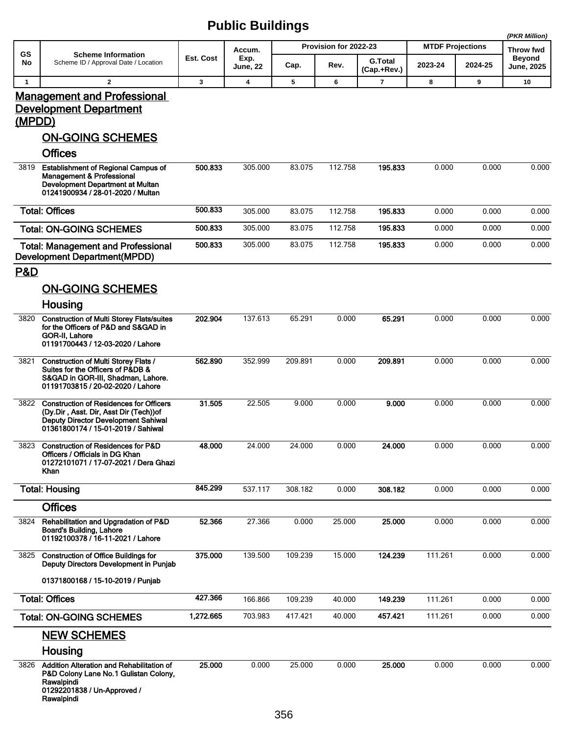# Public Buildings

(PKR Million)

| GS No | Scheme Information<br>Scheme ID / Approval Date / Location | Est. Cost | Accum. Exp. June, 22 | Provision for 2022-23 | | | MTDF Projections | | Throw fwd Beyond June, 2025 |
|---|---|---|---|---|---|---|---|---|---|
| | | | | Cap. | Rev. | G.Total (Cap.+Rev.) | 2023-24 | 2024-25 | |
| 1 | 2 | 3 | 4 | 5 | 6 | 7 | 8 | 9 | 10 |
| | **Management and Professional Development Department (MPDD)** | | | | | | | | |
| | **ON-GOING SCHEMES** | | | | | | | | |
| | **Offices** | | | | | | | | |
| 3819 | **Establishment of Regional Campus of Management & Professional Development Department at Multan 01241900934 / 28-01-2020 / Multan** | **500.833** | 305.000 | 83.075 | 112.758 | **195.833** | 0.000 | 0.000 | 0.000 |
| | **Total: Offices** | **500.833** | 305.000 | 83.075 | 112.758 | **195.833** | 0.000 | 0.000 | 0.000 |
| | **Total: ON-GOING SCHEMES** | **500.833** | 305.000 | 83.075 | 112.758 | **195.833** | 0.000 | 0.000 | 0.000 |
| | **Total: Management and Professional Development Department(MPDD)** | **500.833** | 305.000 | 83.075 | 112.758 | **195.833** | 0.000 | 0.000 | 0.000 |
| | **P&D** | | | | | | | | |
| | **ON-GOING SCHEMES** | | | | | | | | |
| | **Housing** | | | | | | | | |
| 3820 | **Construction of Multi Storey Flats/suites for the Officers of P&D and S&GAD in GOR-II, Lahore 01191700443 / 12-03-2020 / Lahore** | **202.904** | 137.613 | 65.291 | 0.000 | **65.291** | 0.000 | 0.000 | 0.000 |
| 3821 | **Construction of Multi Storey Flats / Suites for the Officers of P&DB & S&GAD in GOR-III, Shadman, Lahore. 01191703815 / 20-02-2020 / Lahore** | **562.890** | 352.999 | 209.891 | 0.000 | **209.891** | 0.000 | 0.000 | 0.000 |
| 3822 | **Construction of Residences for Officers (Dy.Dir , Asst. Dir, Asst Dir (Tech))of Deputy Director Development Sahiwal 01361800174 / 15-01-2019 / Sahiwal** | **31.505** | 22.505 | 9.000 | 0.000 | **9.000** | 0.000 | 0.000 | 0.000 |
| 3823 | **Construction of Residences for P&D Officers / Officials in DG Khan 01272101071 / 17-07-2021 / Dera Ghazi Khan** | **48.000** | 24.000 | 24.000 | 0.000 | **24.000** | 0.000 | 0.000 | 0.000 |
| | **Total: Housing** | **845.299** | 537.117 | 308.182 | 0.000 | **308.182** | 0.000 | 0.000 | 0.000 |
| | **Offices** | | | | | | | | |
| 3824 | **Rehabilitation and Upgradation of P&D Board's Building, Lahore 01192100378 / 16-11-2021 / Lahore** | **52.366** | 27.366 | 0.000 | 25.000 | **25.000** | 0.000 | 0.000 | 0.000 |
| 3825 | **Construction of Office Buildings for Deputy Directors Development in Punjab 01371800168 / 15-10-2019 / Punjab** | **375.000** | 139.500 | 109.239 | 15.000 | **124.239** | 111.261 | 0.000 | 0.000 |
| | **Total: Offices** | **427.366** | 166.866 | 109.239 | 40.000 | **149.239** | 111.261 | 0.000 | 0.000 |
| | **Total: ON-GOING SCHEMES** | **1,272.665** | 703.983 | 417.421 | 40.000 | **457.421** | 111.261 | 0.000 | 0.000 |
| | **NEW SCHEMES** | | | | | | | | |
| | **Housing** | | | | | | | | |
| 3826 | **Addition Alteration and Rehabilitation of P&D Colony Lane No.1 Gulistan Colony, Rawalpindi 01292201838 / Un-Approved / Rawalpindi** | **25.000** | 0.000 | 25.000 | 0.000 | **25.000** | 0.000 | 0.000 | 0.000 |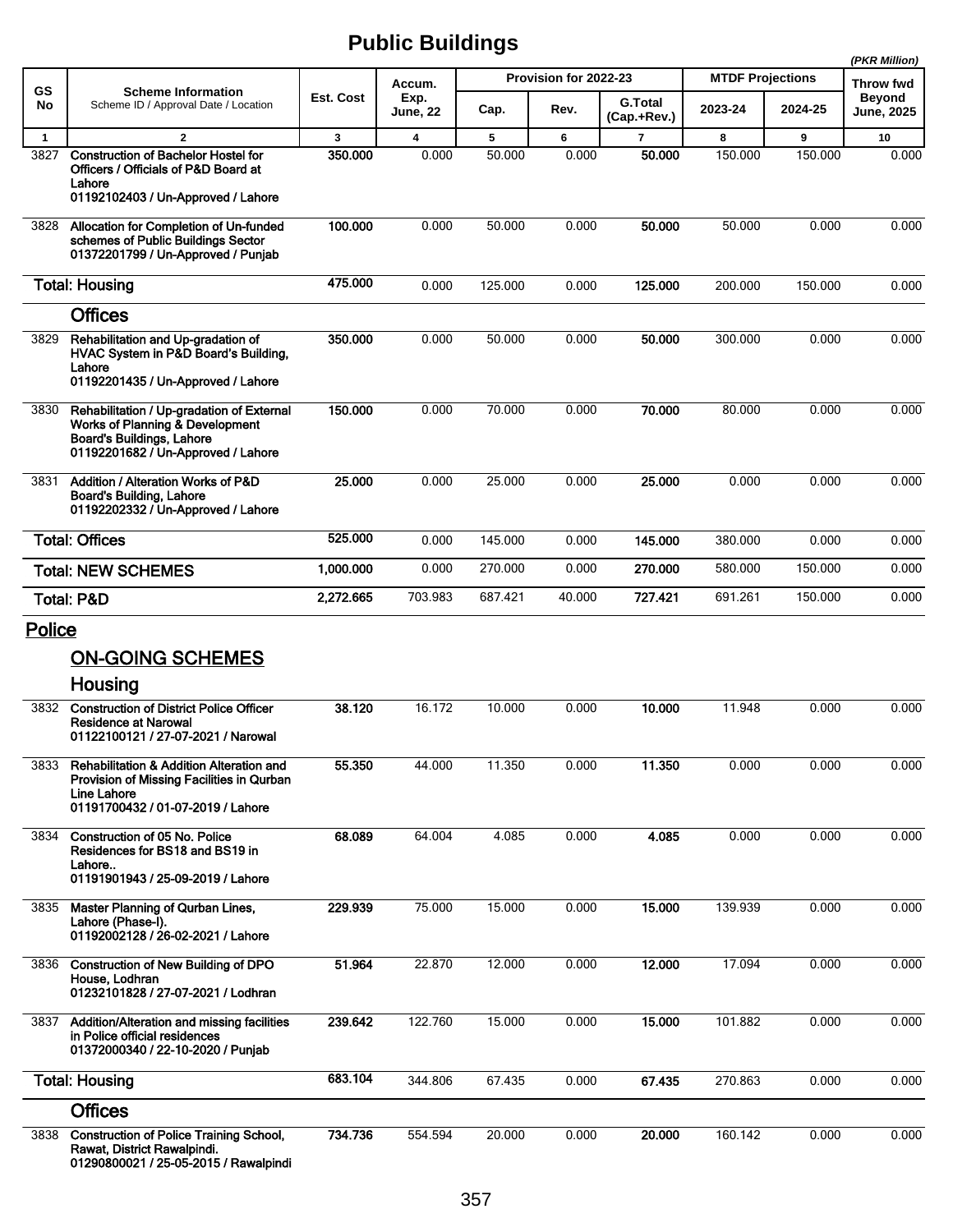# Public Buildings

(PKR Million)

| GS No | Scheme Information<br>Scheme ID / Approval Date / Location | Est. Cost | Accum. Exp. June, 22 | Provision for 2022-23 | | | MTDF Projections | | Throw fwd Beyond June, 2025 |
|---|---|---|---|---|---|---|---|---|---|
| | | | | Cap. | Rev. | G.Total (Cap.+Rev.) | 2023-24 | 2024-25 | |
| 1 | 2 | 3 | 4 | 5 | 6 | 7 | 8 | 9 | 10 |
| 3827 | **Construction of Bachelor Hostel for Officers / Officials of P&D Board at Lahore**<br>**01192102403 / Un-Approved / Lahore** | **350.000** | 0.000 | 50.000 | 0.000 | **50.000** | 150.000 | 150.000 | 0.000 |
| 3828 | **Allocation for Completion of Un-funded schemes of Public Buildings Sector**<br>**01372201799 / Un-Approved / Punjab** | **100.000** | 0.000 | 50.000 | 0.000 | **50.000** | 50.000 | 0.000 | 0.000 |
| | **Total: Housing** | **475.000** | 0.000 | 125.000 | 0.000 | **125.000** | 200.000 | 150.000 | 0.000 |
| | **Offices** | | | | | | | | |
| 3829 | **Rehabilitation and Up-gradation of HVAC System in P&D Board's Building, Lahore**<br>**01192201435 / Un-Approved / Lahore** | **350.000** | 0.000 | 50.000 | 0.000 | **50.000** | 300.000 | 0.000 | 0.000 |
| 3830 | **Rehabilitation / Up-gradation of External Works of Planning & Development Board's Buildings, Lahore**<br>**01192201682 / Un-Approved / Lahore** | **150.000** | 0.000 | 70.000 | 0.000 | **70.000** | 80.000 | 0.000 | 0.000 |
| 3831 | **Addition / Alteration Works of P&D Board's Building, Lahore**<br>**01192202332 / Un-Approved / Lahore** | **25.000** | 0.000 | 25.000 | 0.000 | **25.000** | 0.000 | 0.000 | 0.000 |
| | **Total: Offices** | **525.000** | 0.000 | 145.000 | 0.000 | **145.000** | 380.000 | 0.000 | 0.000 |
| | **Total: NEW SCHEMES** | **1,000.000** | 0.000 | 270.000 | 0.000 | **270.000** | 580.000 | 150.000 | 0.000 |
| | **Total: P&D** | **2,272.665** | 703.983 | 687.421 | 40.000 | **727.421** | 691.261 | 150.000 | 0.000 |
| | **Police** | | | | | | | | |
| | **ON-GOING SCHEMES** | | | | | | | | |
| | **Housing** | | | | | | | | |
| 3832 | **Construction of District Police Officer Residence at Narowal**<br>**01122100121 / 27-07-2021 / Narowal** | **38.120** | 16.172 | 10.000 | 0.000 | **10.000** | 11.948 | 0.000 | 0.000 |
| 3833 | **Rehabilitation & Addition Alteration and Provision of Missing Facilities in Qurban Line Lahore**<br>**01191700432 / 01-07-2019 / Lahore** | **55.350** | 44.000 | 11.350 | 0.000 | **11.350** | 0.000 | 0.000 | 0.000 |
| 3834 | **Construction of 05 No. Police Residences for BS18 and BS19 in Lahore..**<br>**01191901943 / 25-09-2019 / Lahore** | **68.089** | 64.004 | 4.085 | 0.000 | **4.085** | 0.000 | 0.000 | 0.000 |
| 3835 | **Master Planning of Qurban Lines, Lahore (Phase-I).**<br>**01192002128 / 26-02-2021 / Lahore** | **229.939** | 75.000 | 15.000 | 0.000 | **15.000** | 139.939 | 0.000 | 0.000 |
| 3836 | **Construction of New Building of DPO House, Lodhran**<br>**01232101828 / 27-07-2021 / Lodhran** | **51.964** | 22.870 | 12.000 | 0.000 | **12.000** | 17.094 | 0.000 | 0.000 |
| 3837 | **Addition/Alteration and missing facilities in Police official residences**<br>**01372000340 / 22-10-2020 / Punjab** | **239.642** | 122.760 | 15.000 | 0.000 | **15.000** | 101.882 | 0.000 | 0.000 |
| | **Total: Housing** | **683.104** | 344.806 | 67.435 | 0.000 | **67.435** | 270.863 | 0.000 | 0.000 |
| | **Offices** | | | | | | | | |
| 3838 | **Construction of Police Training School, Rawat, District Rawalpindi.**<br>**01290800021 / 25-05-2015 / Rawalpindi** | **734.736** | 554.594 | 20.000 | 0.000 | **20.000** | 160.142 | 0.000 | 0.000 |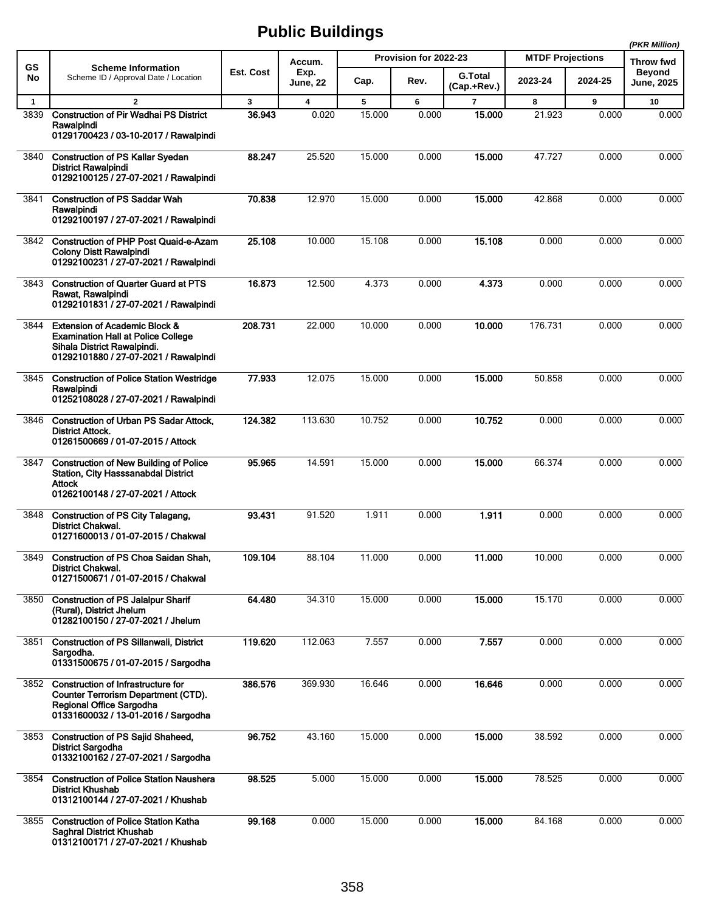# Public Buildings

*(PKR Million)*

| GS No | Scheme Information<br>Scheme ID / Approval Date / Location | Est. Cost | Accum. Exp. June, 22 | Provision for 2022-23 | | | MTDF Projections | | Throw fwd Beyond June, 2025 |
|---|---|---|---|---|---|---|---|---|---|
| | | | | Cap. | Rev. | G.Total (Cap.+Rev.) | 2023-24 | 2024-25 | |
| 1 | 2 | 3 | 4 | 5 | 6 | 7 | 8 | 9 | 10 |
| 3839 | **Construction of Pir Wadhai PS District Rawalpindi**<br>**01291700423 / 03-10-2017 / Rawalpindi** | **36.943** | 0.020 | 15.000 | 0.000 | **15.000** | 21.923 | 0.000 | 0.000 |
| 3840 | **Construction of PS Kallar Syedan District Rawalpindi**<br>**01292100125 / 27-07-2021 / Rawalpindi** | **88.247** | 25.520 | 15.000 | 0.000 | **15.000** | 47.727 | 0.000 | 0.000 |
| 3841 | **Construction of PS Saddar Wah Rawalpindi**<br>**01292100197 / 27-07-2021 / Rawalpindi** | **70.838** | 12.970 | 15.000 | 0.000 | **15.000** | 42.868 | 0.000 | 0.000 |
| 3842 | **Construction of PHP Post Quaid-e-Azam Colony Distt Rawalpindi**<br>**01292100231 / 27-07-2021 / Rawalpindi** | **25.108** | 10.000 | 15.108 | 0.000 | **15.108** | 0.000 | 0.000 | 0.000 |
| 3843 | **Construction of Quarter Guard at PTS Rawat, Rawalpindi**<br>**01292101831 / 27-07-2021 / Rawalpindi** | **16.873** | 12.500 | 4.373 | 0.000 | **4.373** | 0.000 | 0.000 | 0.000 |
| 3844 | **Extension of Academic Block & Examination Hall at Police College Sihala District Rawalpindi.**<br>**01292101880 / 27-07-2021 / Rawalpindi** | **208.731** | 22.000 | 10.000 | 0.000 | **10.000** | 176.731 | 0.000 | 0.000 |
| 3845 | **Construction of Police Station Westridge Rawalpindi**<br>**01252108028 / 27-07-2021 / Rawalpindi** | **77.933** | 12.075 | 15.000 | 0.000 | **15.000** | 50.858 | 0.000 | 0.000 |
| 3846 | **Construction of Urban PS Sadar Attock, District Attock.**<br>**01261500669 / 01-07-2015 / Attock** | **124.382** | 113.630 | 10.752 | 0.000 | **10.752** | 0.000 | 0.000 | 0.000 |
| 3847 | **Construction of New Building of Police Station, City Hasssanabdal District Attock**<br>**01262100148 / 27-07-2021 / Attock** | **95.965** | 14.591 | 15.000 | 0.000 | **15.000** | 66.374 | 0.000 | 0.000 |
| 3848 | **Construction of PS City Talagang, District Chakwal.**<br>**01271600013 / 01-07-2015 / Chakwal** | **93.431** | 91.520 | 1.911 | 0.000 | **1.911** | 0.000 | 0.000 | 0.000 |
| 3849 | **Construction of PS Choa Saidan Shah, District Chakwal.**<br>**01271500671 / 01-07-2015 / Chakwal** | **109.104** | 88.104 | 11.000 | 0.000 | **11.000** | 10.000 | 0.000 | 0.000 |
| 3850 | **Construction of PS Jalalpur Sharif (Rural), District Jhelum**<br>**01282100150 / 27-07-2021 / Jhelum** | **64.480** | 34.310 | 15.000 | 0.000 | **15.000** | 15.170 | 0.000 | 0.000 |
| 3851 | **Construction of PS Sillanwali, District Sargodha.**<br>**01331500675 / 01-07-2015 / Sargodha** | **119.620** | 112.063 | 7.557 | 0.000 | **7.557** | 0.000 | 0.000 | 0.000 |
| 3852 | **Construction of Infrastructure for Counter Terrorism Department (CTD). Regional Office Sargodha**<br>**01331600032 / 13-01-2016 / Sargodha** | **386.576** | 369.930 | 16.646 | 0.000 | **16.646** | 0.000 | 0.000 | 0.000 |
| 3853 | **Construction of PS Sajid Shaheed, District Sargodha**<br>**01332100162 / 27-07-2021 / Sargodha** | **96.752** | 43.160 | 15.000 | 0.000 | **15.000** | 38.592 | 0.000 | 0.000 |
| 3854 | **Construction of Police Station Naushera District Khushab**<br>**01312100144 / 27-07-2021 / Khushab** | **98.525** | 5.000 | 15.000 | 0.000 | **15.000** | 78.525 | 0.000 | 0.000 |
| 3855 | **Construction of Police Station Katha Saghral District Khushab**<br>**01312100171 / 27-07-2021 / Khushab** | **99.168** | 0.000 | 15.000 | 0.000 | **15.000** | 84.168 | 0.000 | 0.000 |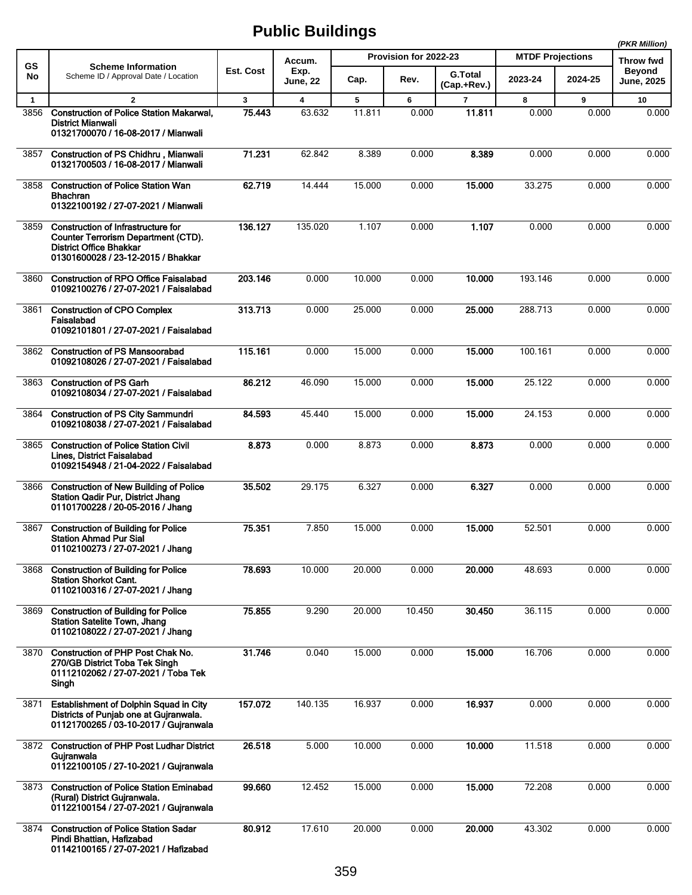# Public Buildings

*(PKR Million)*

| GS No | Scheme Information<br>Scheme ID / Approval Date / Location | Est. Cost | Accum. Exp. June, 22 | Provision for 2022-23 | | | MTDF Projections | | Throw fwd Beyond June, 2025 |
|---|---|---|---|---|---|---|---|---|---|
| | | | | Cap. | Rev. | G.Total (Cap.+Rev.) | 2023-24 | 2024-25 | |
| 1 | 2 | 3 | 4 | 5 | 6 | 7 | 8 | 9 | 10 |
| 3856 | **Construction of Police Station Makarwal, District Mianwali**<br>**01321700070 / 16-08-2017 / Mianwali** | **75.443** | 63.632 | 11.811 | 0.000 | **11.811** | 0.000 | 0.000 | 0.000 |
| 3857 | **Construction of PS Chidhru , Mianwali**<br>**01321700503 / 16-08-2017 / Mianwali** | **71.231** | 62.842 | 8.389 | 0.000 | **8.389** | 0.000 | 0.000 | 0.000 |
| 3858 | **Construction of Police Station Wan Bhachran**<br>**01322100192 / 27-07-2021 / Mianwali** | **62.719** | 14.444 | 15.000 | 0.000 | **15.000** | 33.275 | 0.000 | 0.000 |
| 3859 | **Construction of Infrastructure for Counter Terrorism Department (CTD). District Office Bhakkar**<br>**01301600028 / 23-12-2015 / Bhakkar** | **136.127** | 135.020 | 1.107 | 0.000 | **1.107** | 0.000 | 0.000 | 0.000 |
| 3860 | **Construction of RPO Office Faisalabad**<br>**01092100276 / 27-07-2021 / Faisalabad** | **203.146** | 0.000 | 10.000 | 0.000 | **10.000** | 193.146 | 0.000 | 0.000 |
| 3861 | **Construction of CPO Complex Faisalabad**<br>**01092101801 / 27-07-2021 / Faisalabad** | **313.713** | 0.000 | 25.000 | 0.000 | **25.000** | 288.713 | 0.000 | 0.000 |
| 3862 | **Construction of PS Mansoorabad**<br>**01092108026 / 27-07-2021 / Faisalabad** | **115.161** | 0.000 | 15.000 | 0.000 | **15.000** | 100.161 | 0.000 | 0.000 |
| 3863 | **Construction of PS Garh**<br>**01092108034 / 27-07-2021 / Faisalabad** | **86.212** | 46.090 | 15.000 | 0.000 | **15.000** | 25.122 | 0.000 | 0.000 |
| 3864 | **Construction of PS City Sammundri**<br>**01092108038 / 27-07-2021 / Faisalabad** | **84.593** | 45.440 | 15.000 | 0.000 | **15.000** | 24.153 | 0.000 | 0.000 |
| 3865 | **Construction of Police Station Civil Lines, District Faisalabad**<br>**01092154948 / 21-04-2022 / Faisalabad** | **8.873** | 0.000 | 8.873 | 0.000 | **8.873** | 0.000 | 0.000 | 0.000 |
| 3866 | **Construction of New Building of Police Station Qadir Pur, District Jhang**<br>**01101700228 / 20-05-2016 / Jhang** | **35.502** | 29.175 | 6.327 | 0.000 | **6.327** | 0.000 | 0.000 | 0.000 |
| 3867 | **Construction of Building for Police Station Ahmad Pur Sial**<br>**01102100273 / 27-07-2021 / Jhang** | **75.351** | 7.850 | 15.000 | 0.000 | **15.000** | 52.501 | 0.000 | 0.000 |
| 3868 | **Construction of Building for Police Station Shorkot Cant.**<br>**01102100316 / 27-07-2021 / Jhang** | **78.693** | 10.000 | 20.000 | 0.000 | **20.000** | 48.693 | 0.000 | 0.000 |
| 3869 | **Construction of Building for Police Station Satelite Town, Jhang**<br>**01102108022 / 27-07-2021 / Jhang** | **75.855** | 9.290 | 20.000 | 10.450 | **30.450** | 36.115 | 0.000 | 0.000 |
| 3870 | **Construction of PHP Post Chak No. 270/GB District Toba Tek Singh**<br>**01112102062 / 27-07-2021 / Toba Tek Singh** | **31.746** | 0.040 | 15.000 | 0.000 | **15.000** | 16.706 | 0.000 | 0.000 |
| 3871 | **Establishment of Dolphin Squad in City Districts of Punjab one at Gujranwala.**<br>**01121700265 / 03-10-2017 / Gujranwala** | **157.072** | 140.135 | 16.937 | 0.000 | **16.937** | 0.000 | 0.000 | 0.000 |
| 3872 | **Construction of PHP Post Ludhar District Gujranwala**<br>**01122100105 / 27-10-2021 / Gujranwala** | **26.518** | 5.000 | 10.000 | 0.000 | **10.000** | 11.518 | 0.000 | 0.000 |
| 3873 | **Construction of Police Station Eminabad (Rural) District Gujranwala.**<br>**01122100154 / 27-07-2021 / Gujranwala** | **99.660** | 12.452 | 15.000 | 0.000 | **15.000** | 72.208 | 0.000 | 0.000 |
| 3874 | **Construction of Police Station Sadar Pindi Bhattian, Hafizabad**<br>**01142100165 / 27-07-2021 / Hafizabad** | **80.912** | 17.610 | 20.000 | 0.000 | **20.000** | 43.302 | 0.000 | 0.000 |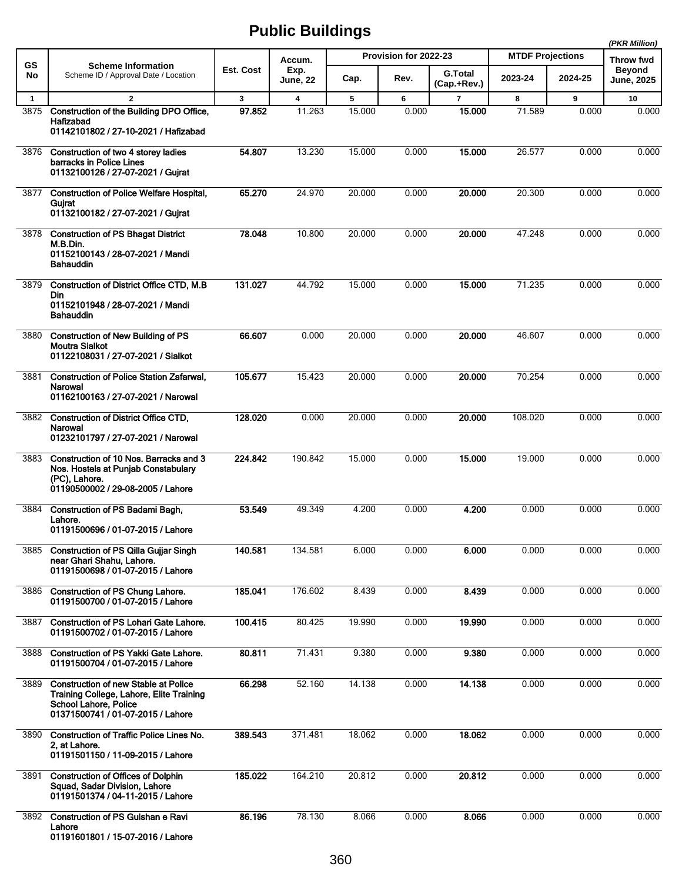# Public Buildings

*(PKR Million)*

| GS No | Scheme Information<br>Scheme ID / Approval Date / Location | Est. Cost | Accum. Exp. June, 22 | Provision for 2022-23 | | | MTDF Projections | | Throw fwd Beyond June, 2025 |
|---|---|---|---|---|---|---|---|---|---|
| | | | | Cap. | Rev. | G.Total (Cap.+Rev.) | 2023-24 | 2024-25 | |
| 1 | 2 | 3 | 4 | 5 | 6 | 7 | 8 | 9 | 10 |
| 3875 | **Construction of the Building DPO Office, Hafizabad**<br>**01142101802 / 27-10-2021 / Hafizabad** | **97.852** | 11.263 | 15.000 | 0.000 | **15.000** | 71.589 | 0.000 | 0.000 |
| 3876 | **Construction of two 4 storey ladies barracks in Police Lines**<br>**01132100126 / 27-07-2021 / Gujrat** | **54.807** | 13.230 | 15.000 | 0.000 | **15.000** | 26.577 | 0.000 | 0.000 |
| 3877 | **Construction of Police Welfare Hospital, Gujrat**<br>**01132100182 / 27-07-2021 / Gujrat** | **65.270** | 24.970 | 20.000 | 0.000 | **20.000** | 20.300 | 0.000 | 0.000 |
| 3878 | **Construction of PS Bhagat District M.B.Din.**<br>**01152100143 / 28-07-2021 / Mandi Bahauddin** | **78.048** | 10.800 | 20.000 | 0.000 | **20.000** | 47.248 | 0.000 | 0.000 |
| 3879 | **Construction of District Office CTD, M.B Din**<br>**01152101948 / 28-07-2021 / Mandi Bahauddin** | **131.027** | 44.792 | 15.000 | 0.000 | **15.000** | 71.235 | 0.000 | 0.000 |
| 3880 | **Construction of New Building of PS Moutra Sialkot**<br>**01122108031 / 27-07-2021 / Sialkot** | **66.607** | 0.000 | 20.000 | 0.000 | **20.000** | 46.607 | 0.000 | 0.000 |
| 3881 | **Construction of Police Station Zafarwal, Narowal**<br>**01162100163 / 27-07-2021 / Narowal** | **105.677** | 15.423 | 20.000 | 0.000 | **20.000** | 70.254 | 0.000 | 0.000 |
| 3882 | **Construction of District Office CTD, Narowal**<br>**01232101797 / 27-07-2021 / Narowal** | **128.020** | 0.000 | 20.000 | 0.000 | **20.000** | 108.020 | 0.000 | 0.000 |
| 3883 | **Construction of 10 Nos. Barracks and 3 Nos. Hostels at Punjab Constabulary (PC), Lahore.**<br>**01190500002 / 29-08-2005 / Lahore** | **224.842** | 190.842 | 15.000 | 0.000 | **15.000** | 19.000 | 0.000 | 0.000 |
| 3884 | **Construction of PS Badami Bagh, Lahore.**<br>**01191500696 / 01-07-2015 / Lahore** | **53.549** | 49.349 | 4.200 | 0.000 | **4.200** | 0.000 | 0.000 | 0.000 |
| 3885 | **Construction of PS Qilla Gujjar Singh near Ghari Shahu, Lahore.**<br>**01191500698 / 01-07-2015 / Lahore** | **140.581** | 134.581 | 6.000 | 0.000 | **6.000** | 0.000 | 0.000 | 0.000 |
| 3886 | **Construction of PS Chung Lahore.**<br>**01191500700 / 01-07-2015 / Lahore** | **185.041** | 176.602 | 8.439 | 0.000 | **8.439** | 0.000 | 0.000 | 0.000 |
| 3887 | **Construction of PS Lohari Gate Lahore.**<br>**01191500702 / 01-07-2015 / Lahore** | **100.415** | 80.425 | 19.990 | 0.000 | **19.990** | 0.000 | 0.000 | 0.000 |
| 3888 | **Construction of PS Yakki Gate Lahore.**<br>**01191500704 / 01-07-2015 / Lahore** | **80.811** | 71.431 | 9.380 | 0.000 | **9.380** | 0.000 | 0.000 | 0.000 |
| 3889 | **Construction of new Stable at Police Training College, Lahore, Elite Training School Lahore, Police**<br>**01371500741 / 01-07-2015 / Lahore** | **66.298** | 52.160 | 14.138 | 0.000 | **14.138** | 0.000 | 0.000 | 0.000 |
| 3890 | **Construction of Traffic Police Lines No. 2, at Lahore.**<br>**01191501150 / 11-09-2015 / Lahore** | **389.543** | 371.481 | 18.062 | 0.000 | **18.062** | 0.000 | 0.000 | 0.000 |
| 3891 | **Construction of Offices of Dolphin Squad, Sadar Division, Lahore**<br>**01191501374 / 04-11-2015 / Lahore** | **185.022** | 164.210 | 20.812 | 0.000 | **20.812** | 0.000 | 0.000 | 0.000 |
| 3892 | **Construction of PS Gulshan e Ravi Lahore**<br>**01191601801 / 15-07-2016 / Lahore** | **86.196** | 78.130 | 8.066 | 0.000 | **8.066** | 0.000 | 0.000 | 0.000 |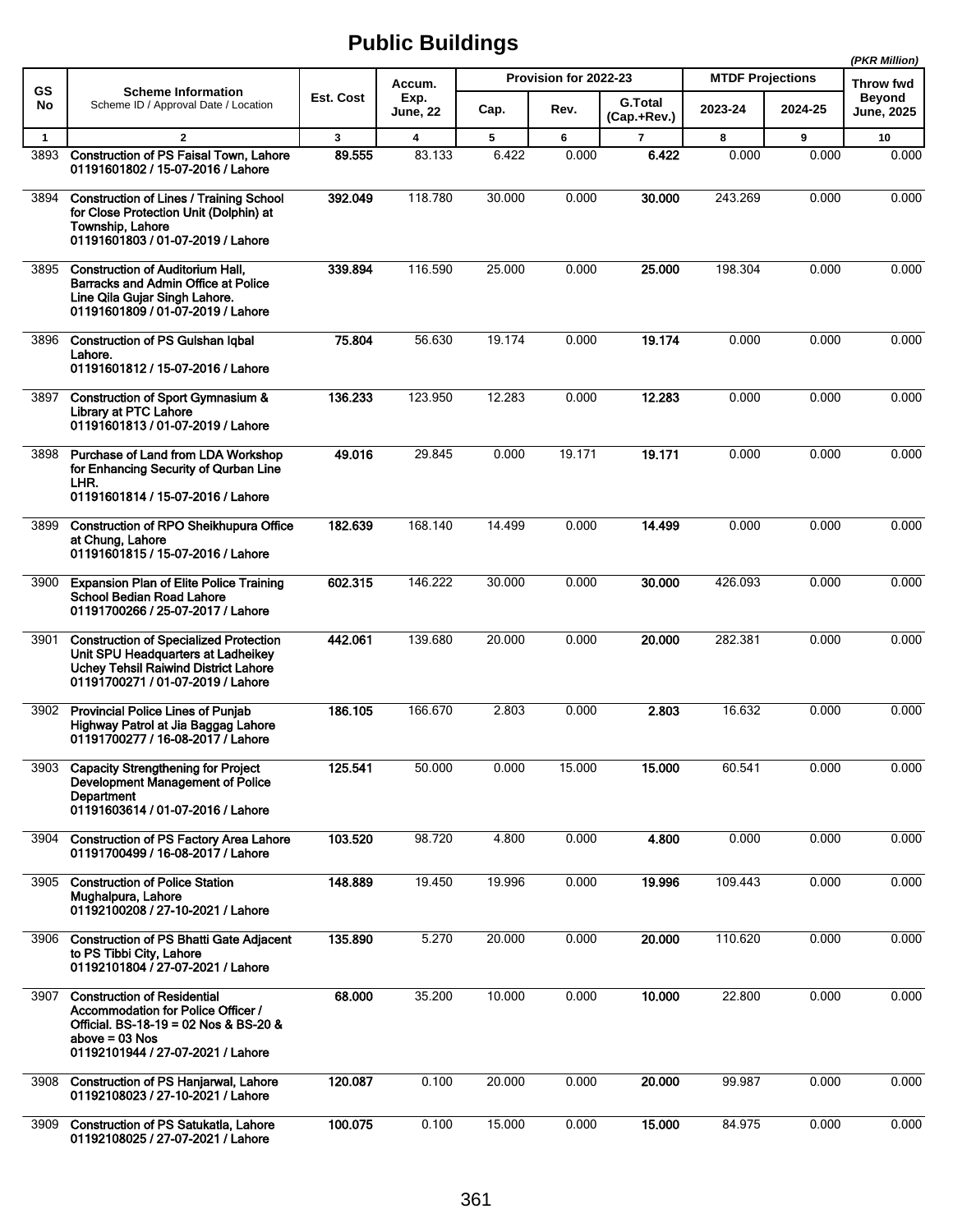# Public Buildings

*(PKR Million)*

| GS No | Scheme Information<br>Scheme ID / Approval Date / Location | Est. Cost | Accum. Exp. June, 22 | Provision for 2022-23 | | | MTDF Projections | | Throw fwd Beyond June, 2025 |
|---|---|---|---|---|---|---|---|---|---|
| | | | | Cap. | Rev. | G.Total (Cap.+Rev.) | 2023-24 | 2024-25 | |
| 1 | 2 | 3 | 4 | 5 | 6 | 7 | 8 | 9 | 10 |
| 3893 | **Construction of PS Faisal Town, Lahore**<br>**01191601802 / 15-07-2016 / Lahore** | **89.555** | 83.133 | 6.422 | 0.000 | **6.422** | 0.000 | 0.000 | 0.000 |
| 3894 | **Construction of Lines / Training School for Close Protection Unit (Dolphin) at Township, Lahore**<br>**01191601803 / 01-07-2019 / Lahore** | **392.049** | 118.780 | 30.000 | 0.000 | **30.000** | 243.269 | 0.000 | 0.000 |
| 3895 | **Construction of Auditorium Hall, Barracks and Admin Office at Police Line Qila Gujar Singh Lahore.**<br>**01191601809 / 01-07-2019 / Lahore** | **339.894** | 116.590 | 25.000 | 0.000 | **25.000** | 198.304 | 0.000 | 0.000 |
| 3896 | **Construction of PS Gulshan Iqbal Lahore.**<br>**01191601812 / 15-07-2016 / Lahore** | **75.804** | 56.630 | 19.174 | 0.000 | **19.174** | 0.000 | 0.000 | 0.000 |
| 3897 | **Construction of Sport Gymnasium & Library at PTC Lahore**<br>**01191601813 / 01-07-2019 / Lahore** | **136.233** | 123.950 | 12.283 | 0.000 | **12.283** | 0.000 | 0.000 | 0.000 |
| 3898 | **Purchase of Land from LDA Workshop for Enhancing Security of Qurban Line LHR.**<br>**01191601814 / 15-07-2016 / Lahore** | **49.016** | 29.845 | 0.000 | 19.171 | **19.171** | 0.000 | 0.000 | 0.000 |
| 3899 | **Construction of RPO Sheikhupura Office at Chung, Lahore**<br>**01191601815 / 15-07-2016 / Lahore** | **182.639** | 168.140 | 14.499 | 0.000 | **14.499** | 0.000 | 0.000 | 0.000 |
| 3900 | **Expansion Plan of Elite Police Training School Bedian Road Lahore**<br>**01191700266 / 25-07-2017 / Lahore** | **602.315** | 146.222 | 30.000 | 0.000 | **30.000** | 426.093 | 0.000 | 0.000 |
| 3901 | **Construction of Specialized Protection Unit SPU Headquarters at Ladheikey Uchey Tehsil Raiwind District Lahore**<br>**01191700271 / 01-07-2019 / Lahore** | **442.061** | 139.680 | 20.000 | 0.000 | **20.000** | 282.381 | 0.000 | 0.000 |
| 3902 | **Provincial Police Lines of Punjab Highway Patrol at Jia Baggag Lahore**<br>**01191700277 / 16-08-2017 / Lahore** | **186.105** | 166.670 | 2.803 | 0.000 | **2.803** | 16.632 | 0.000 | 0.000 |
| 3903 | **Capacity Strengthening for Project Development Management of Police Department**<br>**01191603614 / 01-07-2016 / Lahore** | **125.541** | 50.000 | 0.000 | 15.000 | **15.000** | 60.541 | 0.000 | 0.000 |
| 3904 | **Construction of PS Factory Area Lahore**<br>**01191700499 / 16-08-2017 / Lahore** | **103.520** | 98.720 | 4.800 | 0.000 | **4.800** | 0.000 | 0.000 | 0.000 |
| 3905 | **Construction of Police Station Mughalpura, Lahore**<br>**01192100208 / 27-10-2021 / Lahore** | **148.889** | 19.450 | 19.996 | 0.000 | **19.996** | 109.443 | 0.000 | 0.000 |
| 3906 | **Construction of PS Bhatti Gate Adjacent to PS Tibbi City, Lahore**<br>**01192101804 / 27-07-2021 / Lahore** | **135.890** | 5.270 | 20.000 | 0.000 | **20.000** | 110.620 | 0.000 | 0.000 |
| 3907 | **Construction of Residential Accommodation for Police Officer / Official. BS-18-19 = 02 Nos & BS-20 & above = 03 Nos**<br>**01192101944 / 27-07-2021 / Lahore** | **68.000** | 35.200 | 10.000 | 0.000 | **10.000** | 22.800 | 0.000 | 0.000 |
| 3908 | **Construction of PS Hanjarwal, Lahore**<br>**01192108023 / 27-10-2021 / Lahore** | **120.087** | 0.100 | 20.000 | 0.000 | **20.000** | 99.987 | 0.000 | 0.000 |
| 3909 | **Construction of PS Satukatla, Lahore**<br>**01192108025 / 27-07-2021 / Lahore** | **100.075** | 0.100 | 15.000 | 0.000 | **15.000** | 84.975 | 0.000 | 0.000 |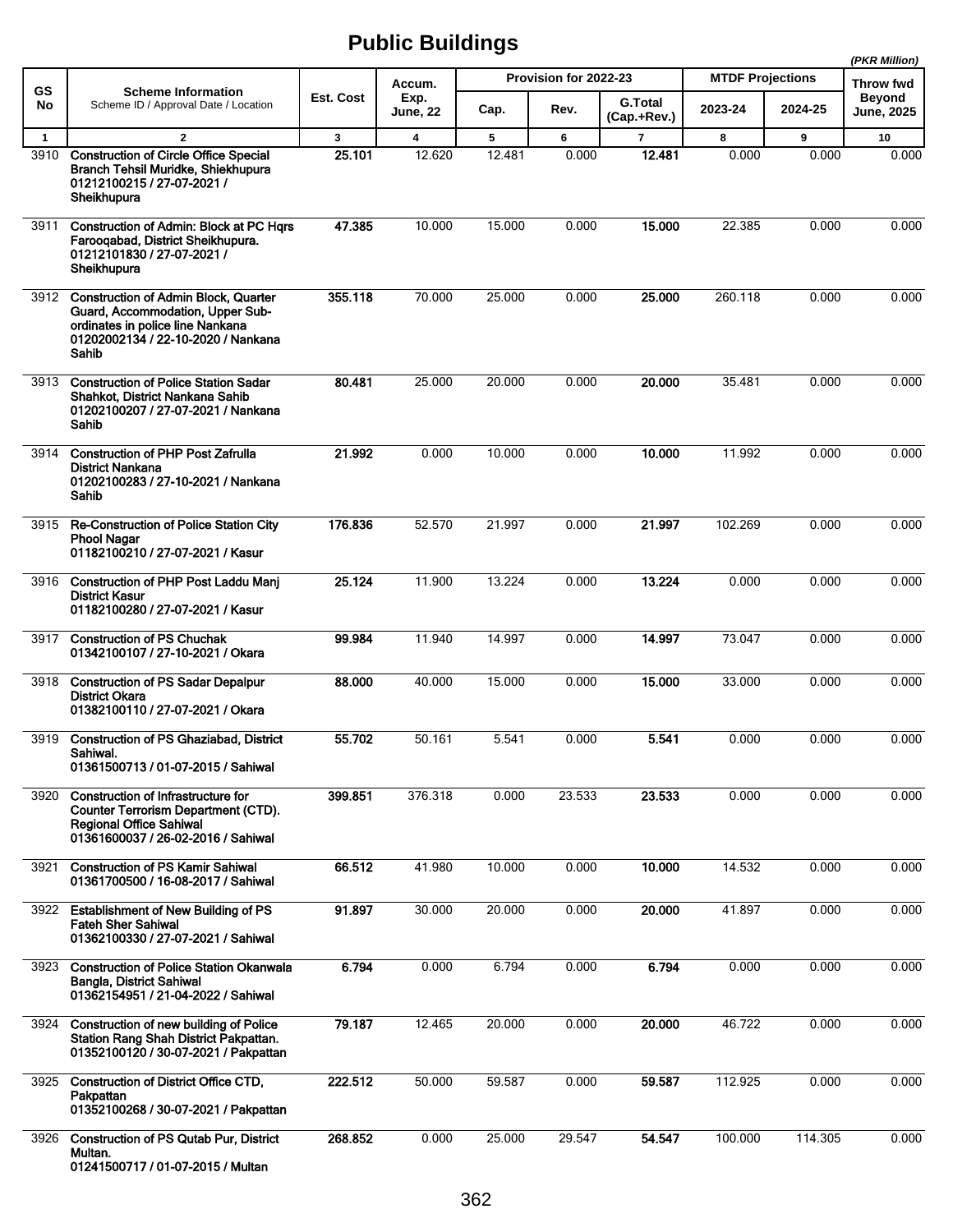# Public Buildings

(PKR Million)

| GS No | Scheme Information<br>Scheme ID / Approval Date / Location | Est. Cost | Accum. Exp. June, 22 | Provision for 2022-23 | | | MTDF Projections | | Throw fwd Beyond June, 2025 |
|---|---|---|---|---|---|---|---|---|---|
| | | | | Cap. | Rev. | G.Total (Cap.+Rev.) | 2023-24 | 2024-25 | |
| 1 | 2 | 3 | 4 | 5 | 6 | 7 | 8 | 9 | 10 |
| 3910 | **Construction of Circle Office Special Branch Tehsil Muridke, Shiekhupura 01212100215 / 27-07-2021 / Sheikhupura** | **25.101** | 12.620 | 12.481 | 0.000 | **12.481** | 0.000 | 0.000 | 0.000 |
| 3911 | **Construction of Admin: Block at PC Hqrs Farooqabad, District Sheikhupura. 01212101830 / 27-07-2021 / Sheikhupura** | **47.385** | 10.000 | 15.000 | 0.000 | **15.000** | 22.385 | 0.000 | 0.000 |
| 3912 | **Construction of Admin Block, Quarter Guard, Accommodation, Upper Sub-ordinates in police line Nankana 01202002134 / 22-10-2020 / Nankana Sahib** | **355.118** | 70.000 | 25.000 | 0.000 | **25.000** | 260.118 | 0.000 | 0.000 |
| 3913 | **Construction of Police Station Sadar Shahkot, District Nankana Sahib 01202100207 / 27-07-2021 / Nankana Sahib** | **80.481** | 25.000 | 20.000 | 0.000 | **20.000** | 35.481 | 0.000 | 0.000 |
| 3914 | **Construction of PHP Post Zafrulla District Nankana 01202100283 / 27-10-2021 / Nankana Sahib** | **21.992** | 0.000 | 10.000 | 0.000 | **10.000** | 11.992 | 0.000 | 0.000 |
| 3915 | **Re-Construction of Police Station City Phool Nagar 01182100210 / 27-07-2021 / Kasur** | **176.836** | 52.570 | 21.997 | 0.000 | **21.997** | 102.269 | 0.000 | 0.000 |
| 3916 | **Construction of PHP Post Laddu Manj District Kasur 01182100280 / 27-07-2021 / Kasur** | **25.124** | 11.900 | 13.224 | 0.000 | **13.224** | 0.000 | 0.000 | 0.000 |
| 3917 | **Construction of PS Chuchak 01342100107 / 27-10-2021 / Okara** | **99.984** | 11.940 | 14.997 | 0.000 | **14.997** | 73.047 | 0.000 | 0.000 |
| 3918 | **Construction of PS Sadar Depalpur District Okara 01382100110 / 27-07-2021 / Okara** | **88.000** | 40.000 | 15.000 | 0.000 | **15.000** | 33.000 | 0.000 | 0.000 |
| 3919 | **Construction of PS Ghaziabad, District Sahiwal. 01361500713 / 01-07-2015 / Sahiwal** | **55.702** | 50.161 | 5.541 | 0.000 | **5.541** | 0.000 | 0.000 | 0.000 |
| 3920 | **Construction of Infrastructure for Counter Terrorism Department (CTD). Regional Office Sahiwal 01361600037 / 26-02-2016 / Sahiwal** | **399.851** | 376.318 | 0.000 | 23.533 | **23.533** | 0.000 | 0.000 | 0.000 |
| 3921 | **Construction of PS Kamir Sahiwal 01361700500 / 16-08-2017 / Sahiwal** | **66.512** | 41.980 | 10.000 | 0.000 | **10.000** | 14.532 | 0.000 | 0.000 |
| 3922 | **Establishment of New Building of PS Fateh Sher Sahiwal 01362100330 / 27-07-2021 / Sahiwal** | **91.897** | 30.000 | 20.000 | 0.000 | **20.000** | 41.897 | 0.000 | 0.000 |
| 3923 | **Construction of Police Station Okanwala Bangla, District Sahiwal 01362154951 / 21-04-2022 / Sahiwal** | **6.794** | 0.000 | 6.794 | 0.000 | **6.794** | 0.000 | 0.000 | 0.000 |
| 3924 | **Construction of new building of Police Station Rang Shah District Pakpattan. 01352100120 / 30-07-2021 / Pakpattan** | **79.187** | 12.465 | 20.000 | 0.000 | **20.000** | 46.722 | 0.000 | 0.000 |
| 3925 | **Construction of District Office CTD, Pakpattan 01352100268 / 30-07-2021 / Pakpattan** | **222.512** | 50.000 | 59.587 | 0.000 | **59.587** | 112.925 | 0.000 | 0.000 |
| 3926 | **Construction of PS Qutab Pur, District Multan. 01241500717 / 01-07-2015 / Multan** | **268.852** | 0.000 | 25.000 | 29.547 | **54.547** | 100.000 | 114.305 | 0.000 |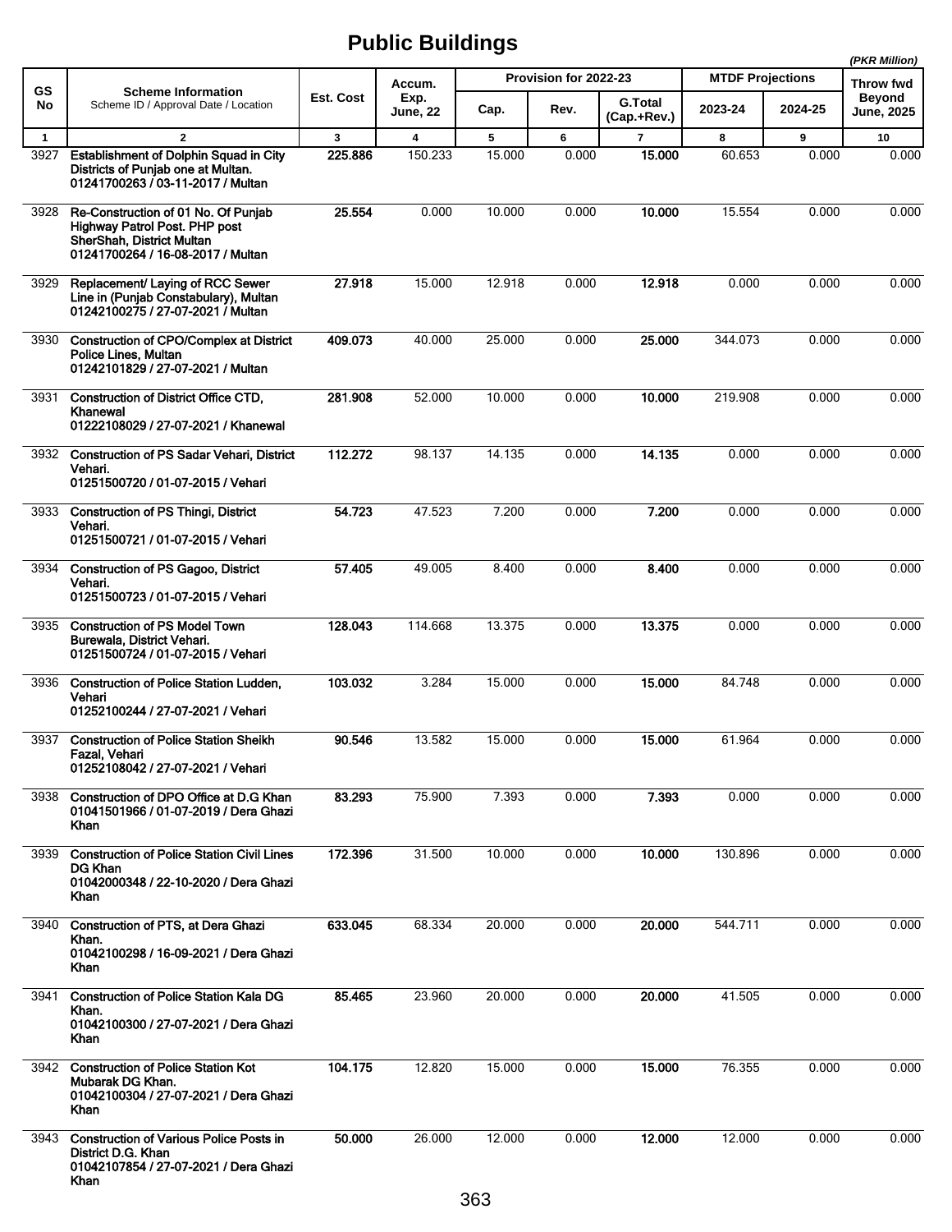# Public Buildings

(PKR Million)

| GS No | Scheme Information<br>Scheme ID / Approval Date / Location | Est. Cost | Accum. Exp. June, 22 | Provision for 2022-23 | | | MTDF Projections | | Throw fwd Beyond June, 2025 |
|---|---|---|---|---|---|---|---|---|---|
| | | | | Cap. | Rev. | G.Total (Cap.+Rev.) | 2023-24 | 2024-25 | |
| 1 | 2 | 3 | 4 | 5 | 6 | 7 | 8 | 9 | 10 |
| 3927 | **Establishment of Dolphin Squad in City Districts of Punjab one at Multan.**<br>**01241700263 / 03-11-2017 / Multan** | **225.886** | 150.233 | 15.000 | 0.000 | **15.000** | 60.653 | 0.000 | 0.000 |
| 3928 | **Re-Construction of 01 No. Of Punjab Highway Patrol Post. PHP post SherShah, District Multan**<br>**01241700264 / 16-08-2017 / Multan** | **25.554** | 0.000 | 10.000 | 0.000 | **10.000** | 15.554 | 0.000 | 0.000 |
| 3929 | **Replacement/ Laying of RCC Sewer Line in (Punjab Constabulary), Multan**<br>**01242100275 / 27-07-2021 / Multan** | **27.918** | 15.000 | 12.918 | 0.000 | **12.918** | 0.000 | 0.000 | 0.000 |
| 3930 | **Construction of CPO/Complex at District Police Lines, Multan**<br>**01242101829 / 27-07-2021 / Multan** | **409.073** | 40.000 | 25.000 | 0.000 | **25.000** | 344.073 | 0.000 | 0.000 |
| 3931 | **Construction of District Office CTD, Khanewal**<br>**01222108029 / 27-07-2021 / Khanewal** | **281.908** | 52.000 | 10.000 | 0.000 | **10.000** | 219.908 | 0.000 | 0.000 |
| 3932 | **Construction of PS Sadar Vehari, District Vehari.**<br>**01251500720 / 01-07-2015 / Vehari** | **112.272** | 98.137 | 14.135 | 0.000 | **14.135** | 0.000 | 0.000 | 0.000 |
| 3933 | **Construction of PS Thingi, District Vehari.**<br>**01251500721 / 01-07-2015 / Vehari** | **54.723** | 47.523 | 7.200 | 0.000 | **7.200** | 0.000 | 0.000 | 0.000 |
| 3934 | **Construction of PS Gagoo, District Vehari.**<br>**01251500723 / 01-07-2015 / Vehari** | **57.405** | 49.005 | 8.400 | 0.000 | **8.400** | 0.000 | 0.000 | 0.000 |
| 3935 | **Construction of PS Model Town Burewala, District Vehari.**<br>**01251500724 / 01-07-2015 / Vehari** | **128.043** | 114.668 | 13.375 | 0.000 | **13.375** | 0.000 | 0.000 | 0.000 |
| 3936 | **Construction of Police Station Ludden, Vehari**<br>**01252100244 / 27-07-2021 / Vehari** | **103.032** | 3.284 | 15.000 | 0.000 | **15.000** | 84.748 | 0.000 | 0.000 |
| 3937 | **Construction of Police Station Sheikh Fazal, Vehari**<br>**01252108042 / 27-07-2021 / Vehari** | **90.546** | 13.582 | 15.000 | 0.000 | **15.000** | 61.964 | 0.000 | 0.000 |
| 3938 | **Construction of DPO Office at D.G Khan**<br>**01041501966 / 01-07-2019 / Dera Ghazi Khan** | **83.293** | 75.900 | 7.393 | 0.000 | **7.393** | 0.000 | 0.000 | 0.000 |
| 3939 | **Construction of Police Station Civil Lines DG Khan**<br>**01042000348 / 22-10-2020 / Dera Ghazi Khan** | **172.396** | 31.500 | 10.000 | 0.000 | **10.000** | 130.896 | 0.000 | 0.000 |
| 3940 | **Construction of PTS, at Dera Ghazi Khan.**<br>**01042100298 / 16-09-2021 / Dera Ghazi Khan** | **633.045** | 68.334 | 20.000 | 0.000 | **20.000** | 544.711 | 0.000 | 0.000 |
| 3941 | **Construction of Police Station Kala DG Khan.**<br>**01042100300 / 27-07-2021 / Dera Ghazi Khan** | **85.465** | 23.960 | 20.000 | 0.000 | **20.000** | 41.505 | 0.000 | 0.000 |
| 3942 | **Construction of Police Station Kot Mubarak DG Khan.**<br>**01042100304 / 27-07-2021 / Dera Ghazi Khan** | **104.175** | 12.820 | 15.000 | 0.000 | **15.000** | 76.355 | 0.000 | 0.000 |
| 3943 | **Construction of Various Police Posts in District D.G. Khan**<br>**01042107854 / 27-07-2021 / Dera Ghazi Khan** | **50.000** | 26.000 | 12.000 | 0.000 | **12.000** | 12.000 | 0.000 | 0.000 |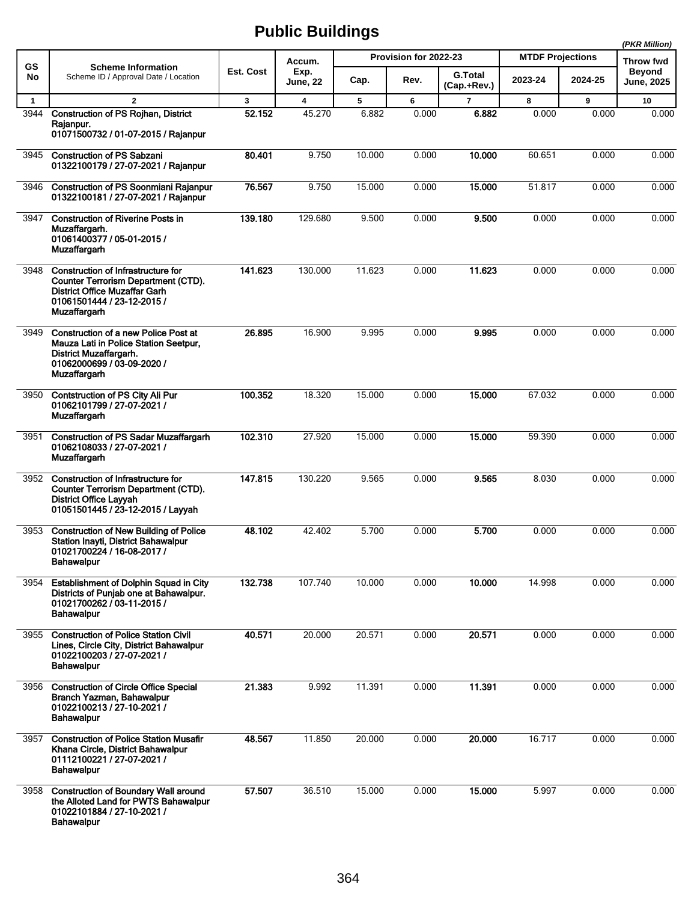# Public Buildings

(PKR Million)

| GS No | Scheme Information<br>Scheme ID / Approval Date / Location | Est. Cost | Accum. Exp. June, 22 | Provision for 2022-23 | | | MTDF Projections | | Throw fwd Beyond June, 2025 |
|---|---|---|---|---|---|---|---|---|---|
| | | | | Cap. | Rev. | G.Total (Cap.+Rev.) | 2023-24 | 2024-25 | |
| 1 | 2 | 3 | 4 | 5 | 6 | 7 | 8 | 9 | 10 |
| 3944 | **Construction of PS Rojhan, District Rajanpur.**<br>**01071500732 / 01-07-2015 / Rajanpur** | **52.152** | 45.270 | 6.882 | 0.000 | **6.882** | 0.000 | 0.000 | 0.000 |
| 3945 | **Construction of PS Sabzani**<br>**01322100179 / 27-07-2021 / Rajanpur** | **80.401** | 9.750 | 10.000 | 0.000 | **10.000** | 60.651 | 0.000 | 0.000 |
| 3946 | **Construction of PS Soonmiani Rajanpur**<br>**01322100181 / 27-07-2021 / Rajanpur** | **76.567** | 9.750 | 15.000 | 0.000 | **15.000** | 51.817 | 0.000 | 0.000 |
| 3947 | **Construction of Riverine Posts in Muzaffargarh.**<br>**01061400377 / 05-01-2015 / Muzaffargarh** | **139.180** | 129.680 | 9.500 | 0.000 | **9.500** | 0.000 | 0.000 | 0.000 |
| 3948 | **Construction of Infrastructure for Counter Terrorism Department (CTD). District Office Muzaffar Garh**<br>**01061501444 / 23-12-2015 / Muzaffargarh** | **141.623** | 130.000 | 11.623 | 0.000 | **11.623** | 0.000 | 0.000 | 0.000 |
| 3949 | **Construction of a new Police Post at Mauza Lati in Police Station Seetpur, District Muzaffargarh.**<br>**01062000699 / 03-09-2020 / Muzaffargarh** | **26.895** | 16.900 | 9.995 | 0.000 | **9.995** | 0.000 | 0.000 | 0.000 |
| 3950 | **Contstruction of PS City Ali Pur**<br>**01062101799 / 27-07-2021 / Muzaffargarh** | **100.352** | 18.320 | 15.000 | 0.000 | **15.000** | 67.032 | 0.000 | 0.000 |
| 3951 | **Construction of PS Sadar Muzaffargarh**<br>**01062108033 / 27-07-2021 / Muzaffargarh** | **102.310** | 27.920 | 15.000 | 0.000 | **15.000** | 59.390 | 0.000 | 0.000 |
| 3952 | **Construction of Infrastructure for Counter Terrorism Department (CTD). District Office Layyah**<br>**01051501445 / 23-12-2015 / Layyah** | **147.815** | 130.220 | 9.565 | 0.000 | **9.565** | 8.030 | 0.000 | 0.000 |
| 3953 | **Construction of New Building of Police Station Inayti, District Bahawalpur**<br>**01021700224 / 16-08-2017 / Bahawalpur** | **48.102** | 42.402 | 5.700 | 0.000 | **5.700** | 0.000 | 0.000 | 0.000 |
| 3954 | **Establishment of Dolphin Squad in City Districts of Punjab one at Bahawalpur.**<br>**01021700262 / 03-11-2015 / Bahawalpur** | **132.738** | 107.740 | 10.000 | 0.000 | **10.000** | 14.998 | 0.000 | 0.000 |
| 3955 | **Construction of Police Station Civil Lines, Circle City, District Bahawalpur**<br>**01022100203 / 27-07-2021 / Bahawalpur** | **40.571** | 20.000 | 20.571 | 0.000 | **20.571** | 0.000 | 0.000 | 0.000 |
| 3956 | **Construction of Circle Office Special Branch Yazman, Bahawalpur**<br>**01022100213 / 27-10-2021 / Bahawalpur** | **21.383** | 9.992 | 11.391 | 0.000 | **11.391** | 0.000 | 0.000 | 0.000 |
| 3957 | **Construction of Police Station Musafir Khana Circle, District Bahawalpur**<br>**01112100221 / 27-07-2021 / Bahawalpur** | **48.567** | 11.850 | 20.000 | 0.000 | **20.000** | 16.717 | 0.000 | 0.000 |
| 3958 | **Construction of Boundary Wall around the Alloted Land for PWTS Bahawalpur**<br>**01022101884 / 27-10-2021 / Bahawalpur** | **57.507** | 36.510 | 15.000 | 0.000 | **15.000** | 5.997 | 0.000 | 0.000 |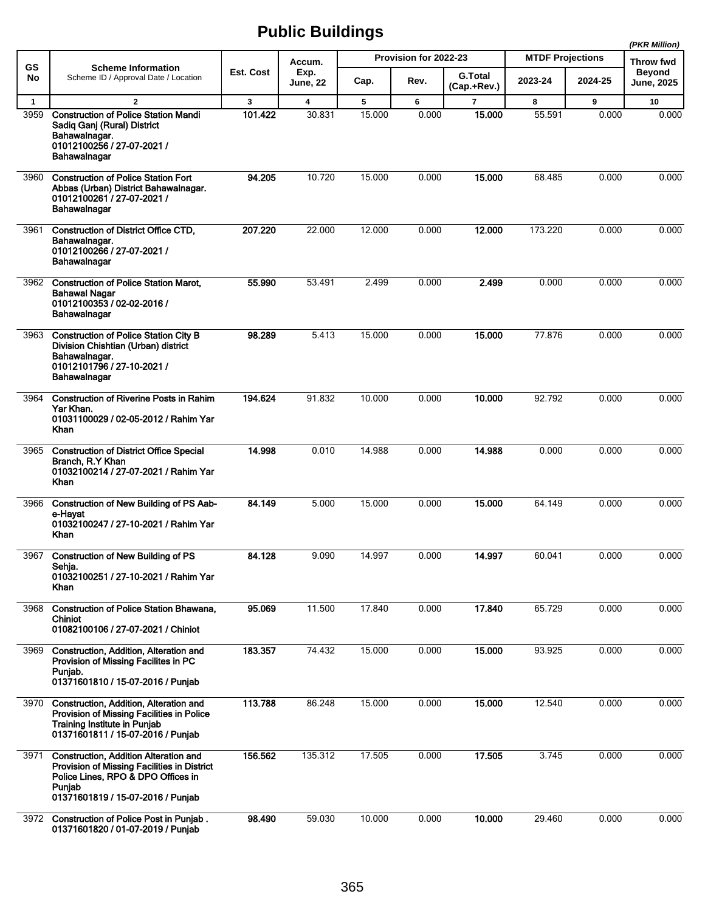# Public Buildings

(PKR Million)

| GS No | Scheme Information<br>Scheme ID / Approval Date / Location | Est. Cost | Accum. Exp. June, 22 | Provision for 2022-23 | | | MTDF Projections | | Throw fwd Beyond June, 2025 |
|---|---|---|---|---|---|---|---|---|---|
| | | | | Cap. | Rev. | G.Total (Cap.+Rev.) | 2023-24 | 2024-25 | |
| 1 | 2 | 3 | 4 | 5 | 6 | 7 | 8 | 9 | 10 |
| 3959 | **Construction of Police Station Mandi Sadiq Ganj (Rural) District Bahawalnagar.<br>01012100256 / 27-07-2021 / Bahawalnagar** | **101.422** | 30.831 | 15.000 | 0.000 | **15.000** | 55.591 | 0.000 | 0.000 |
| 3960 | **Construction of Police Station Fort Abbas (Urban) District Bahawalnagar.<br>01012100261 / 27-07-2021 / Bahawalnagar** | **94.205** | 10.720 | 15.000 | 0.000 | **15.000** | 68.485 | 0.000 | 0.000 |
| 3961 | **Construction of District Office CTD, Bahawalnagar.<br>01012100266 / 27-07-2021 / Bahawalnagar** | **207.220** | 22.000 | 12.000 | 0.000 | **12.000** | 173.220 | 0.000 | 0.000 |
| 3962 | **Construction of Police Station Marot, Bahawal Nagar<br>01012100353 / 02-02-2016 / Bahawalnagar** | **55.990** | 53.491 | 2.499 | 0.000 | **2.499** | 0.000 | 0.000 | 0.000 |
| 3963 | **Construction of Police Station City B Division Chishtian (Urban) district Bahawalnagar.<br>01012101796 / 27-10-2021 / Bahawalnagar** | **98.289** | 5.413 | 15.000 | 0.000 | **15.000** | 77.876 | 0.000 | 0.000 |
| 3964 | **Construction of Riverine Posts in Rahim Yar Khan.<br>01031100029 / 02-05-2012 / Rahim Yar Khan** | **194.624** | 91.832 | 10.000 | 0.000 | **10.000** | 92.792 | 0.000 | 0.000 |
| 3965 | **Construction of District Office Special Branch, R.Y Khan<br>01032100214 / 27-07-2021 / Rahim Yar Khan** | **14.998** | 0.010 | 14.988 | 0.000 | **14.988** | 0.000 | 0.000 | 0.000 |
| 3966 | **Construction of New Building of PS Aab-e-Hayat<br>01032100247 / 27-10-2021 / Rahim Yar Khan** | **84.149** | 5.000 | 15.000 | 0.000 | **15.000** | 64.149 | 0.000 | 0.000 |
| 3967 | **Construction of New Building of PS Sehja.<br>01032100251 / 27-10-2021 / Rahim Yar Khan** | **84.128** | 9.090 | 14.997 | 0.000 | **14.997** | 60.041 | 0.000 | 0.000 |
| 3968 | **Construction of Police Station Bhawana, Chiniot<br>01082100106 / 27-07-2021 / Chiniot** | **95.069** | 11.500 | 17.840 | 0.000 | **17.840** | 65.729 | 0.000 | 0.000 |
| 3969 | **Construction, Addition, Alteration and Provision of Missing Facilites in PC Punjab.<br>01371601810 / 15-07-2016 / Punjab** | **183.357** | 74.432 | 15.000 | 0.000 | **15.000** | 93.925 | 0.000 | 0.000 |
| 3970 | **Construction, Addition, Alteration and Provision of Missing Facilities in Police Training Institute in Punjab<br>01371601811 / 15-07-2016 / Punjab** | **113.788** | 86.248 | 15.000 | 0.000 | **15.000** | 12.540 | 0.000 | 0.000 |
| 3971 | **Construction, Addition Alteration and Provision of Missing Facilities in District Police Lines, RPO & DPO Offices in Punjab<br>01371601819 / 15-07-2016 / Punjab** | **156.562** | 135.312 | 17.505 | 0.000 | **17.505** | 3.745 | 0.000 | 0.000 |
| 3972 | **Construction of Police Post in Punjab .<br>01371601820 / 01-07-2019 / Punjab** | **98.490** | 59.030 | 10.000 | 0.000 | **10.000** | 29.460 | 0.000 | 0.000 |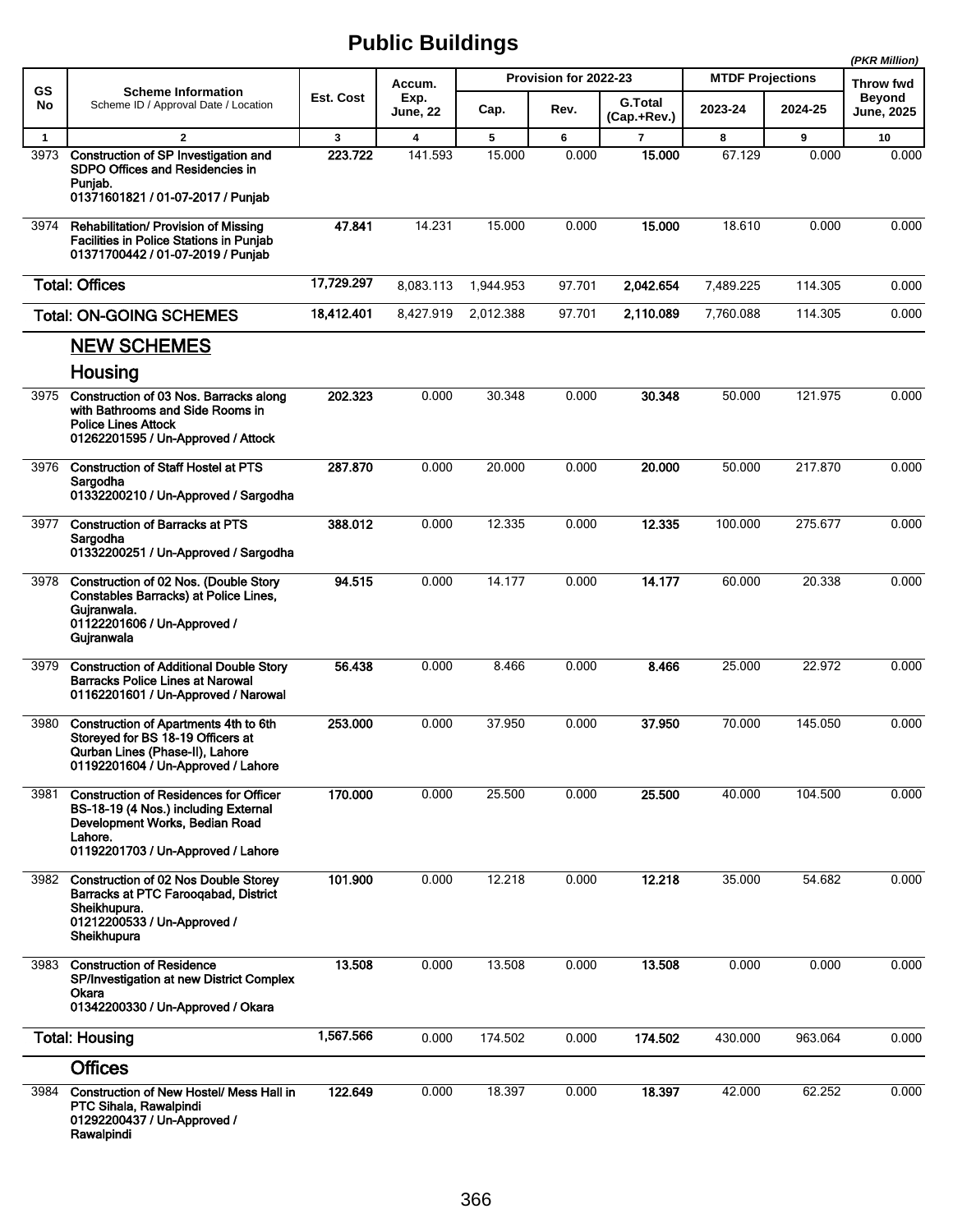# Public Buildings

(PKR Million)

| GS No | Scheme Information<br>Scheme ID / Approval Date / Location | Est. Cost | Accum. Exp. June, 22 | Provision for 2022-23 | | | MTDF Projections | | Throw fwd Beyond June, 2025 |
|---|---|---|---|---|---|---|---|---|---|
| | | | | Cap. | Rev. | G.Total (Cap.+Rev.) | 2023-24 | 2024-25 | |
| 1 | 2 | 3 | 4 | 5 | 6 | 7 | 8 | 9 | 10 |
| 3973 | **Construction of SP Investigation and SDPO Offices and Residencies in Punjab.**<br>**01371601821 / 01-07-2017 / Punjab** | **223.722** | 141.593 | 15.000 | 0.000 | **15.000** | 67.129 | 0.000 | 0.000 |
| 3974 | **Rehabilitation/ Provision of Missing Facilities in Police Stations in Punjab**<br>**01371700442 / 01-07-2019 / Punjab** | **47.841** | 14.231 | 15.000 | 0.000 | **15.000** | 18.610 | 0.000 | 0.000 |
| | **Total: Offices** | **17,729.297** | 8,083.113 | 1,944.953 | 97.701 | **2,042.654** | 7,489.225 | 114.305 | 0.000 |
| | **Total: ON-GOING SCHEMES** | **18,412.401** | 8,427.919 | 2,012.388 | 97.701 | **2,110.089** | 7,760.088 | 114.305 | 0.000 |
| | **NEW SCHEMES** | | | | | | | | |
| | **Housing** | | | | | | | | |
| 3975 | **Construction of 03 Nos. Barracks along with Bathrooms and Side Rooms in Police Lines Attock**<br>**01262201595 / Un-Approved / Attock** | **202.323** | 0.000 | 30.348 | 0.000 | **30.348** | 50.000 | 121.975 | 0.000 |
| 3976 | **Construction of Staff Hostel at PTS Sargodha**<br>**01332200210 / Un-Approved / Sargodha** | **287.870** | 0.000 | 20.000 | 0.000 | **20.000** | 50.000 | 217.870 | 0.000 |
| 3977 | **Construction of Barracks at PTS Sargodha**<br>**01332200251 / Un-Approved / Sargodha** | **388.012** | 0.000 | 12.335 | 0.000 | **12.335** | 100.000 | 275.677 | 0.000 |
| 3978 | **Construction of 02 Nos. (Double Story Constables Barracks) at Police Lines, Gujranwala.**<br>**01122201606 / Un-Approved / Gujranwala** | **94.515** | 0.000 | 14.177 | 0.000 | **14.177** | 60.000 | 20.338 | 0.000 |
| 3979 | **Construction of Additional Double Story Barracks Police Lines at Narowal**<br>**01162201601 / Un-Approved / Narowal** | **56.438** | 0.000 | 8.466 | 0.000 | **8.466** | 25.000 | 22.972 | 0.000 |
| 3980 | **Construction of Apartments 4th to 6th Storeyed for BS 18-19 Officers at Qurban Lines (Phase-II), Lahore**<br>**01192201604 / Un-Approved / Lahore** | **253.000** | 0.000 | 37.950 | 0.000 | **37.950** | 70.000 | 145.050 | 0.000 |
| 3981 | **Construction of Residences for Officer BS-18-19 (4 Nos.) including External Development Works, Bedian Road Lahore.**<br>**01192201703 / Un-Approved / Lahore** | **170.000** | 0.000 | 25.500 | 0.000 | **25.500** | 40.000 | 104.500 | 0.000 |
| 3982 | **Construction of 02 Nos Double Storey Barracks at PTC Farooqabad, District Sheikhupura.**<br>**01212200533 / Un-Approved / Sheikhupura** | **101.900** | 0.000 | 12.218 | 0.000 | **12.218** | 35.000 | 54.682 | 0.000 |
| 3983 | **Construction of Residence SP/Investigation at new District Complex Okara**<br>**01342200330 / Un-Approved / Okara** | **13.508** | 0.000 | 13.508 | 0.000 | **13.508** | 0.000 | 0.000 | 0.000 |
| | **Total: Housing** | **1,567.566** | 0.000 | 174.502 | 0.000 | **174.502** | 430.000 | 963.064 | 0.000 |
| | **Offices** | | | | | | | | |
| 3984 | **Construction of New Hostel/ Mess Hall in PTC Sihala, Rawalpindi**<br>**01292200437 / Un-Approved / Rawalpindi** | **122.649** | 0.000 | 18.397 | 0.000 | **18.397** | 42.000 | 62.252 | 0.000 |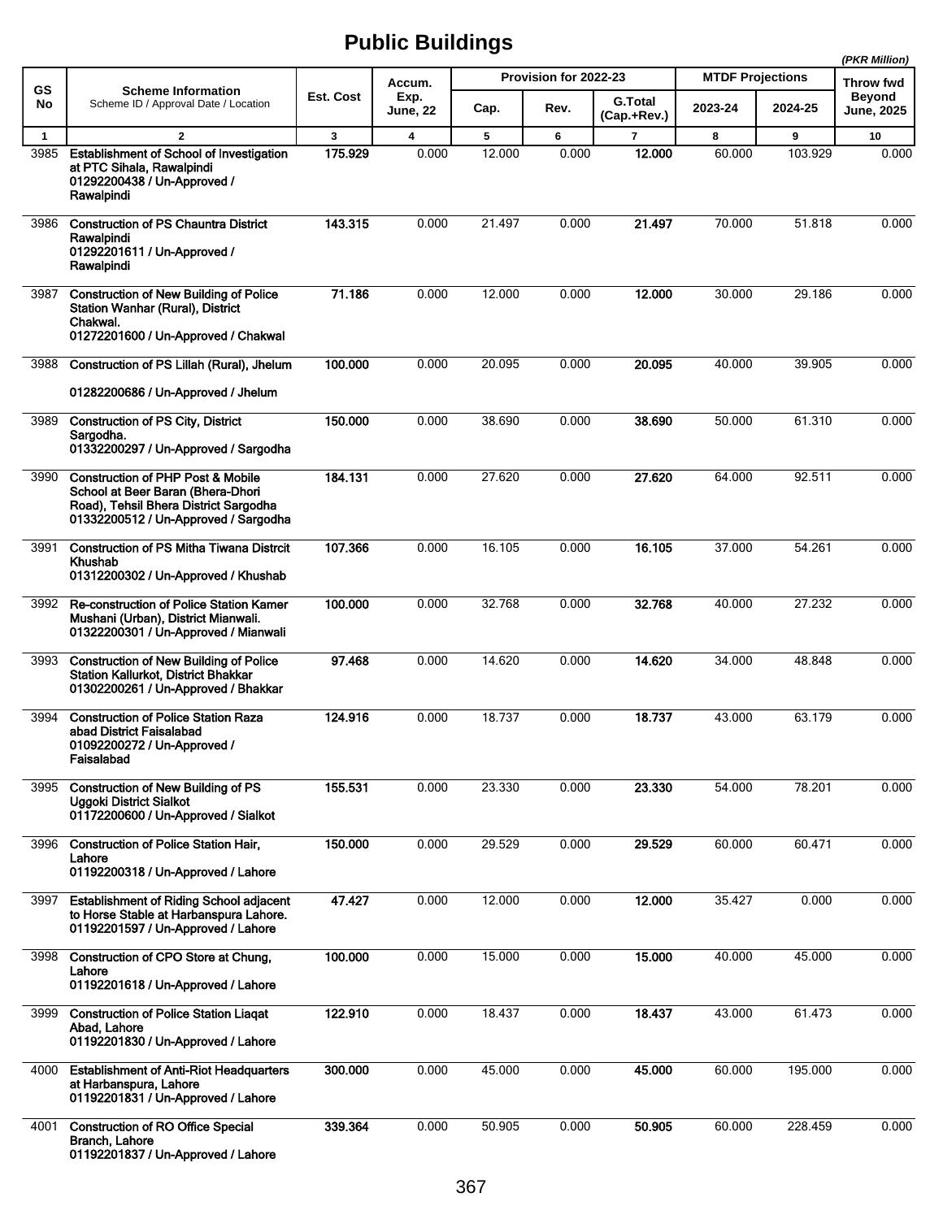# Public Buildings

*(PKR Million)*

| GS No | Scheme Information<br>Scheme ID / Approval Date / Location | Est. Cost | Accum. Exp. June, 22 | Provision for 2022-23 | | | MTDF Projections | | Throw fwd Beyond June, 2025 |
|---|---|---|---|---|---|---|---|---|---|
| | | | | Cap. | Rev. | G.Total (Cap.+Rev.) | 2023-24 | 2024-25 | |
| 1 | 2 | 3 | 4 | 5 | 6 | 7 | 8 | 9 | 10 |
| 3985 | **Establishment of School of Investigation at PTC Sihala, Rawalpindi**<br>**01292200438 / Un-Approved / Rawalpindi** | **175.929** | 0.000 | 12.000 | 0.000 | **12.000** | 60.000 | 103.929 | 0.000 |
| 3986 | **Construction of PS Chauntra District Rawalpindi**<br>**01292201611 / Un-Approved / Rawalpindi** | **143.315** | 0.000 | 21.497 | 0.000 | **21.497** | 70.000 | 51.818 | 0.000 |
| 3987 | **Construction of New Building of Police Station Wanhar (Rural), District Chakwal.**<br>**01272201600 / Un-Approved / Chakwal** | **71.186** | 0.000 | 12.000 | 0.000 | **12.000** | 30.000 | 29.186 | 0.000 |
| 3988 | **Construction of PS Lillah (Rural), Jhelum**<br>**01282200686 / Un-Approved / Jhelum** | **100.000** | 0.000 | 20.095 | 0.000 | **20.095** | 40.000 | 39.905 | 0.000 |
| 3989 | **Construction of PS City, District Sargodha.**<br>**01332200297 / Un-Approved / Sargodha** | **150.000** | 0.000 | 38.690 | 0.000 | **38.690** | 50.000 | 61.310 | 0.000 |
| 3990 | **Construction of PHP Post & Mobile School at Beer Baran (Bhera-Dhori Road), Tehsil Bhera District Sargodha**<br>**01332200512 / Un-Approved / Sargodha** | **184.131** | 0.000 | 27.620 | 0.000 | **27.620** | 64.000 | 92.511 | 0.000 |
| 3991 | **Construction of PS Mitha Tiwana Distrcit Khushab**<br>**01312200302 / Un-Approved / Khushab** | **107.366** | 0.000 | 16.105 | 0.000 | **16.105** | 37.000 | 54.261 | 0.000 |
| 3992 | **Re-construction of Police Station Kamer Mushani (Urban), District Mianwali.**<br>**01322200301 / Un-Approved / Mianwali** | **100.000** | 0.000 | 32.768 | 0.000 | **32.768** | 40.000 | 27.232 | 0.000 |
| 3993 | **Construction of New Building of Police Station Kallurkot, District Bhakkar**<br>**01302200261 / Un-Approved / Bhakkar** | **97.468** | 0.000 | 14.620 | 0.000 | **14.620** | 34.000 | 48.848 | 0.000 |
| 3994 | **Construction of Police Station Raza abad District Faisalabad**<br>**01092200272 / Un-Approved / Faisalabad** | **124.916** | 0.000 | 18.737 | 0.000 | **18.737** | 43.000 | 63.179 | 0.000 |
| 3995 | **Construction of New Building of PS Uggoki District Sialkot**<br>**01172200600 / Un-Approved / Sialkot** | **155.531** | 0.000 | 23.330 | 0.000 | **23.330** | 54.000 | 78.201 | 0.000 |
| 3996 | **Construction of Police Station Hair, Lahore**<br>**01192200318 / Un-Approved / Lahore** | **150.000** | 0.000 | 29.529 | 0.000 | **29.529** | 60.000 | 60.471 | 0.000 |
| 3997 | **Establishment of Riding School adjacent to Horse Stable at Harbanspura Lahore.**<br>**01192201597 / Un-Approved / Lahore** | **47.427** | 0.000 | 12.000 | 0.000 | **12.000** | 35.427 | 0.000 | 0.000 |
| 3998 | **Construction of CPO Store at Chung, Lahore**<br>**01192201618 / Un-Approved / Lahore** | **100.000** | 0.000 | 15.000 | 0.000 | **15.000** | 40.000 | 45.000 | 0.000 |
| 3999 | **Construction of Police Station Liaqat Abad, Lahore**<br>**01192201830 / Un-Approved / Lahore** | **122.910** | 0.000 | 18.437 | 0.000 | **18.437** | 43.000 | 61.473 | 0.000 |
| 4000 | **Establishment of Anti-Riot Headquarters at Harbanspura, Lahore**<br>**01192201831 / Un-Approved / Lahore** | **300.000** | 0.000 | 45.000 | 0.000 | **45.000** | 60.000 | 195.000 | 0.000 |
| 4001 | **Construction of RO Office Special Branch, Lahore**<br>**01192201837 / Un-Approved / Lahore** | **339.364** | 0.000 | 50.905 | 0.000 | **50.905** | 60.000 | 228.459 | 0.000 |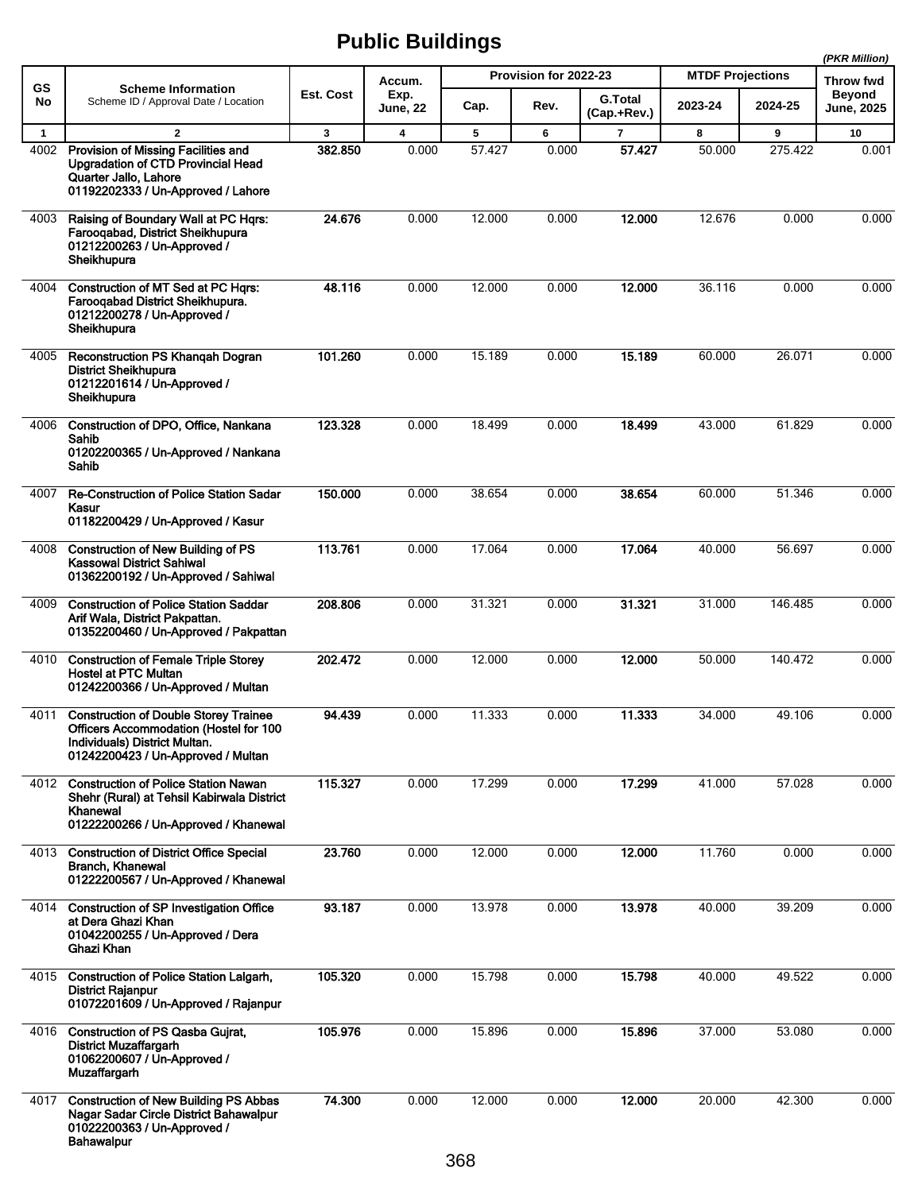# Public Buildings

(PKR Million)

| GS No | Scheme Information<br>Scheme ID / Approval Date / Location | Est. Cost | Accum. Exp. June, 22 | Provision for 2022-23 | | | MTDF Projections | | Throw fwd Beyond June, 2025 |
|---|---|---|---|---|---|---|---|---|---|
| | | | | Cap. | Rev. | G.Total (Cap.+Rev.) | 2023-24 | 2024-25 | |
| 1 | 2 | 3 | 4 | 5 | 6 | 7 | 8 | 9 | 10 |
| 4002 | **Provision of Missing Facilities and Upgradation of CTD Provincial Head Quarter Jallo, Lahore**<br>**01192202333 / Un-Approved / Lahore** | **382.850** | 0.000 | 57.427 | 0.000 | **57.427** | 50.000 | 275.422 | 0.001 |
| 4003 | **Raising of Boundary Wall at PC Hqrs: Farooqabad, District Sheikhupura**<br>**01212200263 / Un-Approved / Sheikhupura** | **24.676** | 0.000 | 12.000 | 0.000 | **12.000** | 12.676 | 0.000 | 0.000 |
| 4004 | **Construction of MT Sed at PC Hqrs: Farooqabad District Sheikhupura.**<br>**01212200278 / Un-Approved / Sheikhupura** | **48.116** | 0.000 | 12.000 | 0.000 | **12.000** | 36.116 | 0.000 | 0.000 |
| 4005 | **Reconstruction PS Khanqah Dogran District Sheikhupura**<br>**01212201614 / Un-Approved / Sheikhupura** | **101.260** | 0.000 | 15.189 | 0.000 | **15.189** | 60.000 | 26.071 | 0.000 |
| 4006 | **Construction of DPO, Office, Nankana Sahib**<br>**01202200365 / Un-Approved / Nankana Sahib** | **123.328** | 0.000 | 18.499 | 0.000 | **18.499** | 43.000 | 61.829 | 0.000 |
| 4007 | **Re-Construction of Police Station Sadar Kasur**<br>**01182200429 / Un-Approved / Kasur** | **150.000** | 0.000 | 38.654 | 0.000 | **38.654** | 60.000 | 51.346 | 0.000 |
| 4008 | **Construction of New Building of PS Kassowal District Sahiwal**<br>**01362200192 / Un-Approved / Sahiwal** | **113.761** | 0.000 | 17.064 | 0.000 | **17.064** | 40.000 | 56.697 | 0.000 |
| 4009 | **Construction of Police Station Saddar Arif Wala, District Pakpattan.**<br>**01352200460 / Un-Approved / Pakpattan** | **208.806** | 0.000 | 31.321 | 0.000 | **31.321** | 31.000 | 146.485 | 0.000 |
| 4010 | **Construction of Female Triple Storey Hostel at PTC Multan**<br>**01242200366 / Un-Approved / Multan** | **202.472** | 0.000 | 12.000 | 0.000 | **12.000** | 50.000 | 140.472 | 0.000 |
| 4011 | **Construction of Double Storey Trainee Officers Accommodation (Hostel for 100 Individuals) District Multan.**<br>**01242200423 / Un-Approved / Multan** | **94.439** | 0.000 | 11.333 | 0.000 | **11.333** | 34.000 | 49.106 | 0.000 |
| 4012 | **Construction of Police Station Nawan Shehr (Rural) at Tehsil Kabirwala District Khanewal**<br>**01222200266 / Un-Approved / Khanewal** | **115.327** | 0.000 | 17.299 | 0.000 | **17.299** | 41.000 | 57.028 | 0.000 |
| 4013 | **Construction of District Office Special Branch, Khanewal**<br>**01222200567 / Un-Approved / Khanewal** | **23.760** | 0.000 | 12.000 | 0.000 | **12.000** | 11.760 | 0.000 | 0.000 |
| 4014 | **Construction of SP Investigation Office at Dera Ghazi Khan**<br>**01042200255 / Un-Approved / Dera Ghazi Khan** | **93.187** | 0.000 | 13.978 | 0.000 | **13.978** | 40.000 | 39.209 | 0.000 |
| 4015 | **Construction of Police Station Lalgarh, District Rajanpur**<br>**01072201609 / Un-Approved / Rajanpur** | **105.320** | 0.000 | 15.798 | 0.000 | **15.798** | 40.000 | 49.522 | 0.000 |
| 4016 | **Construction of PS Qasba Gujrat, District Muzaffargarh**<br>**01062200607 / Un-Approved / Muzaffargarh** | **105.976** | 0.000 | 15.896 | 0.000 | **15.896** | 37.000 | 53.080 | 0.000 |
| 4017 | **Construction of New Building PS Abbas Nagar Sadar Circle District Bahawalpur**<br>**01022200363 / Un-Approved / Bahawalpur** | **74.300** | 0.000 | 12.000 | 0.000 | **12.000** | 20.000 | 42.300 | 0.000 |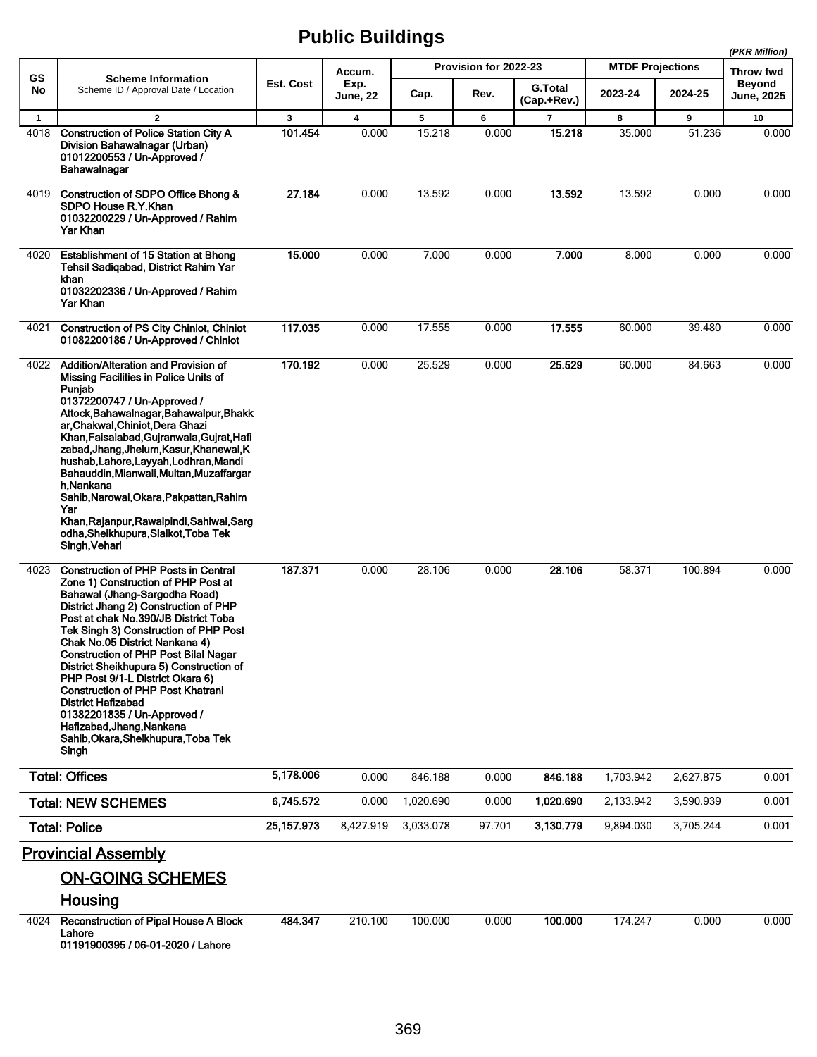# Public Buildings

*(PKR Million)*

| GS No | Scheme Information<br>Scheme ID / Approval Date / Location | Est. Cost | Accum. Exp. June, 22 | Provision for 2022-23 | | | MTDF Projections | | Throw fwd Beyond June, 2025 |
|---|---|---|---|---|---|---|---|---|---|
| | | | | Cap. | Rev. | G.Total (Cap.+Rev.) | 2023-24 | 2024-25 | |
| 1 | 2 | 3 | 4 | 5 | 6 | 7 | 8 | 9 | 10 |
| 4018 | **Construction of Police Station City A Division Bahawalnagar (Urban)<br>01012200553 / Un-Approved / Bahawalnagar** | **101.454** | 0.000 | 15.218 | 0.000 | **15.218** | 35.000 | 51.236 | 0.000 |
| 4019 | **Construction of SDPO Office Bhong & SDPO House R.Y.Khan<br>01032200229 / Un-Approved / Rahim Yar Khan** | **27.184** | 0.000 | 13.592 | 0.000 | **13.592** | 13.592 | 0.000 | 0.000 |
| 4020 | **Establishment of 15 Station at Bhong Tehsil Sadiqabad, District Rahim Yar khan<br>01032202336 / Un-Approved / Rahim Yar Khan** | **15.000** | 0.000 | 7.000 | 0.000 | **7.000** | 8.000 | 0.000 | 0.000 |
| 4021 | **Construction of PS City Chiniot, Chiniot<br>01082200186 / Un-Approved / Chiniot** | **117.035** | 0.000 | 17.555 | 0.000 | **17.555** | 60.000 | 39.480 | 0.000 |
| 4022 | **Addition/Alteration and Provision of Missing Facilities in Police Units of Punjab<br>01372200747 / Un-Approved / Attock,Bahawalnagar,Bahawalpur,Bhakkar,Chakwal,Chiniot,Dera Ghazi Khan,Faisalabad,Gujranwala,Gujrat,Hafizabad,Jhang,Jhelum,Kasur,Khanewal,Khushab,Lahore,Layyah,Lodhran,Mandi Bahauddin,Mianwali,Multan,Muzaffargarh,Nankana Sahib,Narowal,Okara,Pakpattan,Rahim Yar Khan,Rajanpur,Rawalpindi,Sahiwal,Sargodha,Sheikhupura,Sialkot,Toba Tek Singh,Vehari** | **170.192** | 0.000 | 25.529 | 0.000 | **25.529** | 60.000 | 84.663 | 0.000 |
| 4023 | **Construction of PHP Posts in Central Zone 1) Construction of PHP Post at Bahawal (Jhang-Sargodha Road) District Jhang 2) Construction of PHP Post at chak No.390/JB District Toba Tek Singh 3) Construction of PHP Post Chak No.05 District Nankana 4) Construction of PHP Post Bilal Nagar District Sheikhupura 5) Construction of PHP Post 9/1-L District Okara 6) Construction of PHP Post Khatrani District Hafizabad<br>01382201835 / Un-Approved / Hafizabad,Jhang,Nankana Sahib,Okara,Sheikhupura,Toba Tek Singh** | **187.371** | 0.000 | 28.106 | 0.000 | **28.106** | 58.371 | 100.894 | 0.000 |
| | **Total: Offices** | **5,178.006** | 0.000 | 846.188 | 0.000 | **846.188** | 1,703.942 | 2,627.875 | 0.001 |
| | **Total: NEW SCHEMES** | **6,745.572** | 0.000 | 1,020.690 | 0.000 | **1,020.690** | 2,133.942 | 3,590.939 | 0.001 |
| | **Total: Police** | **25,157.973** | 8,427.919 | 3,033.078 | 97.701 | **3,130.779** | 9,894.030 | 3,705.244 | 0.001 |

## Provincial Assembly

### ON-GOING SCHEMES

### Housing

| GS No | Scheme Information<br>Scheme ID / Approval Date / Location | Est. Cost | Accum. Exp. June, 22 | Cap. | Rev. | G.Total (Cap.+Rev.) | 2023-24 | 2024-25 | Throw fwd Beyond June, 2025 |
|---|---|---|---|---|---|---|---|---|---|
| 4024 | **Reconstruction of Pipal House A Block Lahore<br>01191900395 / 06-01-2020 / Lahore** | **484.347** | 210.100 | 100.000 | 0.000 | **100.000** | 174.247 | 0.000 | 0.000 |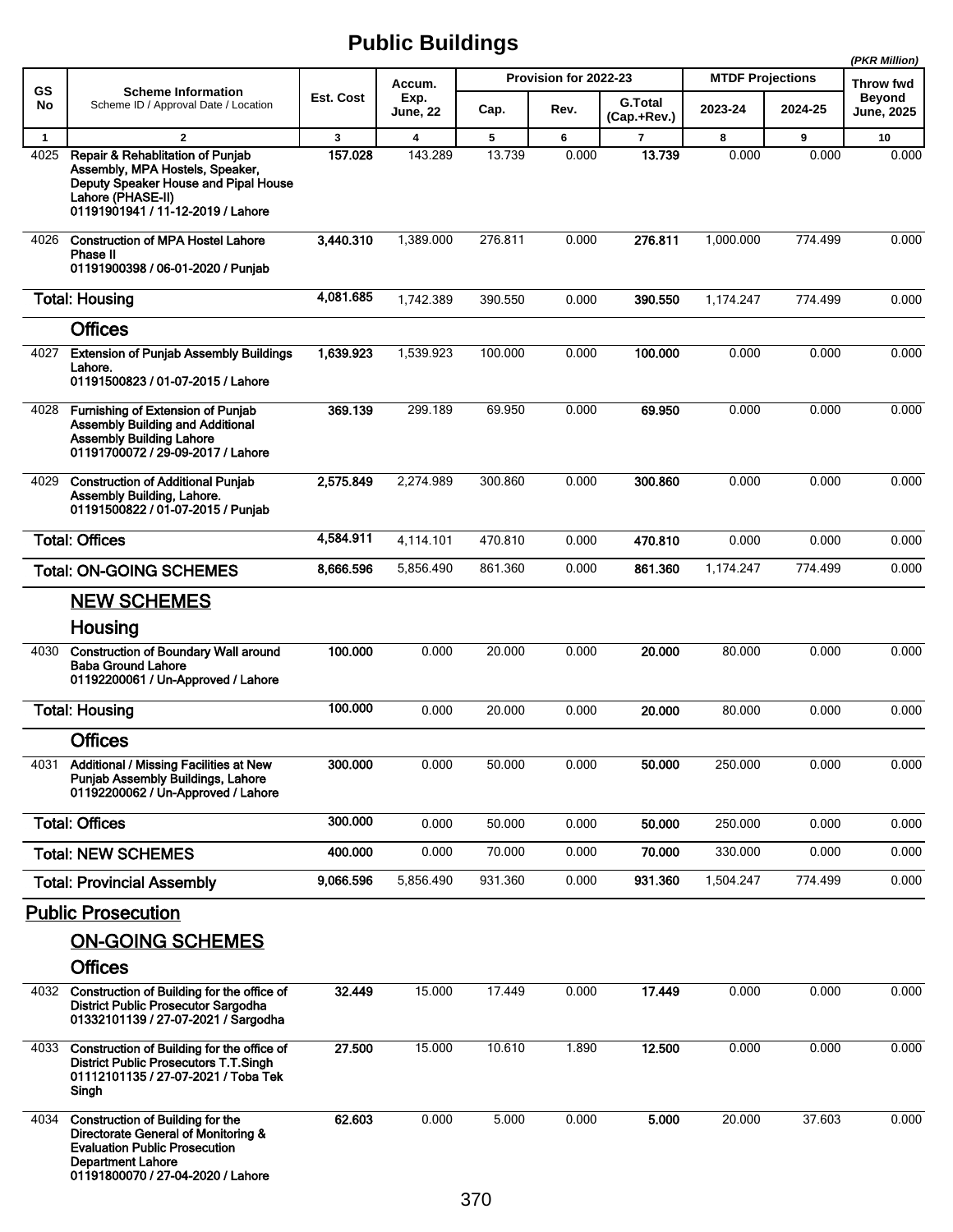# Public Buildings

*(PKR Million)*

| GS No | Scheme Information<br>Scheme ID / Approval Date / Location | Est. Cost | Accum. Exp. June, 22 | Provision for 2022-23 | | | MTDF Projections | | Throw fwd Beyond June, 2025 |
|---|---|---|---|---|---|---|---|---|---|
| | | | | Cap. | Rev. | G.Total (Cap.+Rev.) | 2023-24 | 2024-25 | |
| 1 | 2 | 3 | 4 | 5 | 6 | 7 | 8 | 9 | 10 |
| 4025 | **Repair & Rehabilitation of Punjab Assembly, MPA Hostels, Speaker, Deputy Speaker House and Pipal House Lahore (PHASE-II)**<br>**01191901941 / 11-12-2019 / Lahore** | **157.028** | 143.289 | 13.739 | 0.000 | **13.739** | 0.000 | 0.000 | 0.000 |
| 4026 | **Construction of MPA Hostel Lahore Phase II**<br>**01191900398 / 06-01-2020 / Punjab** | **3,440.310** | 1,389.000 | 276.811 | 0.000 | **276.811** | 1,000.000 | 774.499 | 0.000 |
| | **Total: Housing** | **4,081.685** | 1,742.389 | 390.550 | 0.000 | **390.550** | 1,174.247 | 774.499 | 0.000 |
| | **Offices** | | | | | | | | |
| 4027 | **Extension of Punjab Assembly Buildings Lahore.**<br>**01191500823 / 01-07-2015 / Lahore** | **1,639.923** | 1,539.923 | 100.000 | 0.000 | **100.000** | 0.000 | 0.000 | 0.000 |
| 4028 | **Furnishing of Extension of Punjab Assembly Building and Additional Assembly Building Lahore**<br>**01191700072 / 29-09-2017 / Lahore** | **369.139** | 299.189 | 69.950 | 0.000 | **69.950** | 0.000 | 0.000 | 0.000 |
| 4029 | **Construction of Additional Punjab Assembly Building, Lahore.**<br>**01191500822 / 01-07-2015 / Punjab** | **2,575.849** | 2,274.989 | 300.860 | 0.000 | **300.860** | 0.000 | 0.000 | 0.000 |
| | **Total: Offices** | **4,584.911** | 4,114.101 | 470.810 | 0.000 | **470.810** | 0.000 | 0.000 | 0.000 |
| | **Total: ON-GOING SCHEMES** | **8,666.596** | 5,856.490 | 861.360 | 0.000 | **861.360** | 1,174.247 | 774.499 | 0.000 |
| | **NEW SCHEMES** | | | | | | | | |
| | **Housing** | | | | | | | | |
| 4030 | **Construction of Boundary Wall around Baba Ground Lahore**<br>**01192200061 / Un-Approved / Lahore** | **100.000** | 0.000 | 20.000 | 0.000 | **20.000** | 80.000 | 0.000 | 0.000 |
| | **Total: Housing** | **100.000** | 0.000 | 20.000 | 0.000 | **20.000** | 80.000 | 0.000 | 0.000 |
| | **Offices** | | | | | | | | |
| 4031 | **Additional / Missing Facilities at New Punjab Assembly Buildings, Lahore**<br>**01192200062 / Un-Approved / Lahore** | **300.000** | 0.000 | 50.000 | 0.000 | **50.000** | 250.000 | 0.000 | 0.000 |
| | **Total: Offices** | **300.000** | 0.000 | 50.000 | 0.000 | **50.000** | 250.000 | 0.000 | 0.000 |
| | **Total: NEW SCHEMES** | **400.000** | 0.000 | 70.000 | 0.000 | **70.000** | 330.000 | 0.000 | 0.000 |
| | **Total: Provincial Assembly** | **9,066.596** | 5,856.490 | 931.360 | 0.000 | **931.360** | 1,504.247 | 774.499 | 0.000 |
| | **Public Prosecution** | | | | | | | | |
| | **ON-GOING SCHEMES** | | | | | | | | |
| | **Offices** | | | | | | | | |
| 4032 | **Construction of Building for the office of District Public Prosecutor Sargodha**<br>**01332101139 / 27-07-2021 / Sargodha** | **32.449** | 15.000 | 17.449 | 0.000 | **17.449** | 0.000 | 0.000 | 0.000 |
| 4033 | **Construction of Building for the office of District Public Prosecutors T.T.Singh**<br>**01112101135 / 27-07-2021 / Toba Tek Singh** | **27.500** | 15.000 | 10.610 | 1.890 | **12.500** | 0.000 | 0.000 | 0.000 |
| 4034 | **Construction of Building for the Directorate General of Monitoring & Evaluation Public Prosecution Department Lahore**<br>**01191800070 / 27-04-2020 / Lahore** | **62.603** | 0.000 | 5.000 | 0.000 | **5.000** | 20.000 | 37.603 | 0.000 |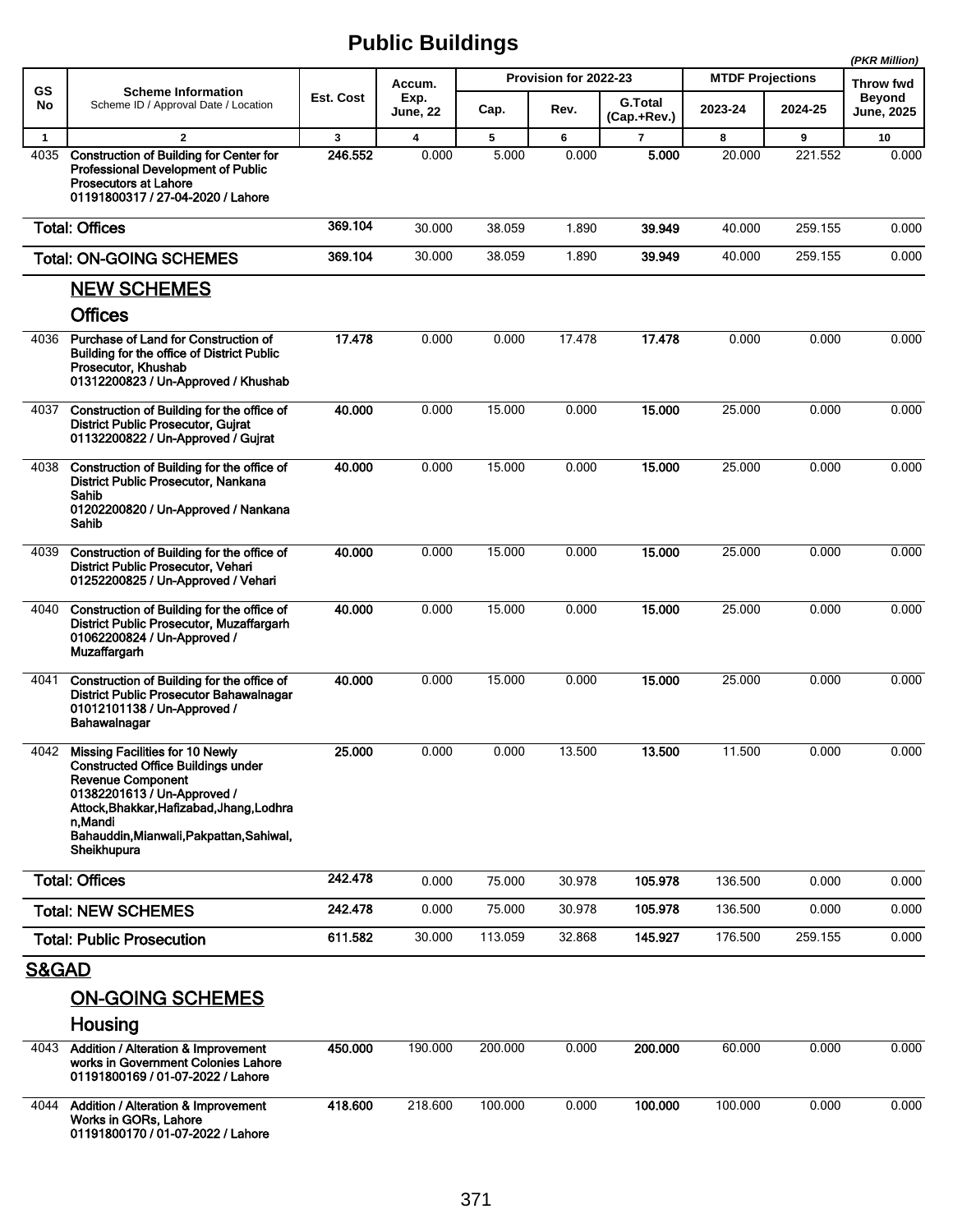# Public Buildings

*(PKR Million)*

| GS No | Scheme Information<br>Scheme ID / Approval Date / Location | Est. Cost | Accum. Exp. June, 22 | Provision for 2022-23 | | | MTDF Projections | | Throw fwd Beyond June, 2025 |
|---|---|---|---|---|---|---|---|---|---|
| | | | | Cap. | Rev. | G.Total (Cap.+Rev.) | 2023-24 | 2024-25 | |
| 1 | 2 | 3 | 4 | 5 | 6 | 7 | 8 | 9 | 10 |
| 4035 | **Construction of Building for Center for Professional Development of Public Prosecutors at Lahore**<br>**01191800317 / 27-04-2020 / Lahore** | **246.552** | 0.000 | 5.000 | 0.000 | **5.000** | 20.000 | 221.552 | 0.000 |
| | **Total: Offices** | **369.104** | 30.000 | 38.059 | 1.890 | **39.949** | 40.000 | 259.155 | 0.000 |
| | **Total: ON-GOING SCHEMES** | **369.104** | 30.000 | 38.059 | 1.890 | **39.949** | 40.000 | 259.155 | 0.000 |
| | **NEW SCHEMES** | | | | | | | | |
| | **Offices** | | | | | | | | |
| 4036 | **Purchase of Land for Construction of Building for the office of District Public Prosecutor, Khushab**<br>**01312200823 / Un-Approved / Khushab** | **17.478** | 0.000 | 0.000 | 17.478 | **17.478** | 0.000 | 0.000 | 0.000 |
| 4037 | **Construction of Building for the office of District Public Prosecutor, Gujrat**<br>**01132200822 / Un-Approved / Gujrat** | **40.000** | 0.000 | 15.000 | 0.000 | **15.000** | 25.000 | 0.000 | 0.000 |
| 4038 | **Construction of Building for the office of District Public Prosecutor, Nankana Sahib**<br>**01202200820 / Un-Approved / Nankana Sahib** | **40.000** | 0.000 | 15.000 | 0.000 | **15.000** | 25.000 | 0.000 | 0.000 |
| 4039 | **Construction of Building for the office of District Public Prosecutor, Vehari**<br>**01252200825 / Un-Approved / Vehari** | **40.000** | 0.000 | 15.000 | 0.000 | **15.000** | 25.000 | 0.000 | 0.000 |
| 4040 | **Construction of Building for the office of District Public Prosecutor, Muzaffargarh**<br>**01062200824 / Un-Approved / Muzaffargarh** | **40.000** | 0.000 | 15.000 | 0.000 | **15.000** | 25.000 | 0.000 | 0.000 |
| 4041 | **Construction of Building for the office of District Public Prosecutor Bahawalnagar**<br>**01012101138 / Un-Approved / Bahawalnagar** | **40.000** | 0.000 | 15.000 | 0.000 | **15.000** | 25.000 | 0.000 | 0.000 |
| 4042 | **Missing Facilities for 10 Newly Constructed Office Buildings under Revenue Component**<br>**01382201613 / Un-Approved / Attock,Bhakkar,Hafizabad,Jhang,Lodhran,Mandi Bahauddin,Mianwali,Pakpattan,Sahiwal, Sheikhupura** | **25.000** | 0.000 | 0.000 | 13.500 | **13.500** | 11.500 | 0.000 | 0.000 |
| | **Total: Offices** | **242.478** | 0.000 | 75.000 | 30.978 | **105.978** | 136.500 | 0.000 | 0.000 |
| | **Total: NEW SCHEMES** | **242.478** | 0.000 | 75.000 | 30.978 | **105.978** | 136.500 | 0.000 | 0.000 |
| | **Total: Public Prosecution** | **611.582** | 30.000 | 113.059 | 32.868 | **145.927** | 176.500 | 259.155 | 0.000 |
| **S&GAD** | | | | | | | | | |
| | **ON-GOING SCHEMES** | | | | | | | | |
| | **Housing** | | | | | | | | |
| 4043 | **Addition / Alteration & Improvement works in Government Colonies Lahore**<br>**01191800169 / 01-07-2022 / Lahore** | **450.000** | 190.000 | 200.000 | 0.000 | **200.000** | 60.000 | 0.000 | 0.000 |
| 4044 | **Addition / Alteration & Improvement Works in GORs, Lahore**<br>**01191800170 / 01-07-2022 / Lahore** | **418.600** | 218.600 | 100.000 | 0.000 | **100.000** | 100.000 | 0.000 | 0.000 |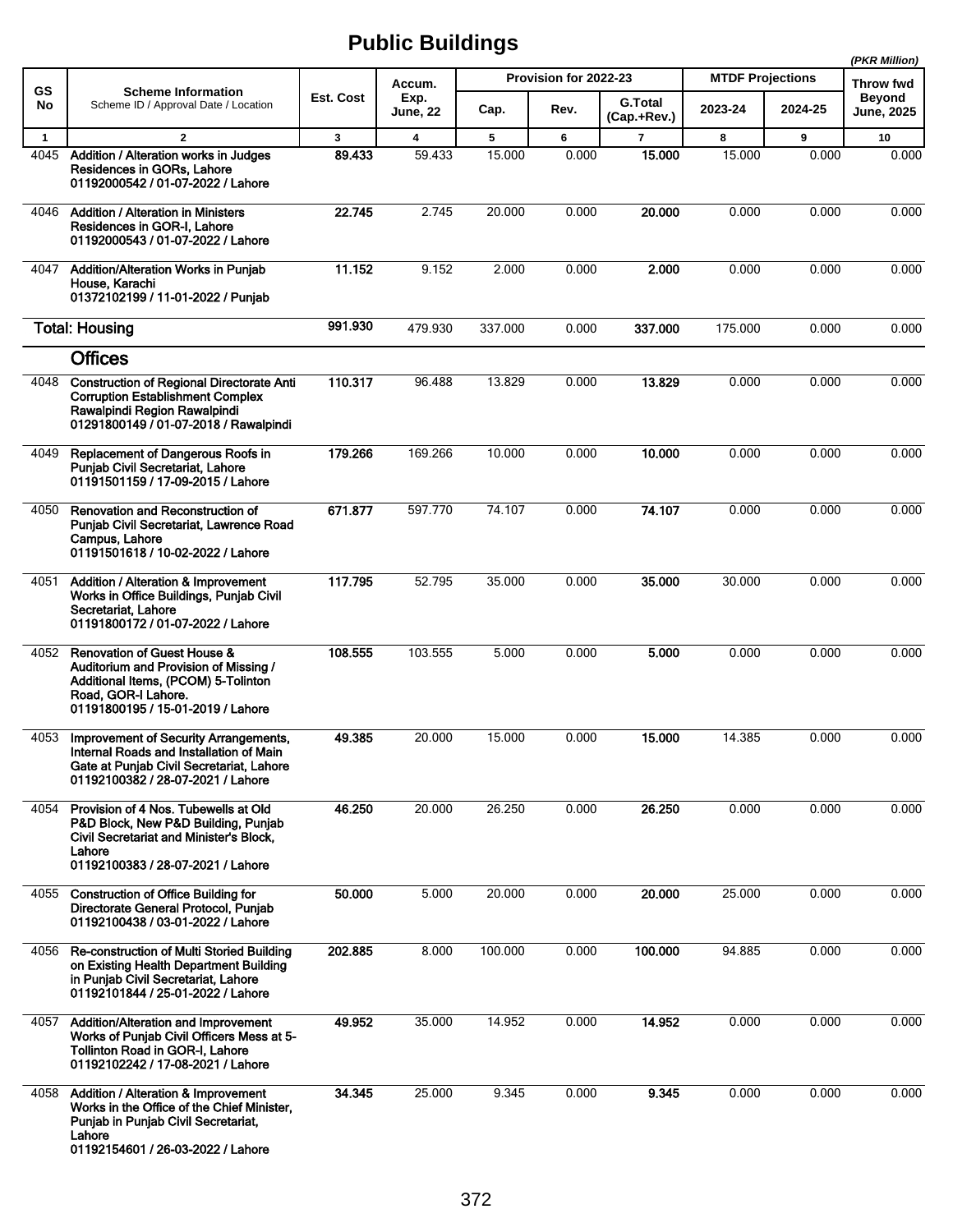# Public Buildings

(PKR Million)

| GS No | Scheme Information<br>Scheme ID / Approval Date / Location | Est. Cost | Accum. Exp. June, 22 | Provision for 2022-23 | | | MTDF Projections | | Throw fwd Beyond June, 2025 |
|---|---|---|---|---|---|---|---|---|---|
| | | | | Cap. | Rev. | G.Total (Cap.+Rev.) | 2023-24 | 2024-25 | |
| 1 | 2 | 3 | 4 | 5 | 6 | 7 | 8 | 9 | 10 |
| 4045 | **Addition / Alteration works in Judges Residences in GORs, Lahore**<br>**01192000542 / 01-07-2022 / Lahore** | **89.433** | 59.433 | 15.000 | 0.000 | **15.000** | 15.000 | 0.000 | 0.000 |
| 4046 | **Addition / Alteration in Ministers Residences in GOR-I, Lahore**<br>**01192000543 / 01-07-2022 / Lahore** | **22.745** | 2.745 | 20.000 | 0.000 | **20.000** | 0.000 | 0.000 | 0.000 |
| 4047 | **Addition/Alteration Works in Punjab House, Karachi**<br>**01372102199 / 11-01-2022 / Punjab** | **11.152** | 9.152 | 2.000 | 0.000 | **2.000** | 0.000 | 0.000 | 0.000 |
| | **Total: Housing** | **991.930** | 479.930 | 337.000 | 0.000 | **337.000** | 175.000 | 0.000 | 0.000 |
| | **Offices** | | | | | | | | |
| 4048 | **Construction of Regional Directorate Anti Corruption Establishment Complex Rawalpindi Region Rawalpindi**<br>**01291800149 / 01-07-2018 / Rawalpindi** | **110.317** | 96.488 | 13.829 | 0.000 | **13.829** | 0.000 | 0.000 | 0.000 |
| 4049 | **Replacement of Dangerous Roofs in Punjab Civil Secretariat, Lahore**<br>**01191501159 / 17-09-2015 / Lahore** | **179.266** | 169.266 | 10.000 | 0.000 | **10.000** | 0.000 | 0.000 | 0.000 |
| 4050 | **Renovation and Reconstruction of Punjab Civil Secretariat, Lawrence Road Campus, Lahore**<br>**01191501618 / 10-02-2022 / Lahore** | **671.877** | 597.770 | 74.107 | 0.000 | **74.107** | 0.000 | 0.000 | 0.000 |
| 4051 | **Addition / Alteration & Improvement Works in Office Buildings, Punjab Civil Secretariat, Lahore**<br>**01191800172 / 01-07-2022 / Lahore** | **117.795** | 52.795 | 35.000 | 0.000 | **35.000** | 30.000 | 0.000 | 0.000 |
| 4052 | **Renovation of Guest House & Auditorium and Provision of Missing / Additional Items, (PCOM) 5-Tolinton Road, GOR-I Lahore.**<br>**01191800195 / 15-01-2019 / Lahore** | **108.555** | 103.555 | 5.000 | 0.000 | **5.000** | 0.000 | 0.000 | 0.000 |
| 4053 | **Improvement of Security Arrangements, Internal Roads and Installation of Main Gate at Punjab Civil Secretariat, Lahore**<br>**01192100382 / 28-07-2021 / Lahore** | **49.385** | 20.000 | 15.000 | 0.000 | **15.000** | 14.385 | 0.000 | 0.000 |
| 4054 | **Provision of 4 Nos. Tubewells at Old P&D Block, New P&D Building, Punjab Civil Secretariat and Minister's Block, Lahore**<br>**01192100383 / 28-07-2021 / Lahore** | **46.250** | 20.000 | 26.250 | 0.000 | **26.250** | 0.000 | 0.000 | 0.000 |
| 4055 | **Construction of Office Building for Directorate General Protocol, Punjab**<br>**01192100438 / 03-01-2022 / Lahore** | **50.000** | 5.000 | 20.000 | 0.000 | **20.000** | 25.000 | 0.000 | 0.000 |
| 4056 | **Re-construction of Multi Storied Building on Existing Health Department Building in Punjab Civil Secretariat, Lahore**<br>**01192101844 / 25-01-2022 / Lahore** | **202.885** | 8.000 | 100.000 | 0.000 | **100.000** | 94.885 | 0.000 | 0.000 |
| 4057 | **Addition/Alteration and Improvement Works of Punjab Civil Officers Mess at 5-Tollinton Road in GOR-I, Lahore**<br>**01192102242 / 17-08-2021 / Lahore** | **49.952** | 35.000 | 14.952 | 0.000 | **14.952** | 0.000 | 0.000 | 0.000 |
| 4058 | **Addition / Alteration & Improvement Works in the Office of the Chief Minister, Punjab in Punjab Civil Secretariat, Lahore**<br>**01192154601 / 26-03-2022 / Lahore** | **34.345** | 25.000 | 9.345 | 0.000 | **9.345** | 0.000 | 0.000 | 0.000 |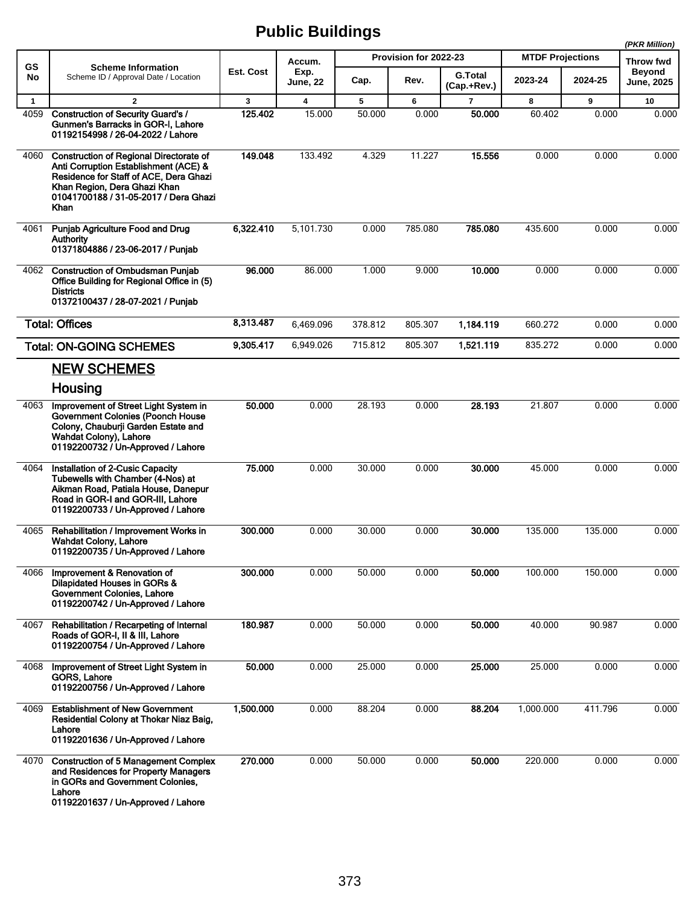# Public Buildings

*(PKR Million)*

| GS No | Scheme Information<br>Scheme ID / Approval Date / Location | Est. Cost | Accum. Exp. June, 22 | Provision for 2022-23 | | | MTDF Projections | | Throw fwd Beyond June, 2025 |
|---|---|---|---|---|---|---|---|---|---|
| | | | | Cap. | Rev. | G.Total (Cap.+Rev.) | 2023-24 | 2024-25 | |
| 1 | 2 | 3 | 4 | 5 | 6 | 7 | 8 | 9 | 10 |
| 4059 | **Construction of Security Guard's / Gunmen's Barracks in GOR-I, Lahore 01192154998 / 26-04-2022 / Lahore** | **125.402** | 15.000 | 50.000 | 0.000 | **50.000** | 60.402 | 0.000 | 0.000 |
| 4060 | **Construction of Regional Directorate of Anti Corruption Establishment (ACE) & Residence for Staff of ACE, Dera Ghazi Khan Region, Dera Ghazi Khan 01041700188 / 31-05-2017 / Dera Ghazi Khan** | **149.048** | 133.492 | 4.329 | 11.227 | **15.556** | 0.000 | 0.000 | 0.000 |
| 4061 | **Punjab Agriculture Food and Drug Authority 01371804886 / 23-06-2017 / Punjab** | **6,322.410** | 5,101.730 | 0.000 | 785.080 | **785.080** | 435.600 | 0.000 | 0.000 |
| 4062 | **Construction of Ombudsman Punjab Office Building for Regional Office in (5) Districts 01372100437 / 28-07-2021 / Punjab** | **96.000** | 86.000 | 1.000 | 9.000 | **10.000** | 0.000 | 0.000 | 0.000 |
| | **Total: Offices** | **8,313.487** | 6,469.096 | 378.812 | 805.307 | **1,184.119** | 660.272 | 0.000 | 0.000 |
| | **Total: ON-GOING SCHEMES** | **9,305.417** | 6,949.026 | 715.812 | 805.307 | **1,521.119** | 835.272 | 0.000 | 0.000 |
| | **NEW SCHEMES** | | | | | | | | |
| | **Housing** | | | | | | | | |
| 4063 | **Improvement of Street Light System in Government Colonies (Poonch House Colony, Chauburji Garden Estate and Wahdat Colony), Lahore 01192200732 / Un-Approved / Lahore** | **50.000** | 0.000 | 28.193 | 0.000 | **28.193** | 21.807 | 0.000 | 0.000 |
| 4064 | **Installation of 2-Cusic Capacity Tubewells with Chamber (4-Nos) at Aikman Road, Patiala House, Danepur Road in GOR-I and GOR-III, Lahore 01192200733 / Un-Approved / Lahore** | **75.000** | 0.000 | 30.000 | 0.000 | **30.000** | 45.000 | 0.000 | 0.000 |
| 4065 | **Rehabilitation / Improvement Works in Wahdat Colony, Lahore 01192200735 / Un-Approved / Lahore** | **300.000** | 0.000 | 30.000 | 0.000 | **30.000** | 135.000 | 135.000 | 0.000 |
| 4066 | **Improvement & Renovation of Dilapidated Houses in GORs & Government Colonies, Lahore 01192200742 / Un-Approved / Lahore** | **300.000** | 0.000 | 50.000 | 0.000 | **50.000** | 100.000 | 150.000 | 0.000 |
| 4067 | **Rehabilitation / Recarpeting of Internal Roads of GOR-I, II & III, Lahore 01192200754 / Un-Approved / Lahore** | **180.987** | 0.000 | 50.000 | 0.000 | **50.000** | 40.000 | 90.987 | 0.000 |
| 4068 | **Improvement of Street Light System in GORS, Lahore 01192200756 / Un-Approved / Lahore** | **50.000** | 0.000 | 25.000 | 0.000 | **25.000** | 25.000 | 0.000 | 0.000 |
| 4069 | **Establishment of New Government Residential Colony at Thokar Niaz Baig, Lahore 01192201636 / Un-Approved / Lahore** | **1,500.000** | 0.000 | 88.204 | 0.000 | **88.204** | 1,000.000 | 411.796 | 0.000 |
| 4070 | **Construction of 5 Management Complex and Residences for Property Managers in GORs and Government Colonies, Lahore 01192201637 / Un-Approved / Lahore** | **270.000** | 0.000 | 50.000 | 0.000 | **50.000** | 220.000 | 0.000 | 0.000 |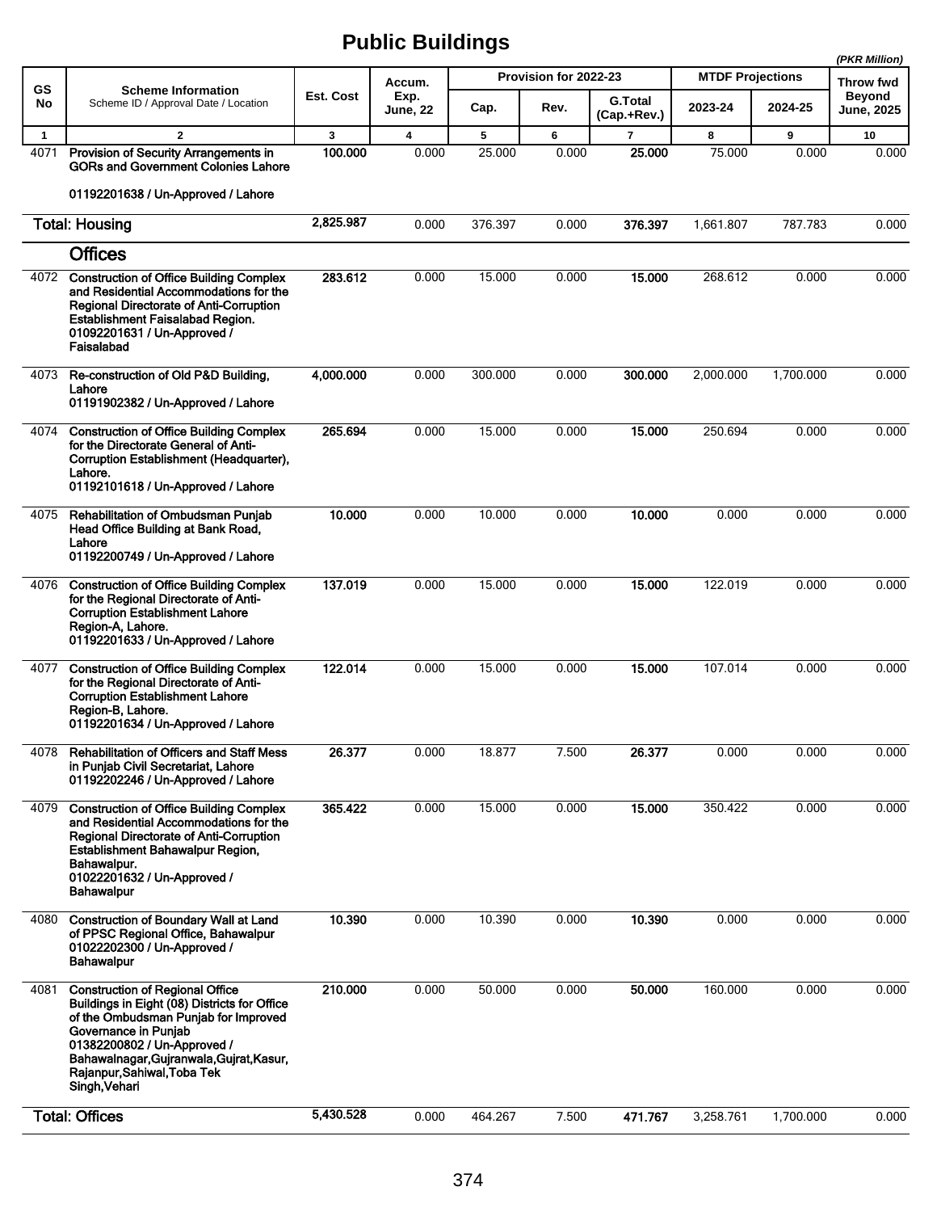# Public Buildings

(PKR Million)

| GS No | Scheme Information<br>Scheme ID / Approval Date / Location | Est. Cost | Accum. Exp. June, 22 | Provision for 2022-23 | | | MTDF Projections | | Throw fwd Beyond June, 2025 |
|---|---|---|---|---|---|---|---|---|---|
| | | | | Cap. | Rev. | G.Total (Cap.+Rev.) | 2023-24 | 2024-25 | |
| 1 | 2 | 3 | 4 | 5 | 6 | 7 | 8 | 9 | 10 |
| 4071 | **Provision of Security Arrangements in GORs and Government Colonies Lahore**<br><br>**01192201638 / Un-Approved / Lahore** | **100.000** | 0.000 | 25.000 | 0.000 | **25.000** | 75.000 | 0.000 | 0.000 |
| | **Total: Housing** | **2,825.987** | 0.000 | 376.397 | 0.000 | **376.397** | 1,661.807 | 787.783 | 0.000 |
| | **Offices** | | | | | | | | |
| 4072 | **Construction of Office Building Complex and Residential Accommodations for the Regional Directorate of Anti-Corruption Establishment Faisalabad Region.**<br>**01092201631 / Un-Approved / Faisalabad** | **283.612** | 0.000 | 15.000 | 0.000 | **15.000** | 268.612 | 0.000 | 0.000 |
| 4073 | **Re-construction of Old P&D Building, Lahore**<br>**01191902382 / Un-Approved / Lahore** | **4,000.000** | 0.000 | 300.000 | 0.000 | **300.000** | 2,000.000 | 1,700.000 | 0.000 |
| 4074 | **Construction of Office Building Complex for the Directorate General of Anti-Corruption Establishment (Headquarter), Lahore.**<br>**01192101618 / Un-Approved / Lahore** | **265.694** | 0.000 | 15.000 | 0.000 | **15.000** | 250.694 | 0.000 | 0.000 |
| 4075 | **Rehabilitation of Ombudsman Punjab Head Office Building at Bank Road, Lahore**<br>**01192200749 / Un-Approved / Lahore** | **10.000** | 0.000 | 10.000 | 0.000 | **10.000** | 0.000 | 0.000 | 0.000 |
| 4076 | **Construction of Office Building Complex for the Regional Directorate of Anti-Corruption Establishment Lahore Region-A, Lahore.**<br>**01192201633 / Un-Approved / Lahore** | **137.019** | 0.000 | 15.000 | 0.000 | **15.000** | 122.019 | 0.000 | 0.000 |
| 4077 | **Construction of Office Building Complex for the Regional Directorate of Anti-Corruption Establishment Lahore Region-B, Lahore.**<br>**01192201634 / Un-Approved / Lahore** | **122.014** | 0.000 | 15.000 | 0.000 | **15.000** | 107.014 | 0.000 | 0.000 |
| 4078 | **Rehabilitation of Officers and Staff Mess in Punjab Civil Secretariat, Lahore**<br>**01192202246 / Un-Approved / Lahore** | **26.377** | 0.000 | 18.877 | 7.500 | **26.377** | 0.000 | 0.000 | 0.000 |
| 4079 | **Construction of Office Building Complex and Residential Accommodations for the Regional Directorate of Anti-Corruption Establishment Bahawalpur Region, Bahawalpur.**<br>**01022201632 / Un-Approved / Bahawalpur** | **365.422** | 0.000 | 15.000 | 0.000 | **15.000** | 350.422 | 0.000 | 0.000 |
| 4080 | **Construction of Boundary Wall at Land of PPSC Regional Office, Bahawalpur**<br>**01022202300 / Un-Approved / Bahawalpur** | **10.390** | 0.000 | 10.390 | 0.000 | **10.390** | 0.000 | 0.000 | 0.000 |
| 4081 | **Construction of Regional Office Buildings in Eight (08) Districts for Office of the Ombudsman Punjab for Improved Governance in Punjab**<br>**01382200802 / Un-Approved / Bahawalnagar,Gujranwala,Gujrat,Kasur, Rajanpur,Sahiwal,Toba Tek Singh,Vehari** | **210.000** | 0.000 | 50.000 | 0.000 | **50.000** | 160.000 | 0.000 | 0.000 |
| | **Total: Offices** | **5,430.528** | 0.000 | 464.267 | 7.500 | **471.767** | 3,258.761 | 1,700.000 | 0.000 |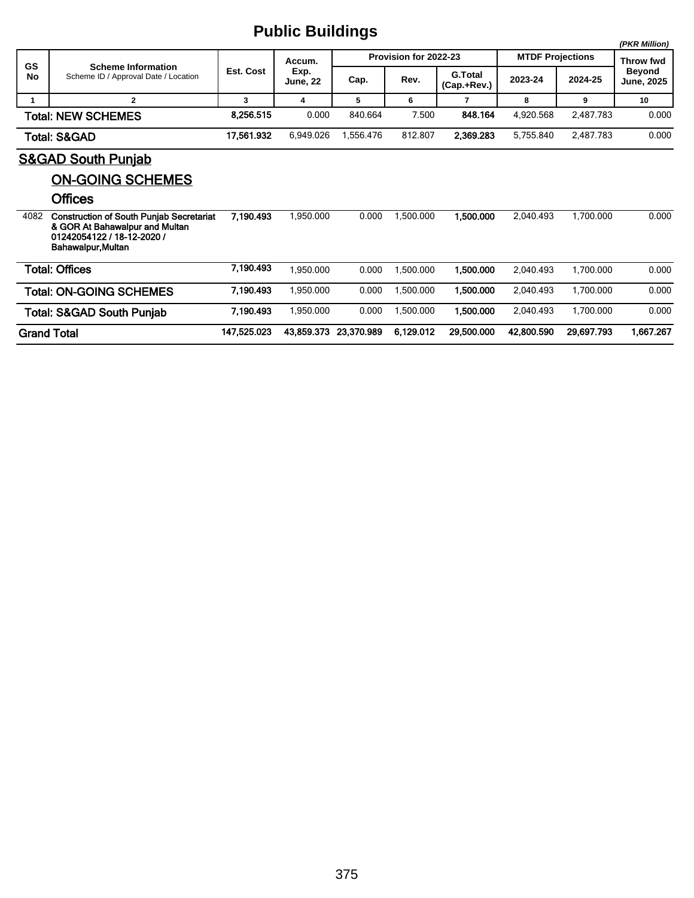# Public Buildings

*(PKR Million)*

| GS No | Scheme Information<br>Scheme ID / Approval Date / Location | Est. Cost | Accum. Exp. June, 22 | Provision for 2022-23 | | | MTDF Projections | | Throw fwd Beyond June, 2025 |
|---|---|---|---|---|---|---|---|---|---|
| | | | | Cap. | Rev. | G.Total (Cap.+Rev.) | 2023-24 | 2024-25 | |
| 1 | 2 | 3 | 4 | 5 | 6 | 7 | 8 | 9 | 10 |
| | **Total: NEW SCHEMES** | **8,256.515** | 0.000 | 840.664 | 7.500 | **848.164** | 4,920.568 | 2,487.783 | 0.000 |
| | **Total: S&GAD** | **17,561.932** | 6,949.026 | 1,556.476 | 812.807 | **2,369.283** | 5,755.840 | 2,487.783 | 0.000 |
| | **S&GAD South Punjab** | | | | | | | | |
| | **ON-GOING SCHEMES** | | | | | | | | |
| | **Offices** | | | | | | | | |
| 4082 | **Construction of South Punjab Secretariat & GOR At Bahawalpur and Multan 01242054122 / 18-12-2020 / Bahawalpur,Multan** | **7,190.493** | 1,950.000 | 0.000 | 1,500.000 | **1,500.000** | 2,040.493 | 1,700.000 | 0.000 |
| | **Total: Offices** | **7,190.493** | 1,950.000 | 0.000 | 1,500.000 | **1,500.000** | 2,040.493 | 1,700.000 | 0.000 |
| | **Total: ON-GOING SCHEMES** | **7,190.493** | 1,950.000 | 0.000 | 1,500.000 | **1,500.000** | 2,040.493 | 1,700.000 | 0.000 |
| | **Total: S&GAD South Punjab** | **7,190.493** | 1,950.000 | 0.000 | 1,500.000 | **1,500.000** | 2,040.493 | 1,700.000 | 0.000 |
| | **Grand Total** | **147,525.023** | **43,859.373** | **23,370.989** | **6,129.012** | **29,500.000** | **42,800.590** | **29,697.793** | **1,667.267** |